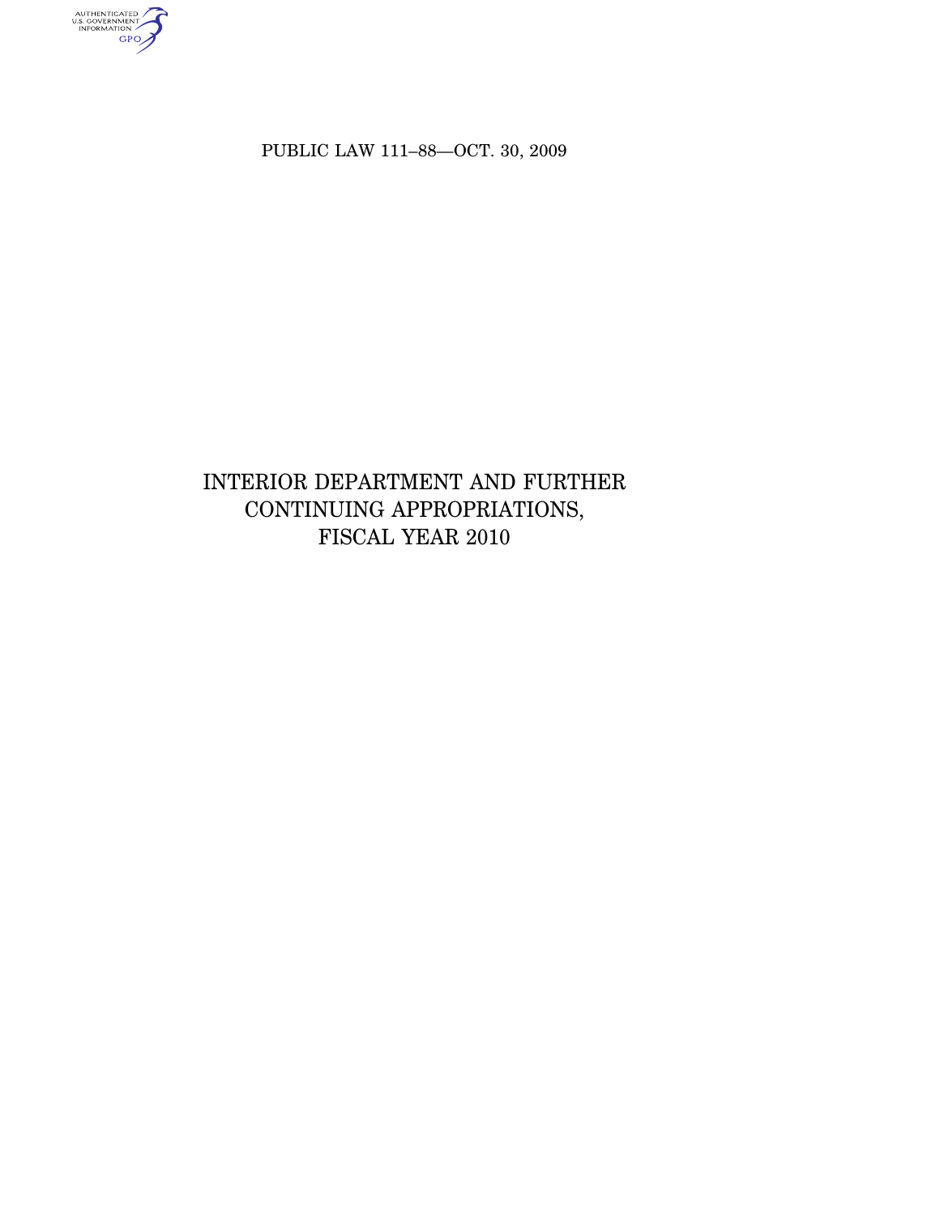PUBLIC LAW 111–88—OCT. 30, 2009

# INTERIOR DEPARTMENT AND FURTHER CONTINUING APPROPRIATIONS, FISCAL YEAR 2010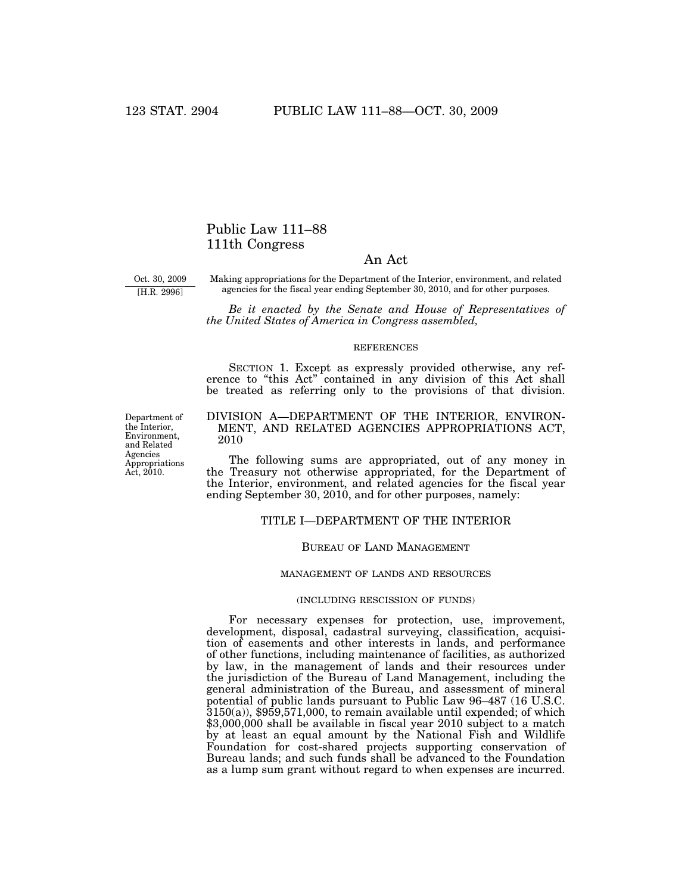# Public Law 111–88
# 111th Congress

## An Act

Oct. 30, 2009
[H.R. 2996]

Making appropriations for the Department of the Interior, environment, and related agencies for the fiscal year ending September 30, 2010, and for other purposes.

*Be it enacted by the Senate and House of Representatives of the United States of America in Congress assembled,*

REFERENCES

SECTION 1. Except as expressly provided otherwise, any reference to "this Act" contained in any division of this Act shall be treated as referring only to the provisions of that division.

Department of the Interior, Environment, and Related Agencies Appropriations Act, 2010.

## DIVISION A—DEPARTMENT OF THE INTERIOR, ENVIRONMENT, AND RELATED AGENCIES APPROPRIATIONS ACT, 2010

The following sums are appropriated, out of any money in the Treasury not otherwise appropriated, for the Department of the Interior, environment, and related agencies for the fiscal year ending September 30, 2010, and for other purposes, namely:

### TITLE I—DEPARTMENT OF THE INTERIOR

#### BUREAU OF LAND MANAGEMENT

MANAGEMENT OF LANDS AND RESOURCES

(INCLUDING RESCISSION OF FUNDS)

For necessary expenses for protection, use, improvement, development, disposal, cadastral surveying, classification, acquisition of easements and other interests in lands, and performance of other functions, including maintenance of facilities, as authorized by law, in the management of lands and their resources under the jurisdiction of the Bureau of Land Management, including the general administration of the Bureau, and assessment of mineral potential of public lands pursuant to Public Law 96–487 (16 U.S.C. 3150(a)), $959,571,000, to remain available until expended; of which $3,000,000 shall be available in fiscal year 2010 subject to a match by at least an equal amount by the National Fish and Wildlife Foundation for cost-shared projects supporting conservation of Bureau lands; and such funds shall be advanced to the Foundation as a lump sum grant without regard to when expenses are incurred.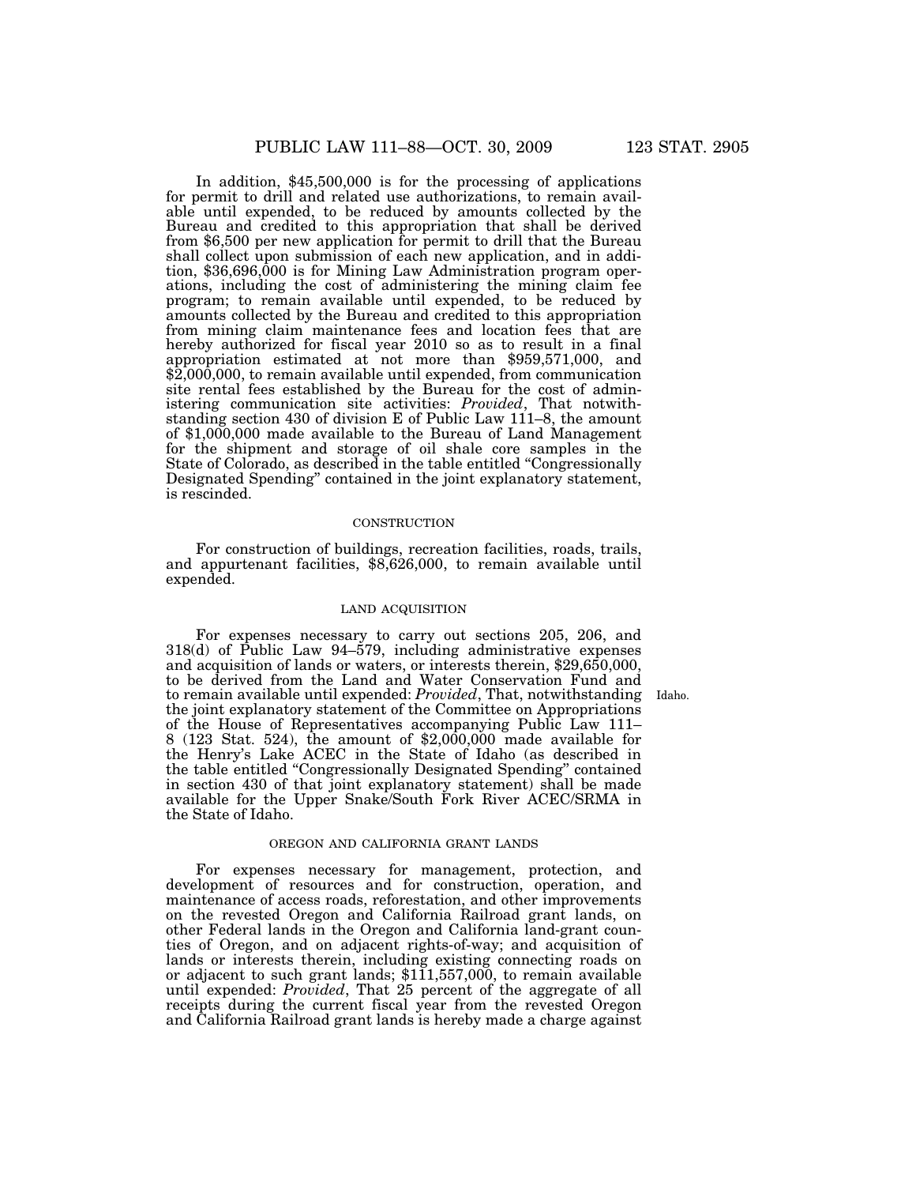In addition, $45,500,000 is for the processing of applications for permit to drill and related use authorizations, to remain available until expended, to be reduced by amounts collected by the Bureau and credited to this appropriation that shall be derived from $6,500 per new application for permit to drill that the Bureau shall collect upon submission of each new application, and in addition, $36,696,000 is for Mining Law Administration program operations, including the cost of administering the mining claim fee program; to remain available until expended, to be reduced by amounts collected by the Bureau and credited to this appropriation from mining claim maintenance fees and location fees that are hereby authorized for fiscal year 2010 so as to result in a final appropriation estimated at not more than $959,571,000, and $2,000,000, to remain available until expended, from communication site rental fees established by the Bureau for the cost of administering communication site activities: *Provided*, That notwithstanding section 430 of division E of Public Law 111–8, the amount of $1,000,000 made available to the Bureau of Land Management for the shipment and storage of oil shale core samples in the State of Colorado, as described in the table entitled "Congressionally Designated Spending" contained in the joint explanatory statement, is rescinded.

### CONSTRUCTION

For construction of buildings, recreation facilities, roads, trails, and appurtenant facilities, $8,626,000, to remain available until expended.

### LAND ACQUISITION

For expenses necessary to carry out sections 205, 206, and 318(d) of Public Law 94–579, including administrative expenses and acquisition of lands or waters, or interests therein, $29,650,000, to be derived from the Land and Water Conservation Fund and to remain available until expended: *Provided*, That, notwithstanding the joint explanatory statement of the Committee on Appropriations of the House of Representatives accompanying Public Law 111–8 (123 Stat. 524), the amount of $2,000,000 made available for the Henry's Lake ACEC in the State of Idaho (as described in the table entitled "Congressionally Designated Spending" contained in section 430 of that joint explanatory statement) shall be made available for the Upper Snake/South Fork River ACEC/SRMA in the State of Idaho.

Idaho.

### OREGON AND CALIFORNIA GRANT LANDS

For expenses necessary for management, protection, and development of resources and for construction, operation, and maintenance of access roads, reforestation, and other improvements on the revested Oregon and California Railroad grant lands, on other Federal lands in the Oregon and California land-grant counties of Oregon, and on adjacent rights-of-way; and acquisition of lands or interests therein, including existing connecting roads on or adjacent to such grant lands; $111,557,000, to remain available until expended: *Provided*, That 25 percent of the aggregate of all receipts during the current fiscal year from the revested Oregon and California Railroad grant lands is hereby made a charge against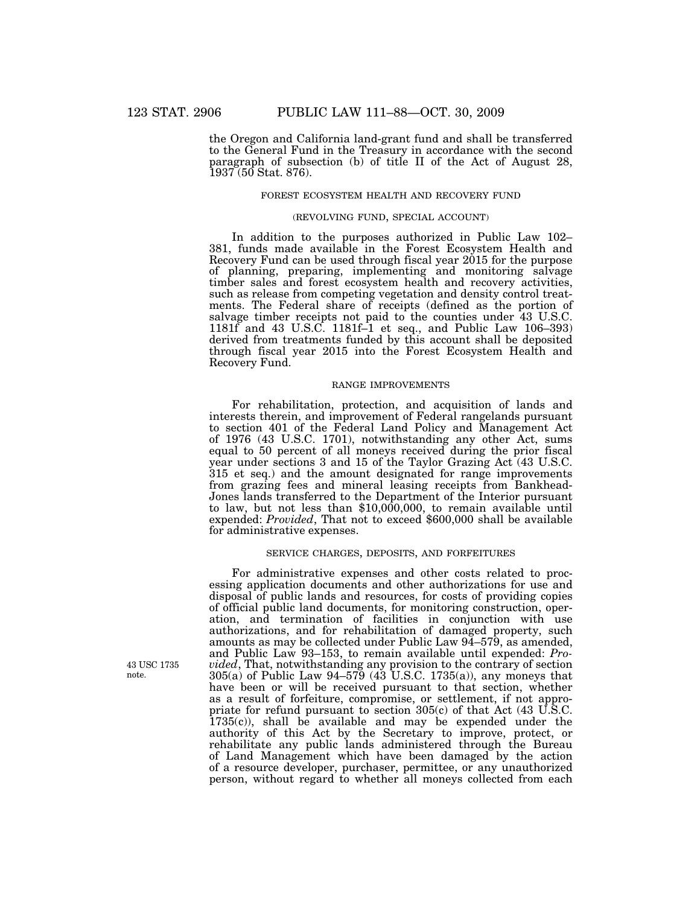the Oregon and California land-grant fund and shall be transferred to the General Fund in the Treasury in accordance with the second paragraph of subsection (b) of title II of the Act of August 28, 1937 (50 Stat. 876).

FOREST ECOSYSTEM HEALTH AND RECOVERY FUND

(REVOLVING FUND, SPECIAL ACCOUNT)

In addition to the purposes authorized in Public Law 102–381, funds made available in the Forest Ecosystem Health and Recovery Fund can be used through fiscal year 2015 for the purpose of planning, preparing, implementing and monitoring salvage timber sales and forest ecosystem health and recovery activities, such as release from competing vegetation and density control treatments. The Federal share of receipts (defined as the portion of salvage timber receipts not paid to the counties under 43 U.S.C. 1181f and 43 U.S.C. 1181f–1 et seq., and Public Law 106–393) derived from treatments funded by this account shall be deposited through fiscal year 2015 into the Forest Ecosystem Health and Recovery Fund.

RANGE IMPROVEMENTS

For rehabilitation, protection, and acquisition of lands and interests therein, and improvement of Federal rangelands pursuant to section 401 of the Federal Land Policy and Management Act of 1976 (43 U.S.C. 1701), notwithstanding any other Act, sums equal to 50 percent of all moneys received during the prior fiscal year under sections 3 and 15 of the Taylor Grazing Act (43 U.S.C. 315 et seq.) and the amount designated for range improvements from grazing fees and mineral leasing receipts from Bankhead-Jones lands transferred to the Department of the Interior pursuant to law, but not less than $10,000,000, to remain available until expended: *Provided*, That not to exceed $600,000 shall be available for administrative expenses.

SERVICE CHARGES, DEPOSITS, AND FORFEITURES

For administrative expenses and other costs related to processing application documents and other authorizations for use and disposal of public lands and resources, for costs of providing copies of official public land documents, for monitoring construction, operation, and termination of facilities in conjunction with use authorizations, and for rehabilitation of damaged property, such amounts as may be collected under Public Law 94–579, as amended, and Public Law 93–153, to remain available until expended: *Provided*, That, notwithstanding any provision to the contrary of section 305(a) of Public Law 94–579 (43 U.S.C. 1735(a)), any moneys that have been or will be received pursuant to that section, whether as a result of forfeiture, compromise, or settlement, if not appropriate for refund pursuant to section 305(c) of that Act (43 U.S.C. 1735(c)), shall be available and may be expended under the authority of this Act by the Secretary to improve, protect, or rehabilitate any public lands administered through the Bureau of Land Management which have been damaged by the action of a resource developer, purchaser, permittee, or any unauthorized person, without regard to whether all moneys collected from each

43 USC 1735 note.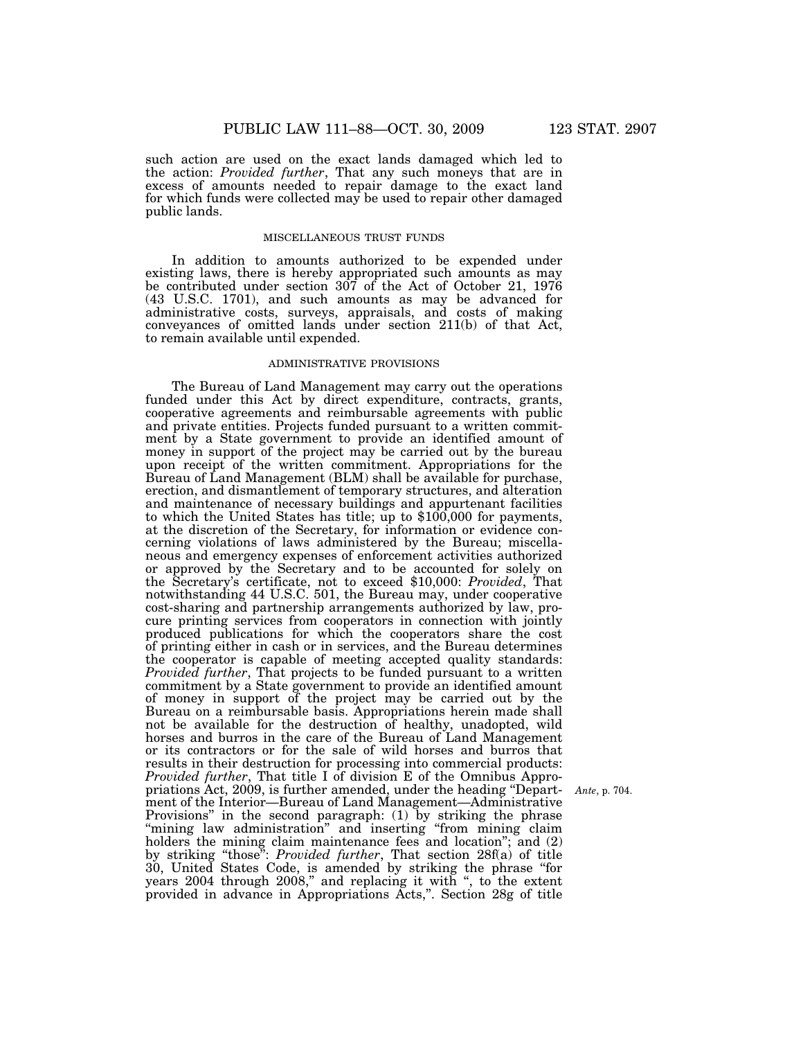such action are used on the exact lands damaged which led to the action: *Provided further*, That any such moneys that are in excess of amounts needed to repair damage to the exact land for which funds were collected may be used to repair other damaged public lands.

### MISCELLANEOUS TRUST FUNDS

In addition to amounts authorized to be expended under existing laws, there is hereby appropriated such amounts as may be contributed under section 307 of the Act of October 21, 1976 (43 U.S.C. 1701), and such amounts as may be advanced for administrative costs, surveys, appraisals, and costs of making conveyances of omitted lands under section 211(b) of that Act, to remain available until expended.

### ADMINISTRATIVE PROVISIONS

The Bureau of Land Management may carry out the operations funded under this Act by direct expenditure, contracts, grants, cooperative agreements and reimbursable agreements with public and private entities. Projects funded pursuant to a written commitment by a State government to provide an identified amount of money in support of the project may be carried out by the bureau upon receipt of the written commitment. Appropriations for the Bureau of Land Management (BLM) shall be available for purchase, erection, and dismantlement of temporary structures, and alteration and maintenance of necessary buildings and appurtenant facilities to which the United States has title; up to $100,000 for payments, at the discretion of the Secretary, for information or evidence concerning violations of laws administered by the Bureau; miscellaneous and emergency expenses of enforcement activities authorized or approved by the Secretary and to be accounted for solely on the Secretary's certificate, not to exceed $10,000: *Provided*, That notwithstanding 44 U.S.C. 501, the Bureau may, under cooperative cost-sharing and partnership arrangements authorized by law, procure printing services from cooperators in connection with jointly produced publications for which the cooperators share the cost of printing either in cash or in services, and the Bureau determines the cooperator is capable of meeting accepted quality standards: *Provided further*, That projects to be funded pursuant to a written commitment by a State government to provide an identified amount of money in support of the project may be carried out by the Bureau on a reimbursable basis. Appropriations herein made shall not be available for the destruction of healthy, unadopted, wild horses and burros in the care of the Bureau of Land Management or its contractors or for the sale of wild horses and burros that results in their destruction for processing into commercial products: *Provided further*, That title I of division E of the Omnibus Appropriations Act, 2009, is further amended, under the heading "Department of the Interior—Bureau of Land Management—Administrative Provisions" in the second paragraph: (1) by striking the phrase "mining law administration" and inserting "from mining claim holders the mining claim maintenance fees and location"; and (2) by striking "those": *Provided further*, That section 28f(a) of title 30, United States Code, is amended by striking the phrase "for years 2004 through 2008," and replacing it with ", to the extent provided in advance in Appropriations Acts,". Section 28g of title

*Ante*, p. 704.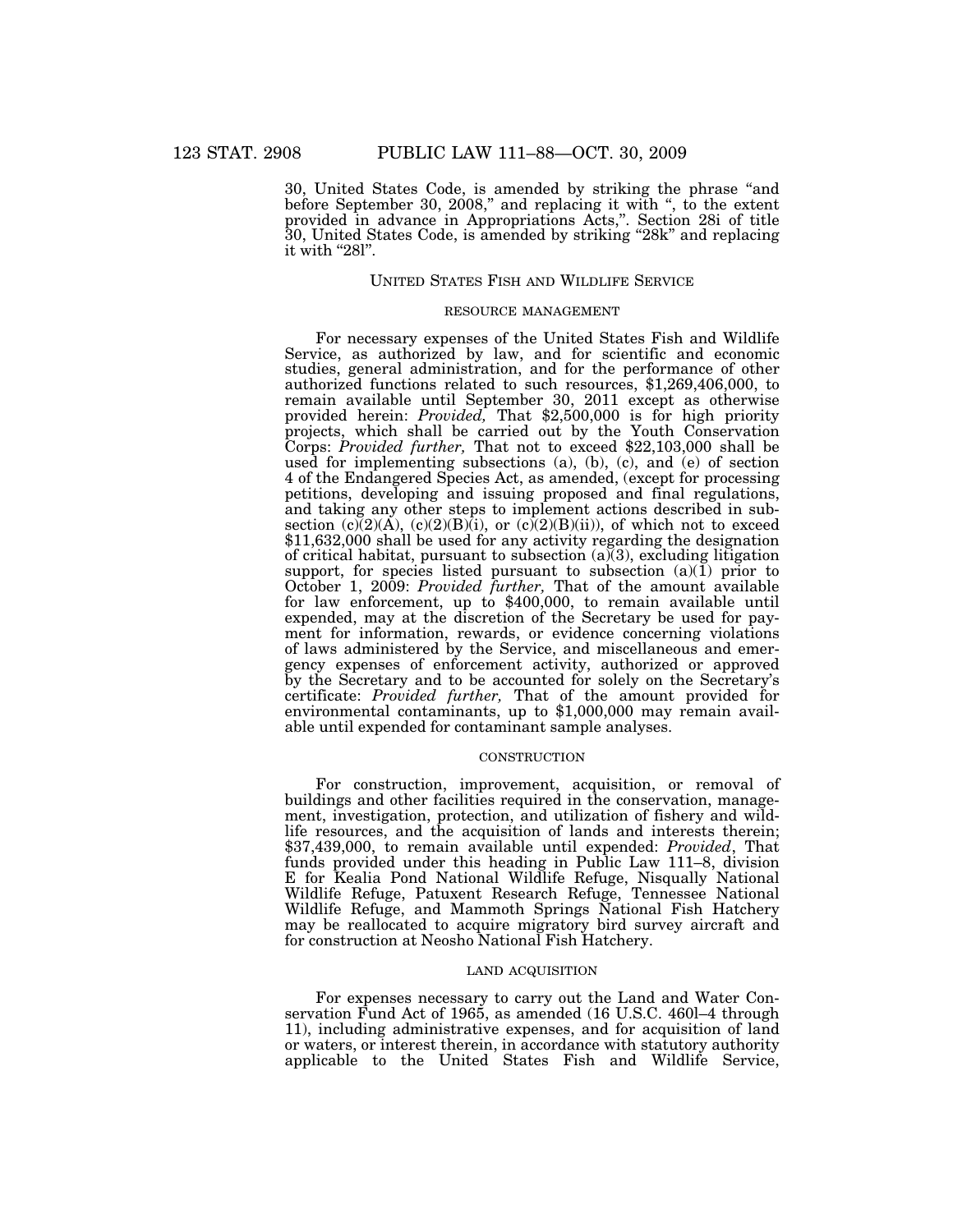30, United States Code, is amended by striking the phrase "and before September 30, 2008," and replacing it with ", to the extent provided in advance in Appropriations Acts,". Section 28i of title 30, United States Code, is amended by striking "28k" and replacing it with "28l".

## UNITED STATES FISH AND WILDLIFE SERVICE

### RESOURCE MANAGEMENT

For necessary expenses of the United States Fish and Wildlife Service, as authorized by law, and for scientific and economic studies, general administration, and for the performance of other authorized functions related to such resources, $1,269,406,000, to remain available until September 30, 2011 except as otherwise provided herein: *Provided,* That $2,500,000 is for high priority projects, which shall be carried out by the Youth Conservation Corps: *Provided further,* That not to exceed $22,103,000 shall be used for implementing subsections (a), (b), (c), and (e) of section 4 of the Endangered Species Act, as amended, (except for processing petitions, developing and issuing proposed and final regulations, and taking any other steps to implement actions described in subsection (c)(2)(A), (c)(2)(B)(i), or (c)(2)(B)(ii)), of which not to exceed $11,632,000 shall be used for any activity regarding the designation of critical habitat, pursuant to subsection (a)(3), excluding litigation support, for species listed pursuant to subsection (a)(1) prior to October 1, 2009: *Provided further,* That of the amount available for law enforcement, up to $400,000, to remain available until expended, may at the discretion of the Secretary be used for payment for information, rewards, or evidence concerning violations of laws administered by the Service, and miscellaneous and emergency expenses of enforcement activity, authorized or approved by the Secretary and to be accounted for solely on the Secretary's certificate: *Provided further,* That of the amount provided for environmental contaminants, up to $1,000,000 may remain available until expended for contaminant sample analyses.

### CONSTRUCTION

For construction, improvement, acquisition, or removal of buildings and other facilities required in the conservation, management, investigation, protection, and utilization of fishery and wildlife resources, and the acquisition of lands and interests therein; $37,439,000, to remain available until expended: *Provided*, That funds provided under this heading in Public Law 111–8, division E for Kealia Pond National Wildlife Refuge, Nisqually National Wildlife Refuge, Patuxent Research Refuge, Tennessee National Wildlife Refuge, and Mammoth Springs National Fish Hatchery may be reallocated to acquire migratory bird survey aircraft and for construction at Neosho National Fish Hatchery.

### LAND ACQUISITION

For expenses necessary to carry out the Land and Water Conservation Fund Act of 1965, as amended (16 U.S.C. 460l–4 through 11), including administrative expenses, and for acquisition of land or waters, or interest therein, in accordance with statutory authority applicable to the United States Fish and Wildlife Service,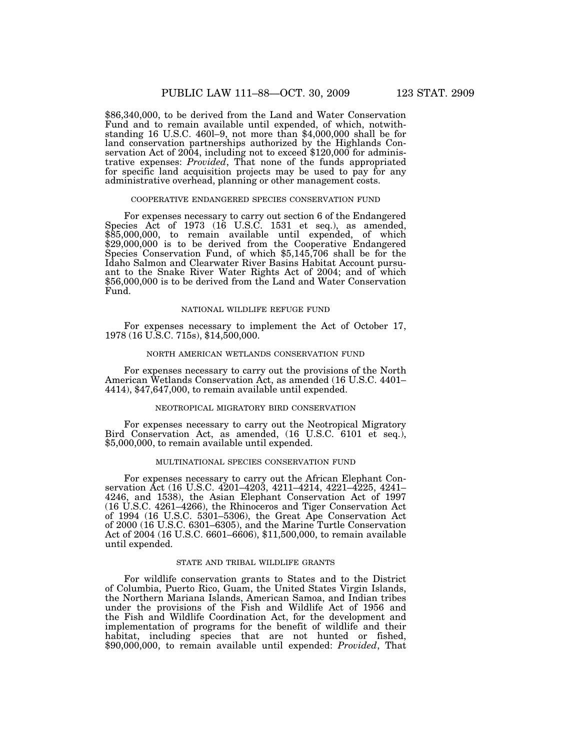$86,340,000, to be derived from the Land and Water Conservation Fund and to remain available until expended, of which, notwithstanding 16 U.S.C. 460l–9, not more than $4,000,000 shall be for land conservation partnerships authorized by the Highlands Conservation Act of 2004, including not to exceed $120,000 for administrative expenses: *Provided*, That none of the funds appropriated for specific land acquisition projects may be used to pay for any administrative overhead, planning or other management costs.

COOPERATIVE ENDANGERED SPECIES CONSERVATION FUND

For expenses necessary to carry out section 6 of the Endangered Species Act of 1973 (16 U.S.C. 1531 et seq.), as amended, $85,000,000, to remain available until expended, of which $29,000,000 is to be derived from the Cooperative Endangered Species Conservation Fund, of which $5,145,706 shall be for the Idaho Salmon and Clearwater River Basins Habitat Account pursuant to the Snake River Water Rights Act of 2004; and of which $56,000,000 is to be derived from the Land and Water Conservation Fund.

NATIONAL WILDLIFE REFUGE FUND

For expenses necessary to implement the Act of October 17, 1978 (16 U.S.C. 715s), $14,500,000.

NORTH AMERICAN WETLANDS CONSERVATION FUND

For expenses necessary to carry out the provisions of the North American Wetlands Conservation Act, as amended (16 U.S.C. 4401–4414), $47,647,000, to remain available until expended.

NEOTROPICAL MIGRATORY BIRD CONSERVATION

For expenses necessary to carry out the Neotropical Migratory Bird Conservation Act, as amended, (16 U.S.C. 6101 et seq.), $5,000,000, to remain available until expended.

MULTINATIONAL SPECIES CONSERVATION FUND

For expenses necessary to carry out the African Elephant Conservation Act (16 U.S.C. 4201–4203, 4211–4214, 4221–4225, 4241–4246, and 1538), the Asian Elephant Conservation Act of 1997 (16 U.S.C. 4261–4266), the Rhinoceros and Tiger Conservation Act of 1994 (16 U.S.C. 5301–5306), the Great Ape Conservation Act of 2000 (16 U.S.C. 6301–6305), and the Marine Turtle Conservation Act of 2004 (16 U.S.C. 6601–6606), $11,500,000, to remain available until expended.

STATE AND TRIBAL WILDLIFE GRANTS

For wildlife conservation grants to States and to the District of Columbia, Puerto Rico, Guam, the United States Virgin Islands, the Northern Mariana Islands, American Samoa, and Indian tribes under the provisions of the Fish and Wildlife Act of 1956 and the Fish and Wildlife Coordination Act, for the development and implementation of programs for the benefit of wildlife and their habitat, including species that are not hunted or fished, $90,000,000, to remain available until expended: *Provided*, That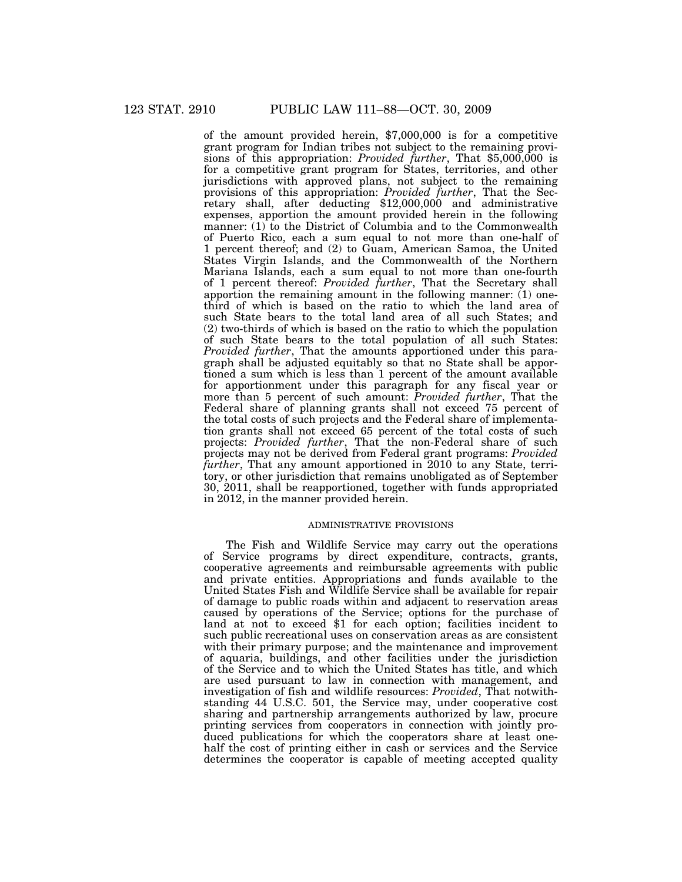of the amount provided herein, $7,000,000 is for a competitive grant program for Indian tribes not subject to the remaining provisions of this appropriation: *Provided further*, That $5,000,000 is for a competitive grant program for States, territories, and other jurisdictions with approved plans, not subject to the remaining provisions of this appropriation: *Provided further*, That the Secretary shall, after deducting $12,000,000 and administrative expenses, apportion the amount provided herein in the following manner: (1) to the District of Columbia and to the Commonwealth of Puerto Rico, each a sum equal to not more than one-half of 1 percent thereof; and (2) to Guam, American Samoa, the United States Virgin Islands, and the Commonwealth of the Northern Mariana Islands, each a sum equal to not more than one-fourth of 1 percent thereof: *Provided further*, That the Secretary shall apportion the remaining amount in the following manner: (1) one-third of which is based on the ratio to which the land area of such State bears to the total land area of all such States; and (2) two-thirds of which is based on the ratio to which the population of such State bears to the total population of all such States: *Provided further*, That the amounts apportioned under this paragraph shall be adjusted equitably so that no State shall be apportioned a sum which is less than 1 percent of the amount available for apportionment under this paragraph for any fiscal year or more than 5 percent of such amount: *Provided further*, That the Federal share of planning grants shall not exceed 75 percent of the total costs of such projects and the Federal share of implementation grants shall not exceed 65 percent of the total costs of such projects: *Provided further*, That the non-Federal share of such projects may not be derived from Federal grant programs: *Provided further*, That any amount apportioned in 2010 to any State, territory, or other jurisdiction that remains unobligated as of September 30, 2011, shall be reapportioned, together with funds appropriated in 2012, in the manner provided herein.

ADMINISTRATIVE PROVISIONS

The Fish and Wildlife Service may carry out the operations of Service programs by direct expenditure, contracts, grants, cooperative agreements and reimbursable agreements with public and private entities. Appropriations and funds available to the United States Fish and Wildlife Service shall be available for repair of damage to public roads within and adjacent to reservation areas caused by operations of the Service; options for the purchase of land at not to exceed $1 for each option; facilities incident to such public recreational uses on conservation areas as are consistent with their primary purpose; and the maintenance and improvement of aquaria, buildings, and other facilities under the jurisdiction of the Service and to which the United States has title, and which are used pursuant to law in connection with management, and investigation of fish and wildlife resources: *Provided*, That notwithstanding 44 U.S.C. 501, the Service may, under cooperative cost sharing and partnership arrangements authorized by law, procure printing services from cooperators in connection with jointly produced publications for which the cooperators share at least one-half the cost of printing either in cash or services and the Service determines the cooperator is capable of meeting accepted quality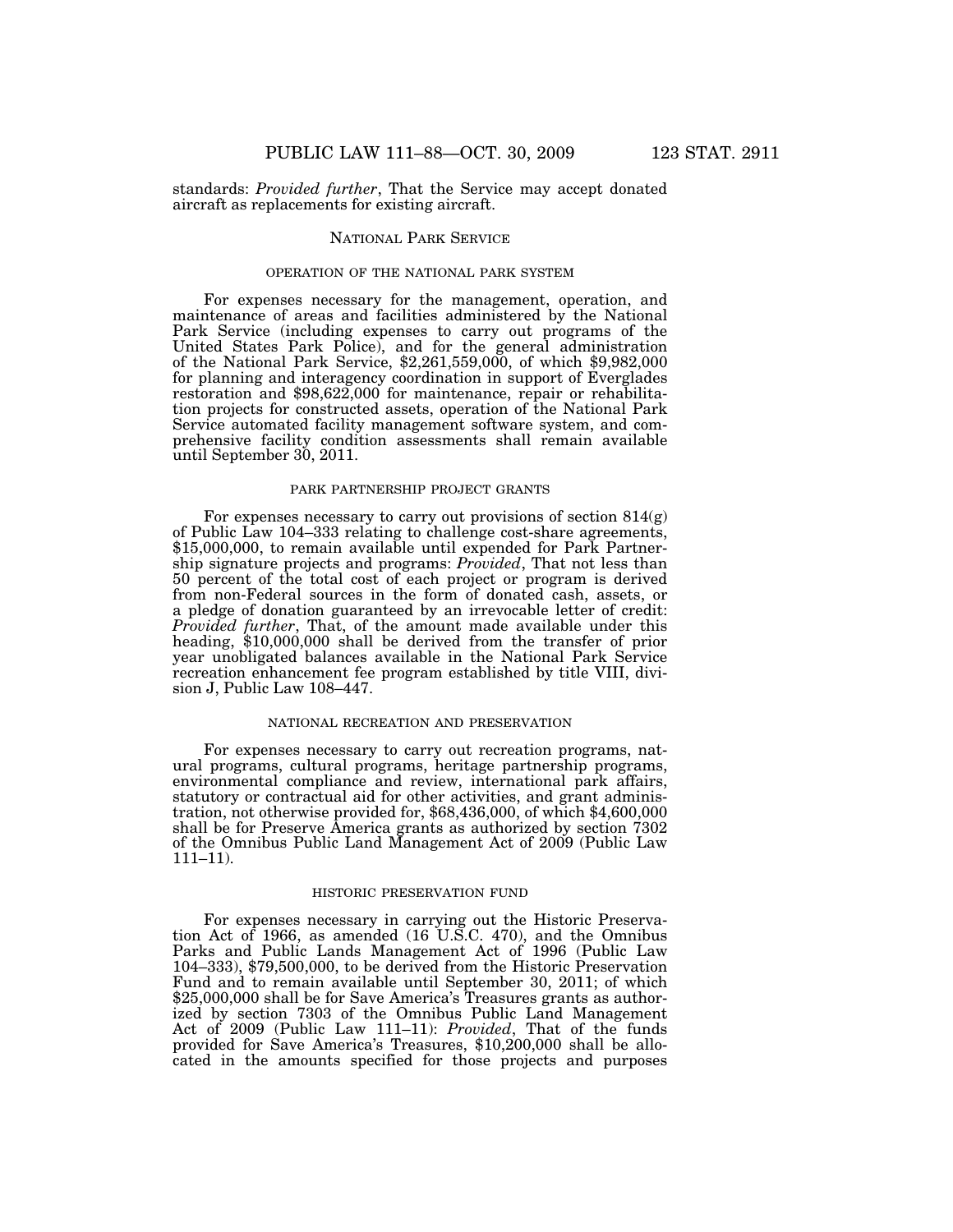standards: *Provided further*, That the Service may accept donated aircraft as replacements for existing aircraft.

## NATIONAL PARK SERVICE

### OPERATION OF THE NATIONAL PARK SYSTEM

For expenses necessary for the management, operation, and maintenance of areas and facilities administered by the National Park Service (including expenses to carry out programs of the United States Park Police), and for the general administration of the National Park Service, $2,261,559,000, of which $9,982,000 for planning and interagency coordination in support of Everglades restoration and $98,622,000 for maintenance, repair or rehabilitation projects for constructed assets, operation of the National Park Service automated facility management software system, and comprehensive facility condition assessments shall remain available until September 30, 2011.

### PARK PARTNERSHIP PROJECT GRANTS

For expenses necessary to carry out provisions of section 814(g) of Public Law 104–333 relating to challenge cost-share agreements, $15,000,000, to remain available until expended for Park Partnership signature projects and programs: *Provided*, That not less than 50 percent of the total cost of each project or program is derived from non-Federal sources in the form of donated cash, assets, or a pledge of donation guaranteed by an irrevocable letter of credit: *Provided further*, That, of the amount made available under this heading, $10,000,000 shall be derived from the transfer of prior year unobligated balances available in the National Park Service recreation enhancement fee program established by title VIII, division J, Public Law 108–447.

### NATIONAL RECREATION AND PRESERVATION

For expenses necessary to carry out recreation programs, natural programs, cultural programs, heritage partnership programs, environmental compliance and review, international park affairs, statutory or contractual aid for other activities, and grant administration, not otherwise provided for, $68,436,000, of which $4,600,000 shall be for Preserve America grants as authorized by section 7302 of the Omnibus Public Land Management Act of 2009 (Public Law 111–11).

### HISTORIC PRESERVATION FUND

For expenses necessary in carrying out the Historic Preservation Act of 1966, as amended (16 U.S.C. 470), and the Omnibus Parks and Public Lands Management Act of 1996 (Public Law 104–333), $79,500,000, to be derived from the Historic Preservation Fund and to remain available until September 30, 2011; of which $25,000,000 shall be for Save America's Treasures grants as authorized by section 7303 of the Omnibus Public Land Management Act of 2009 (Public Law 111–11): *Provided*, That of the funds provided for Save America's Treasures, $10,200,000 shall be allocated in the amounts specified for those projects and purposes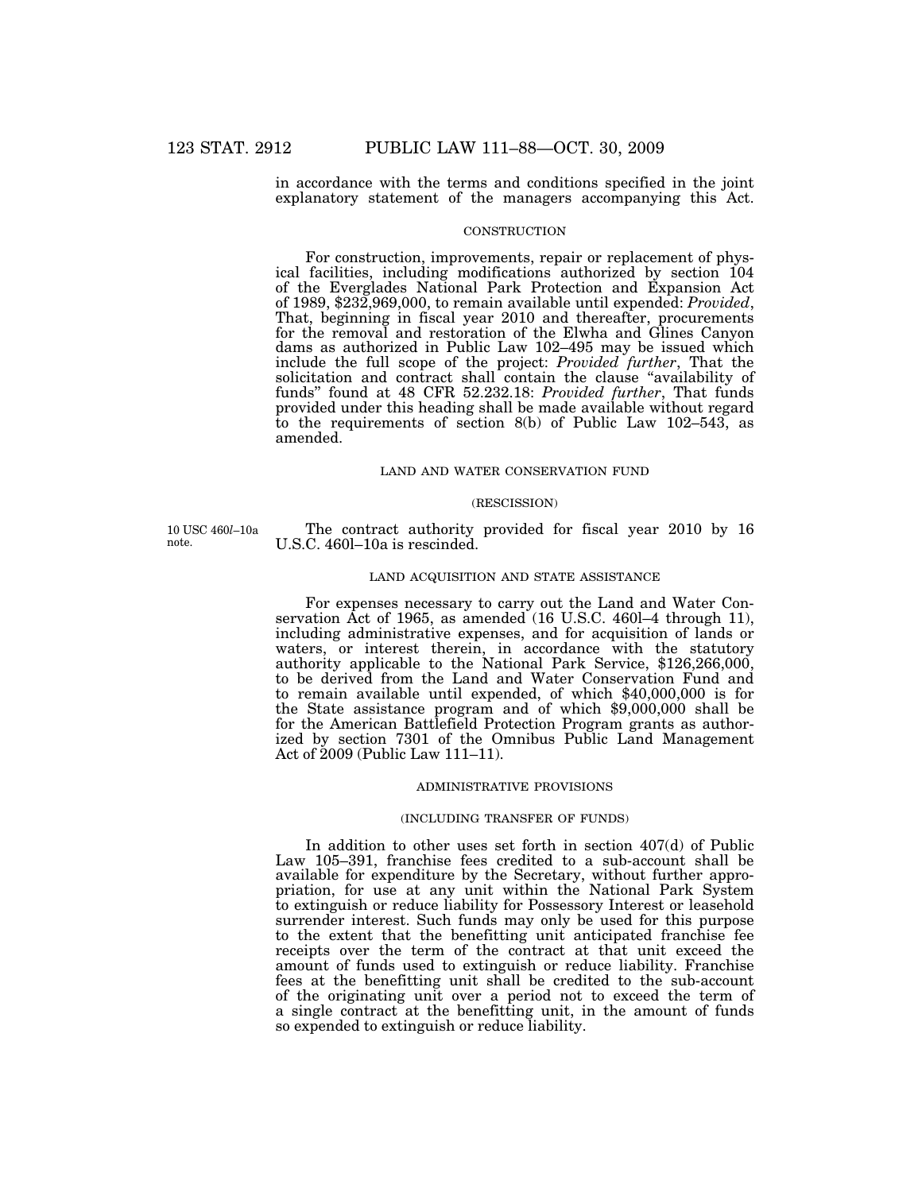in accordance with the terms and conditions specified in the joint explanatory statement of the managers accompanying this Act.

### CONSTRUCTION

For construction, improvements, repair or replacement of physical facilities, including modifications authorized by section 104 of the Everglades National Park Protection and Expansion Act of 1989, $232,969,000, to remain available until expended: *Provided*, That, beginning in fiscal year 2010 and thereafter, procurements for the removal and restoration of the Elwha and Glines Canyon dams as authorized in Public Law 102–495 may be issued which include the full scope of the project: *Provided further*, That the solicitation and contract shall contain the clause "availability of funds" found at 48 CFR 52.232.18: *Provided further*, That funds provided under this heading shall be made available without regard to the requirements of section 8(b) of Public Law 102–543, as amended.

### LAND AND WATER CONSERVATION FUND

#### (RESCISSION)

10 USC 460*l*–10a note.

The contract authority provided for fiscal year 2010 by 16 U.S.C. 460l–10a is rescinded.

### LAND ACQUISITION AND STATE ASSISTANCE

For expenses necessary to carry out the Land and Water Conservation Act of 1965, as amended (16 U.S.C. 460l–4 through 11), including administrative expenses, and for acquisition of lands or waters, or interest therein, in accordance with the statutory authority applicable to the National Park Service, $126,266,000, to be derived from the Land and Water Conservation Fund and to remain available until expended, of which $40,000,000 is for the State assistance program and of which $9,000,000 shall be for the American Battlefield Protection Program grants as authorized by section 7301 of the Omnibus Public Land Management Act of 2009 (Public Law 111–11).

### ADMINISTRATIVE PROVISIONS

#### (INCLUDING TRANSFER OF FUNDS)

In addition to other uses set forth in section 407(d) of Public Law 105–391, franchise fees credited to a sub-account shall be available for expenditure by the Secretary, without further appropriation, for use at any unit within the National Park System to extinguish or reduce liability for Possessory Interest or leasehold surrender interest. Such funds may only be used for this purpose to the extent that the benefitting unit anticipated franchise fee receipts over the term of the contract at that unit exceed the amount of funds used to extinguish or reduce liability. Franchise fees at the benefitting unit shall be credited to the sub-account of the originating unit over a period not to exceed the term of a single contract at the benefitting unit, in the amount of funds so expended to extinguish or reduce liability.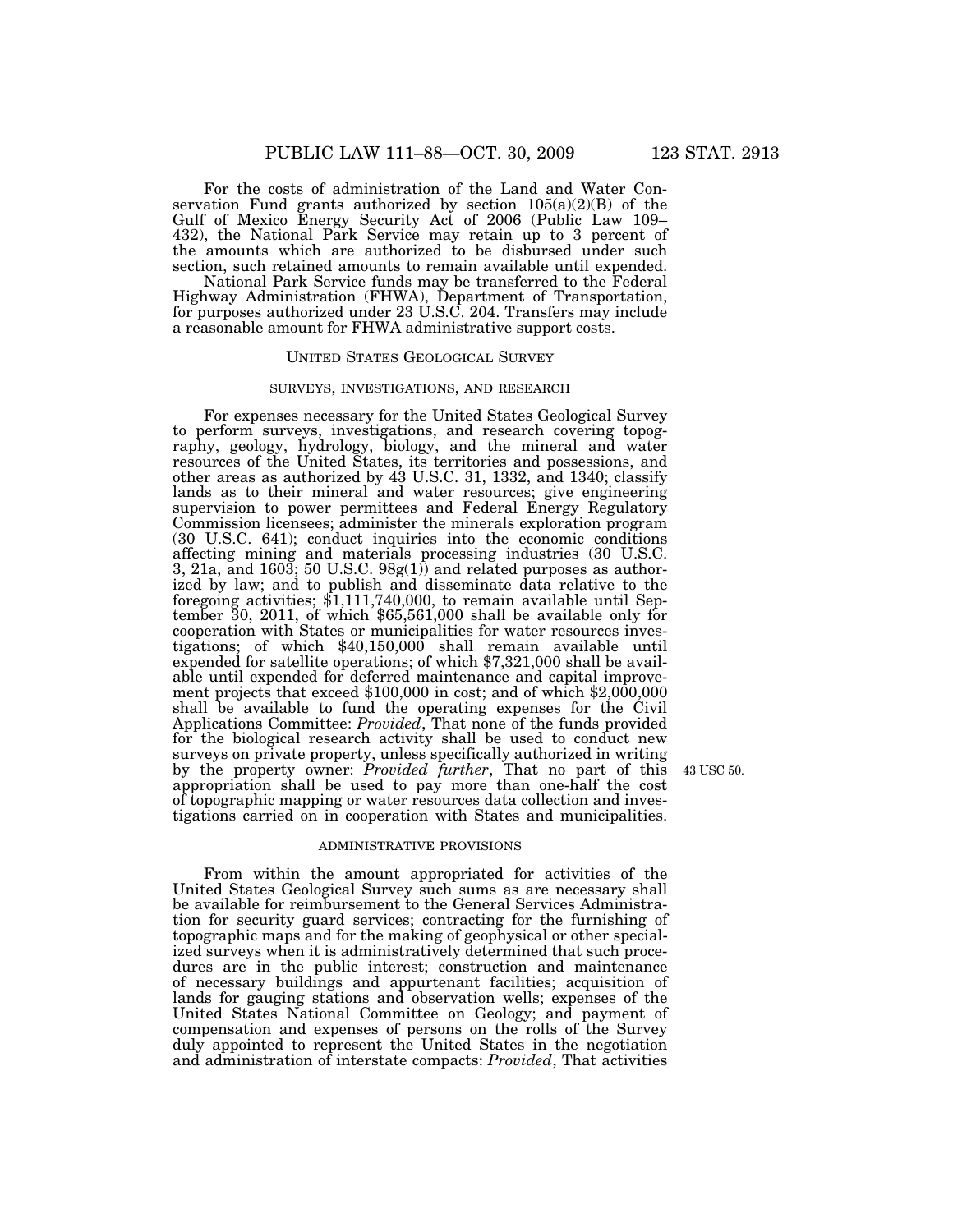For the costs of administration of the Land and Water Conservation Fund grants authorized by section 105(a)(2)(B) of the Gulf of Mexico Energy Security Act of 2006 (Public Law 109–432), the National Park Service may retain up to 3 percent of the amounts which are authorized to be disbursed under such section, such retained amounts to remain available until expended.

National Park Service funds may be transferred to the Federal Highway Administration (FHWA), Department of Transportation, for purposes authorized under 23 U.S.C. 204. Transfers may include a reasonable amount for FHWA administrative support costs.

## UNITED STATES GEOLOGICAL SURVEY

### SURVEYS, INVESTIGATIONS, AND RESEARCH

For expenses necessary for the United States Geological Survey to perform surveys, investigations, and research covering topography, geology, hydrology, biology, and the mineral and water resources of the United States, its territories and possessions, and other areas as authorized by 43 U.S.C. 31, 1332, and 1340; classify lands as to their mineral and water resources; give engineering supervision to power permittees and Federal Energy Regulatory Commission licensees; administer the minerals exploration program (30 U.S.C. 641); conduct inquiries into the economic conditions affecting mining and materials processing industries (30 U.S.C. 3, 21a, and 1603; 50 U.S.C. 98g(1)) and related purposes as authorized by law; and to publish and disseminate data relative to the foregoing activities; $1,111,740,000, to remain available until September 30, 2011, of which $65,561,000 shall be available only for cooperation with States or municipalities for water resources investigations; of which $40,150,000 shall remain available until expended for satellite operations; of which $7,321,000 shall be available until expended for deferred maintenance and capital improvement projects that exceed $100,000 in cost; and of which $2,000,000 shall be available to fund the operating expenses for the Civil Applications Committee: *Provided*, That none of the funds provided for the biological research activity shall be used to conduct new surveys on private property, unless specifically authorized in writing by the property owner: *Provided further*, That no part of this appropriation shall be used to pay more than one-half the cost of topographic mapping or water resources data collection and investigations carried on in cooperation with States and municipalities.

43 USC 50.

### ADMINISTRATIVE PROVISIONS

From within the amount appropriated for activities of the United States Geological Survey such sums as are necessary shall be available for reimbursement to the General Services Administration for security guard services; contracting for the furnishing of topographic maps and for the making of geophysical or other specialized surveys when it is administratively determined that such procedures are in the public interest; construction and maintenance of necessary buildings and appurtenant facilities; acquisition of lands for gauging stations and observation wells; expenses of the United States National Committee on Geology; and payment of compensation and expenses of persons on the rolls of the Survey duly appointed to represent the United States in the negotiation and administration of interstate compacts: *Provided*, That activities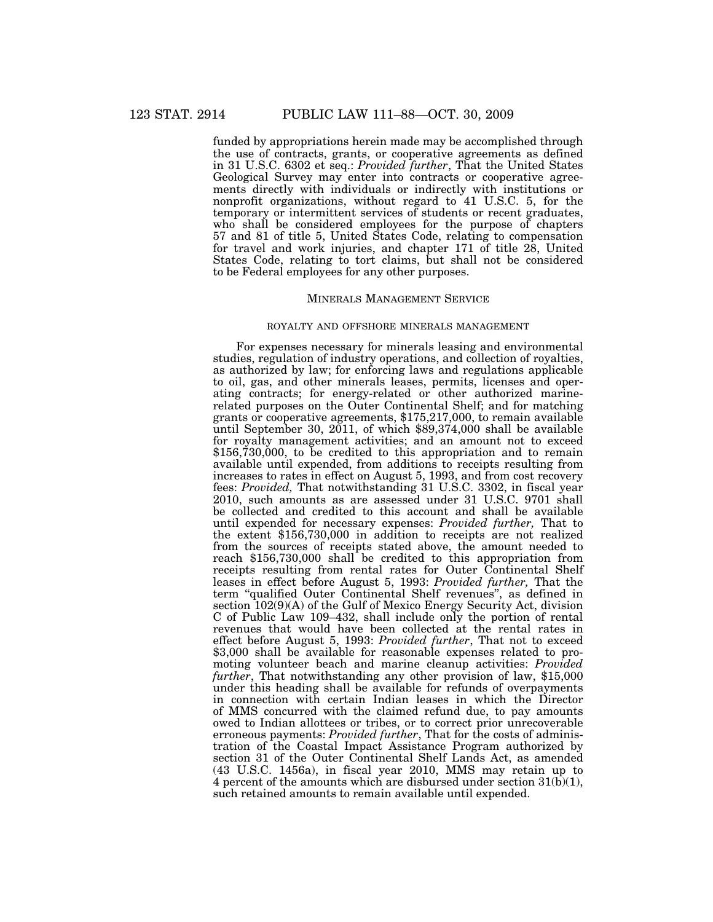funded by appropriations herein made may be accomplished through the use of contracts, grants, or cooperative agreements as defined in 31 U.S.C. 6302 et seq.: *Provided further*, That the United States Geological Survey may enter into contracts or cooperative agreements directly with individuals or indirectly with institutions or nonprofit organizations, without regard to 41 U.S.C. 5, for the temporary or intermittent services of students or recent graduates, who shall be considered employees for the purpose of chapters 57 and 81 of title 5, United States Code, relating to compensation for travel and work injuries, and chapter 171 of title 28, United States Code, relating to tort claims, but shall not be considered to be Federal employees for any other purposes.

## MINERALS MANAGEMENT SERVICE

### ROYALTY AND OFFSHORE MINERALS MANAGEMENT

For expenses necessary for minerals leasing and environmental studies, regulation of industry operations, and collection of royalties, as authorized by law; for enforcing laws and regulations applicable to oil, gas, and other minerals leases, permits, licenses and operating contracts; for energy-related or other authorized marine-related purposes on the Outer Continental Shelf; and for matching grants or cooperative agreements, $175,217,000, to remain available until September 30, 2011, of which $89,374,000 shall be available for royalty management activities; and an amount not to exceed $156,730,000, to be credited to this appropriation and to remain available until expended, from additions to receipts resulting from increases to rates in effect on August 5, 1993, and from cost recovery fees: *Provided,* That notwithstanding 31 U.S.C. 3302, in fiscal year 2010, such amounts as are assessed under 31 U.S.C. 9701 shall be collected and credited to this account and shall be available until expended for necessary expenses: *Provided further,* That to the extent $156,730,000 in addition to receipts are not realized from the sources of receipts stated above, the amount needed to reach $156,730,000 shall be credited to this appropriation from receipts resulting from rental rates for Outer Continental Shelf leases in effect before August 5, 1993: *Provided further,* That the term "qualified Outer Continental Shelf revenues", as defined in section 102(9)(A) of the Gulf of Mexico Energy Security Act, division C of Public Law 109–432, shall include only the portion of rental revenues that would have been collected at the rental rates in effect before August 5, 1993: *Provided further*, That not to exceed $3,000 shall be available for reasonable expenses related to promoting volunteer beach and marine cleanup activities: *Provided further*, That notwithstanding any other provision of law, $15,000 under this heading shall be available for refunds of overpayments in connection with certain Indian leases in which the Director of MMS concurred with the claimed refund due, to pay amounts owed to Indian allottees or tribes, or to correct prior unrecoverable erroneous payments: *Provided further*, That for the costs of administration of the Coastal Impact Assistance Program authorized by section 31 of the Outer Continental Shelf Lands Act, as amended (43 U.S.C. 1456a), in fiscal year 2010, MMS may retain up to 4 percent of the amounts which are disbursed under section 31(b)(1), such retained amounts to remain available until expended.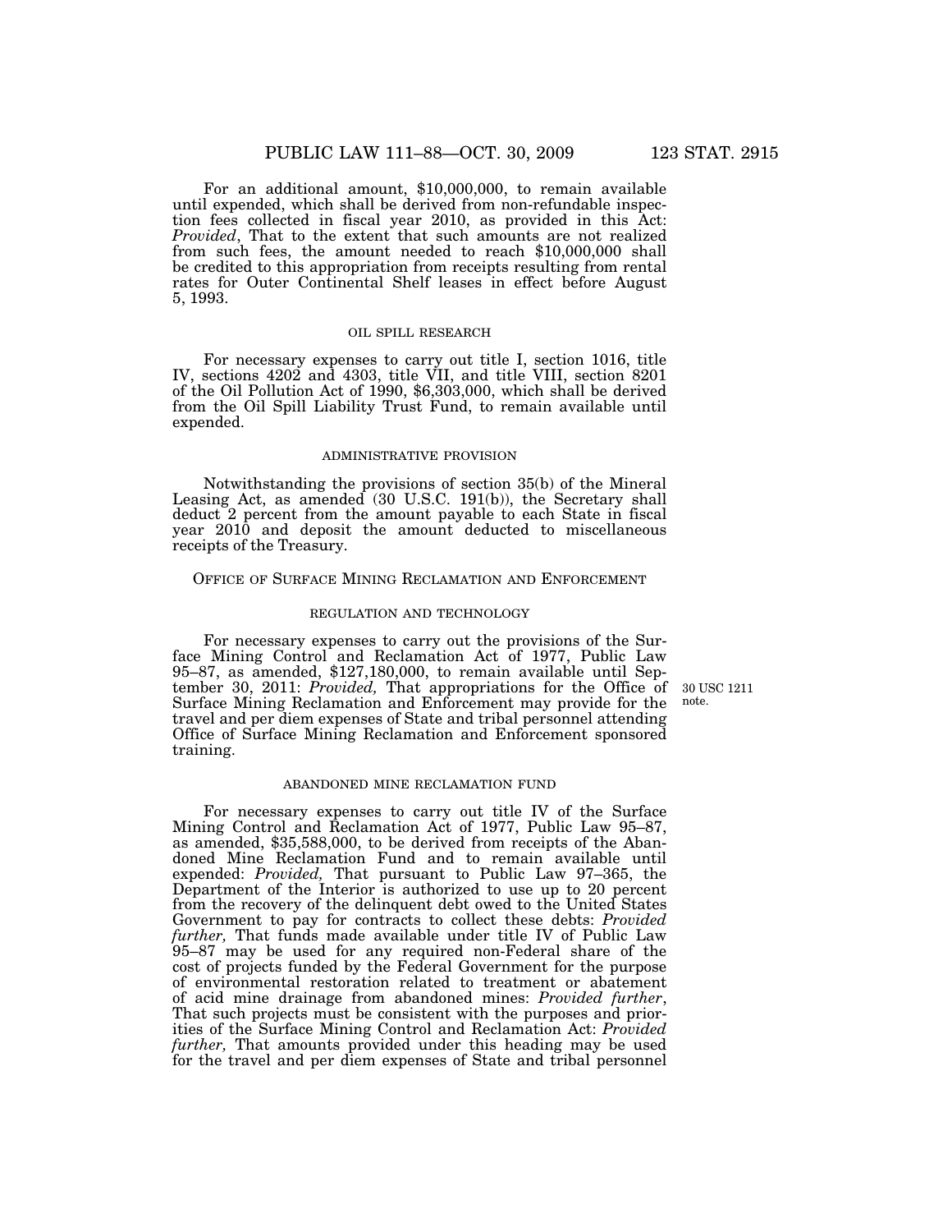For an additional amount, $10,000,000, to remain available until expended, which shall be derived from non-refundable inspection fees collected in fiscal year 2010, as provided in this Act: *Provided*, That to the extent that such amounts are not realized from such fees, the amount needed to reach $10,000,000 shall be credited to this appropriation from receipts resulting from rental rates for Outer Continental Shelf leases in effect before August 5, 1993.

### OIL SPILL RESEARCH

For necessary expenses to carry out title I, section 1016, title IV, sections 4202 and 4303, title VII, and title VIII, section 8201 of the Oil Pollution Act of 1990, $6,303,000, which shall be derived from the Oil Spill Liability Trust Fund, to remain available until expended.

### ADMINISTRATIVE PROVISION

Notwithstanding the provisions of section 35(b) of the Mineral Leasing Act, as amended (30 U.S.C. 191(b)), the Secretary shall deduct 2 percent from the amount payable to each State in fiscal year 2010 and deposit the amount deducted to miscellaneous receipts of the Treasury.

## OFFICE OF SURFACE MINING RECLAMATION AND ENFORCEMENT

### REGULATION AND TECHNOLOGY

For necessary expenses to carry out the provisions of the Surface Mining Control and Reclamation Act of 1977, Public Law 95–87, as amended, $127,180,000, to remain available until September 30, 2011: *Provided,* That appropriations for the Office of Surface Mining Reclamation and Enforcement may provide for the travel and per diem expenses of State and tribal personnel attending Office of Surface Mining Reclamation and Enforcement sponsored training.

30 USC 1211 note.

### ABANDONED MINE RECLAMATION FUND

For necessary expenses to carry out title IV of the Surface Mining Control and Reclamation Act of 1977, Public Law 95–87, as amended, $35,588,000, to be derived from receipts of the Abandoned Mine Reclamation Fund and to remain available until expended: *Provided,* That pursuant to Public Law 97–365, the Department of the Interior is authorized to use up to 20 percent from the recovery of the delinquent debt owed to the United States Government to pay for contracts to collect these debts: *Provided further,* That funds made available under title IV of Public Law 95–87 may be used for any required non-Federal share of the cost of projects funded by the Federal Government for the purpose of environmental restoration related to treatment or abatement of acid mine drainage from abandoned mines: *Provided further*, That such projects must be consistent with the purposes and priorities of the Surface Mining Control and Reclamation Act: *Provided further,* That amounts provided under this heading may be used for the travel and per diem expenses of State and tribal personnel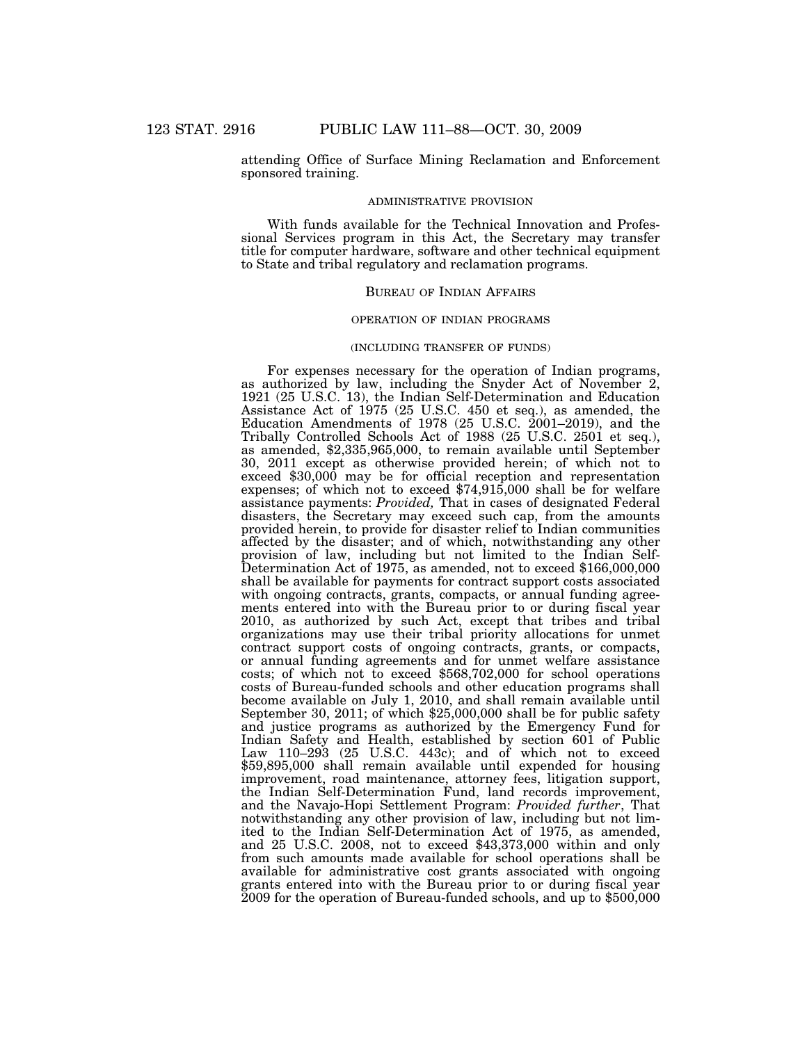attending Office of Surface Mining Reclamation and Enforcement sponsored training.

ADMINISTRATIVE PROVISION

With funds available for the Technical Innovation and Professional Services program in this Act, the Secretary may transfer title for computer hardware, software and other technical equipment to State and tribal regulatory and reclamation programs.

## BUREAU OF INDIAN AFFAIRS

### OPERATION OF INDIAN PROGRAMS

(INCLUDING TRANSFER OF FUNDS)

For expenses necessary for the operation of Indian programs, as authorized by law, including the Snyder Act of November 2, 1921 (25 U.S.C. 13), the Indian Self-Determination and Education Assistance Act of 1975 (25 U.S.C. 450 et seq.), as amended, the Education Amendments of 1978 (25 U.S.C. 2001–2019), and the Tribally Controlled Schools Act of 1988 (25 U.S.C. 2501 et seq.), as amended, $2,335,965,000, to remain available until September 30, 2011 except as otherwise provided herein; of which not to exceed $30,000 may be for official reception and representation expenses; of which not to exceed $74,915,000 shall be for welfare assistance payments: *Provided,* That in cases of designated Federal disasters, the Secretary may exceed such cap, from the amounts provided herein, to provide for disaster relief to Indian communities affected by the disaster; and of which, notwithstanding any other provision of law, including but not limited to the Indian Self-Determination Act of 1975, as amended, not to exceed $166,000,000 shall be available for payments for contract support costs associated with ongoing contracts, grants, compacts, or annual funding agreements entered into with the Bureau prior to or during fiscal year 2010, as authorized by such Act, except that tribes and tribal organizations may use their tribal priority allocations for unmet contract support costs of ongoing contracts, grants, or compacts, or annual funding agreements and for unmet welfare assistance costs; of which not to exceed $568,702,000 for school operations costs of Bureau-funded schools and other education programs shall become available on July 1, 2010, and shall remain available until September 30, 2011; of which $25,000,000 shall be for public safety and justice programs as authorized by the Emergency Fund for Indian Safety and Health, established by section 601 of Public Law 110–293 (25 U.S.C. 443c); and of which not to exceed $59,895,000 shall remain available until expended for housing improvement, road maintenance, attorney fees, litigation support, the Indian Self-Determination Fund, land records improvement, and the Navajo-Hopi Settlement Program: *Provided further*, That notwithstanding any other provision of law, including but not limited to the Indian Self-Determination Act of 1975, as amended, and 25 U.S.C. 2008, not to exceed $43,373,000 within and only from such amounts made available for school operations shall be available for administrative cost grants associated with ongoing grants entered into with the Bureau prior to or during fiscal year 2009 for the operation of Bureau-funded schools, and up to $500,000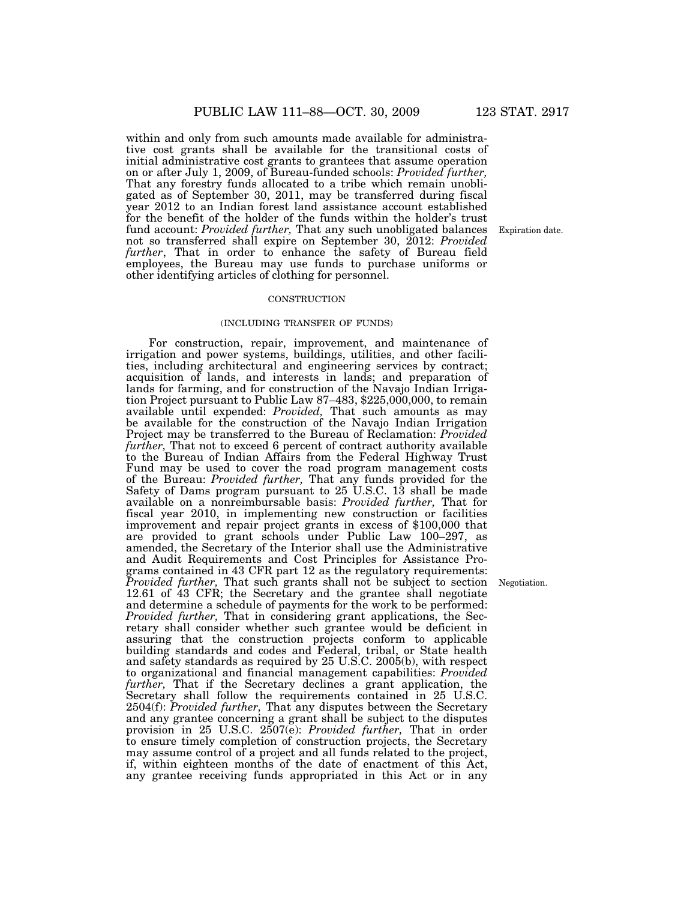within and only from such amounts made available for administrative cost grants shall be available for the transitional costs of initial administrative cost grants to grantees that assume operation on or after July 1, 2009, of Bureau-funded schools: *Provided further,* That any forestry funds allocated to a tribe which remain unobligated as of September 30, 2011, may be transferred during fiscal year 2012 to an Indian forest land assistance account established for the benefit of the holder of the funds within the holder's trust fund account: *Provided further,* That any such unobligated balances not so transferred shall expire on September 30, 2012: *Provided further*, That in order to enhance the safety of Bureau field employees, the Bureau may use funds to purchase uniforms or other identifying articles of clothing for personnel.

Expiration date.

CONSTRUCTION

(INCLUDING TRANSFER OF FUNDS)

For construction, repair, improvement, and maintenance of irrigation and power systems, buildings, utilities, and other facilities, including architectural and engineering services by contract; acquisition of lands, and interests in lands; and preparation of lands for farming, and for construction of the Navajo Indian Irrigation Project pursuant to Public Law 87–483, $225,000,000, to remain available until expended: *Provided,* That such amounts as may be available for the construction of the Navajo Indian Irrigation Project may be transferred to the Bureau of Reclamation: *Provided further,* That not to exceed 6 percent of contract authority available to the Bureau of Indian Affairs from the Federal Highway Trust Fund may be used to cover the road program management costs of the Bureau: *Provided further,* That any funds provided for the Safety of Dams program pursuant to 25 U.S.C. 13 shall be made available on a nonreimbursable basis: *Provided further,* That for fiscal year 2010, in implementing new construction or facilities improvement and repair project grants in excess of $100,000 that are provided to grant schools under Public Law 100–297, as amended, the Secretary of the Interior shall use the Administrative and Audit Requirements and Cost Principles for Assistance Programs contained in 43 CFR part 12 as the regulatory requirements: *Provided further,* That such grants shall not be subject to section 12.61 of 43 CFR; the Secretary and the grantee shall negotiate and determine a schedule of payments for the work to be performed: *Provided further,* That in considering grant applications, the Secretary shall consider whether such grantee would be deficient in assuring that the construction projects conform to applicable building standards and codes and Federal, tribal, or State health and safety standards as required by 25 U.S.C. 2005(b), with respect to organizational and financial management capabilities: *Provided further,* That if the Secretary declines a grant application, the Secretary shall follow the requirements contained in 25 U.S.C. 2504(f): *Provided further,* That any disputes between the Secretary and any grantee concerning a grant shall be subject to the disputes provision in 25 U.S.C. 2507(e): *Provided further,* That in order to ensure timely completion of construction projects, the Secretary may assume control of a project and all funds related to the project, if, within eighteen months of the date of enactment of this Act, any grantee receiving funds appropriated in this Act or in any

Negotiation.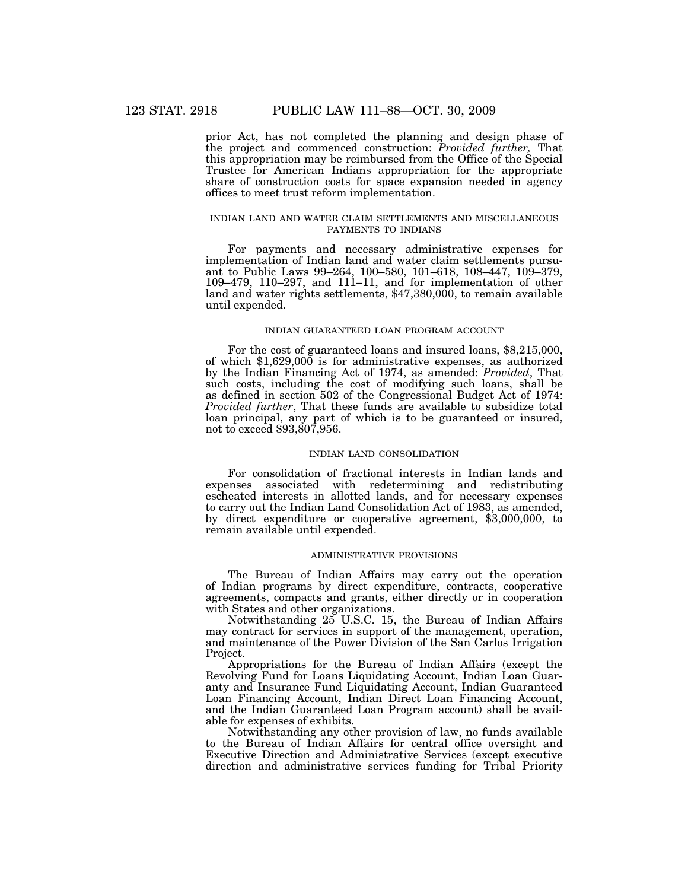prior Act, has not completed the planning and design phase of the project and commenced construction: *Provided further,* That this appropriation may be reimbursed from the Office of the Special Trustee for American Indians appropriation for the appropriate share of construction costs for space expansion needed in agency offices to meet trust reform implementation.

INDIAN LAND AND WATER CLAIM SETTLEMENTS AND MISCELLANEOUS PAYMENTS TO INDIANS

For payments and necessary administrative expenses for implementation of Indian land and water claim settlements pursuant to Public Laws 99–264, 100–580, 101–618, 108–447, 109–379, 109–479, 110–297, and 111–11, and for implementation of other land and water rights settlements, $47,380,000, to remain available until expended.

INDIAN GUARANTEED LOAN PROGRAM ACCOUNT

For the cost of guaranteed loans and insured loans, $8,215,000, of which $1,629,000 is for administrative expenses, as authorized by the Indian Financing Act of 1974, as amended: *Provided*, That such costs, including the cost of modifying such loans, shall be as defined in section 502 of the Congressional Budget Act of 1974: *Provided further*, That these funds are available to subsidize total loan principal, any part of which is to be guaranteed or insured, not to exceed $93,807,956.

INDIAN LAND CONSOLIDATION

For consolidation of fractional interests in Indian lands and expenses associated with redetermining and redistributing escheated interests in allotted lands, and for necessary expenses to carry out the Indian Land Consolidation Act of 1983, as amended, by direct expenditure or cooperative agreement, $3,000,000, to remain available until expended.

ADMINISTRATIVE PROVISIONS

The Bureau of Indian Affairs may carry out the operation of Indian programs by direct expenditure, contracts, cooperative agreements, compacts and grants, either directly or in cooperation with States and other organizations.

Notwithstanding 25 U.S.C. 15, the Bureau of Indian Affairs may contract for services in support of the management, operation, and maintenance of the Power Division of the San Carlos Irrigation Project.

Appropriations for the Bureau of Indian Affairs (except the Revolving Fund for Loans Liquidating Account, Indian Loan Guaranty and Insurance Fund Liquidating Account, Indian Guaranteed Loan Financing Account, Indian Direct Loan Financing Account, and the Indian Guaranteed Loan Program account) shall be available for expenses of exhibits.

Notwithstanding any other provision of law, no funds available to the Bureau of Indian Affairs for central office oversight and Executive Direction and Administrative Services (except executive direction and administrative services funding for Tribal Priority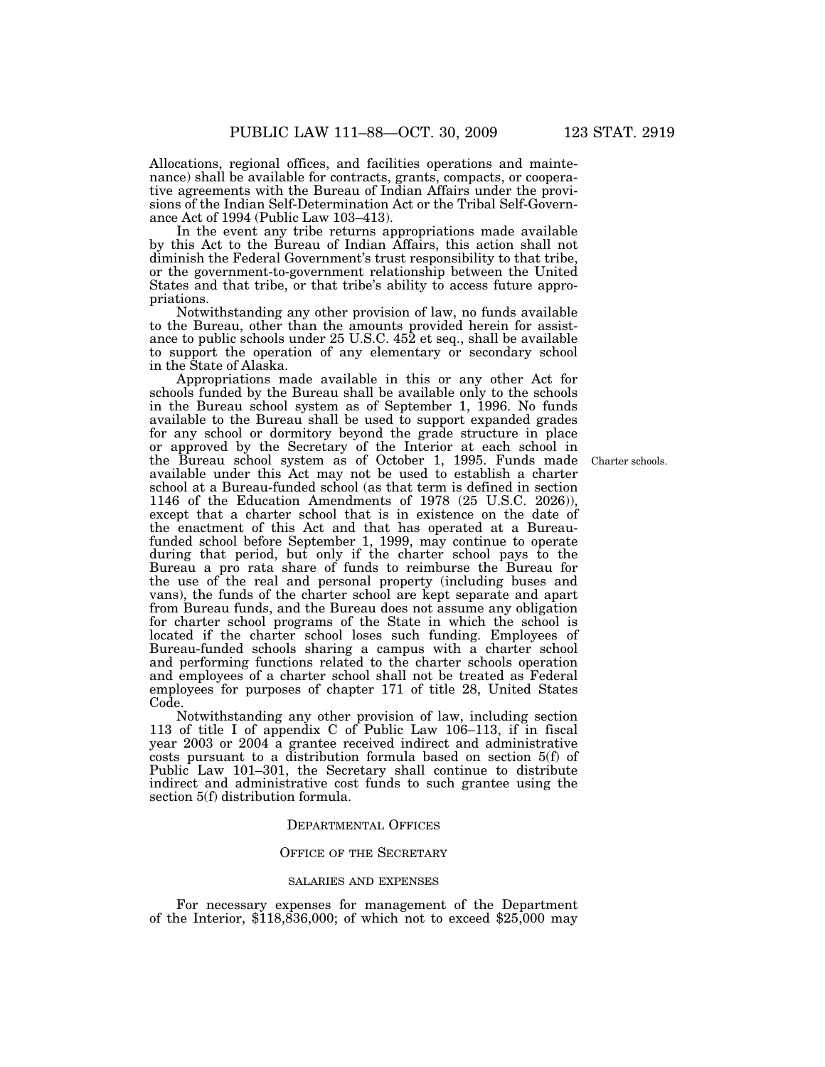Allocations, regional offices, and facilities operations and maintenance) shall be available for contracts, grants, compacts, or cooperative agreements with the Bureau of Indian Affairs under the provisions of the Indian Self-Determination Act or the Tribal Self-Governance Act of 1994 (Public Law 103–413).

In the event any tribe returns appropriations made available by this Act to the Bureau of Indian Affairs, this action shall not diminish the Federal Government's trust responsibility to that tribe, or the government-to-government relationship between the United States and that tribe, or that tribe's ability to access future appropriations.

Notwithstanding any other provision of law, no funds available to the Bureau, other than the amounts provided herein for assistance to public schools under 25 U.S.C. 452 et seq., shall be available to support the operation of any elementary or secondary school in the State of Alaska.

Appropriations made available in this or any other Act for schools funded by the Bureau shall be available only to the schools in the Bureau school system as of September 1, 1996. No funds available to the Bureau shall be used to support expanded grades for any school or dormitory beyond the grade structure in place or approved by the Secretary of the Interior at each school in the Bureau school system as of October 1, 1995. Funds made available under this Act may not be used to establish a charter school at a Bureau-funded school (as that term is defined in section 1146 of the Education Amendments of 1978 (25 U.S.C. 2026)), except that a charter school that is in existence on the date of the enactment of this Act and that has operated at a Bureau-funded school before September 1, 1999, may continue to operate during that period, but only if the charter school pays to the Bureau a pro rata share of funds to reimburse the Bureau for the use of the real and personal property (including buses and vans), the funds of the charter school are kept separate and apart from Bureau funds, and the Bureau does not assume any obligation for charter school programs of the State in which the school is located if the charter school loses such funding. Employees of Bureau-funded schools sharing a campus with a charter school and performing functions related to the charter schools operation and employees of a charter school shall not be treated as Federal employees for purposes of chapter 171 of title 28, United States Code.

Charter schools.

Notwithstanding any other provision of law, including section 113 of title I of appendix C of Public Law 106–113, if in fiscal year 2003 or 2004 a grantee received indirect and administrative costs pursuant to a distribution formula based on section 5(f) of Public Law 101–301, the Secretary shall continue to distribute indirect and administrative cost funds to such grantee using the section 5(f) distribution formula.

## DEPARTMENTAL OFFICES

### OFFICE OF THE SECRETARY

#### SALARIES AND EXPENSES

For necessary expenses for management of the Department of the Interior, $118,836,000; of which not to exceed $25,000 may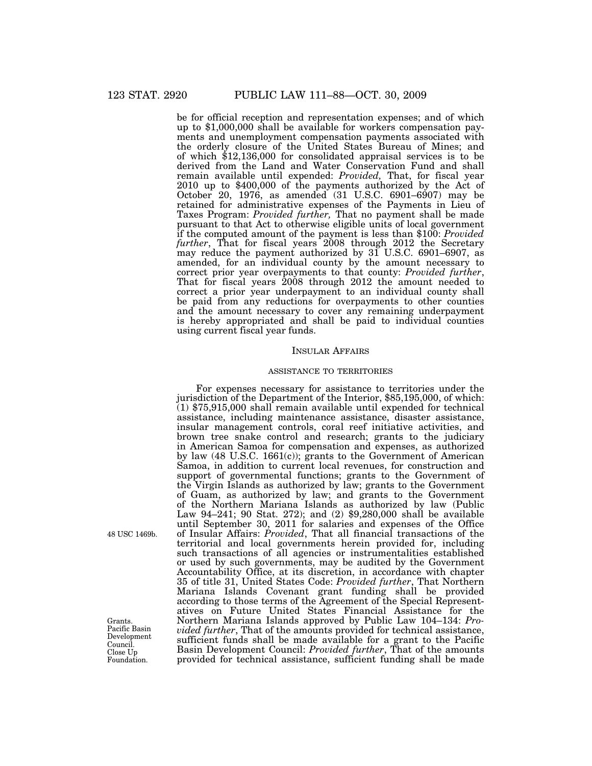be for official reception and representation expenses; and of which up to $1,000,000 shall be available for workers compensation payments and unemployment compensation payments associated with the orderly closure of the United States Bureau of Mines; and of which $12,136,000 for consolidated appraisal services is to be derived from the Land and Water Conservation Fund and shall remain available until expended: *Provided,* That, for fiscal year 2010 up to $400,000 of the payments authorized by the Act of October 20, 1976, as amended (31 U.S.C. 6901–6907) may be retained for administrative expenses of the Payments in Lieu of Taxes Program: *Provided further,* That no payment shall be made pursuant to that Act to otherwise eligible units of local government if the computed amount of the payment is less than $100: *Provided further*, That for fiscal years 2008 through 2012 the Secretary may reduce the payment authorized by 31 U.S.C. 6901–6907, as amended, for an individual county by the amount necessary to correct prior year overpayments to that county: *Provided further*, That for fiscal years 2008 through 2012 the amount needed to correct a prior year underpayment to an individual county shall be paid from any reductions for overpayments to other counties and the amount necessary to cover any remaining underpayment is hereby appropriated and shall be paid to individual counties using current fiscal year funds.

## INSULAR AFFAIRS

### ASSISTANCE TO TERRITORIES

For expenses necessary for assistance to territories under the jurisdiction of the Department of the Interior, $85,195,000, of which: (1) $75,915,000 shall remain available until expended for technical assistance, including maintenance assistance, disaster assistance, insular management controls, coral reef initiative activities, and brown tree snake control and research; grants to the judiciary in American Samoa for compensation and expenses, as authorized by law (48 U.S.C. 1661(c)); grants to the Government of American Samoa, in addition to current local revenues, for construction and support of governmental functions; grants to the Government of the Virgin Islands as authorized by law; grants to the Government of Guam, as authorized by law; and grants to the Government of the Northern Mariana Islands as authorized by law (Public Law 94–241; 90 Stat. 272); and (2) $9,280,000 shall be available until September 30, 2011 for salaries and expenses of the Office of Insular Affairs: *Provided*, That all financial transactions of the territorial and local governments herein provided for, including such transactions of all agencies or instrumentalities established or used by such governments, may be audited by the Government Accountability Office, at its discretion, in accordance with chapter 35 of title 31, United States Code: *Provided further*, That Northern Mariana Islands Covenant grant funding shall be provided according to those terms of the Agreement of the Special Representatives on Future United States Financial Assistance for the Northern Mariana Islands approved by Public Law 104–134: *Provided further*, That of the amounts provided for technical assistance, sufficient funds shall be made available for a grant to the Pacific Basin Development Council: *Provided further*, That of the amounts provided for technical assistance, sufficient funding shall be made

48 USC 1469b.

Grants. Pacific Basin Development Council. Close Up Foundation.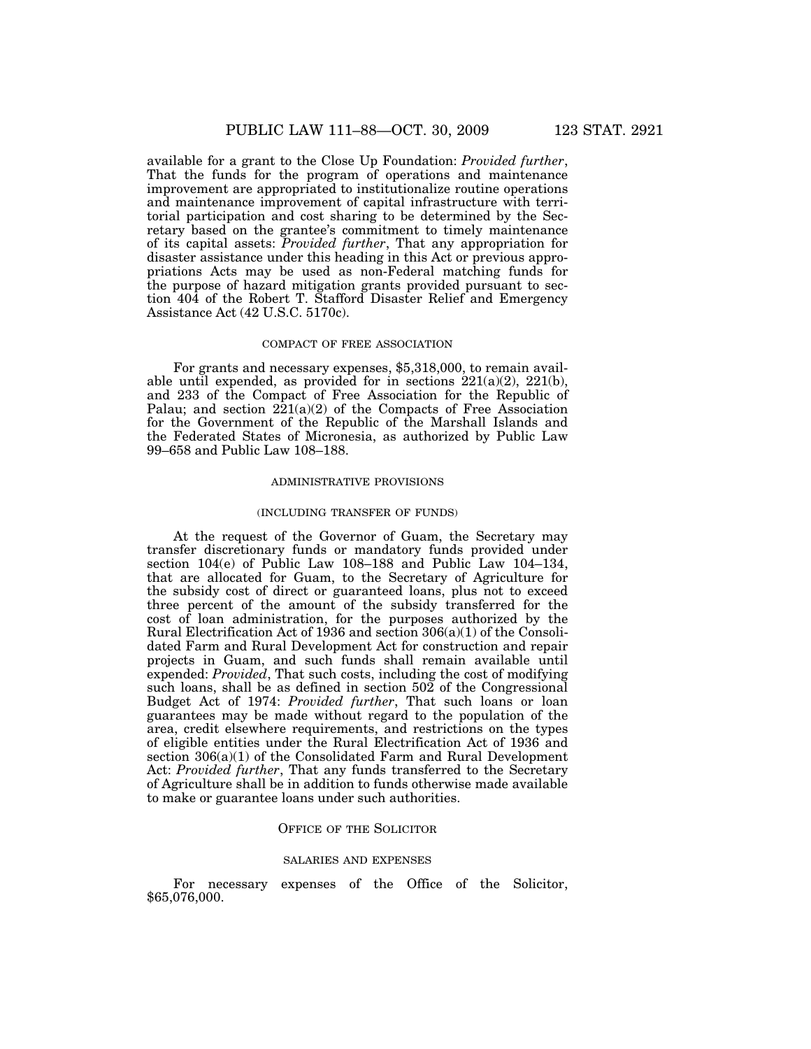available for a grant to the Close Up Foundation: *Provided further*, That the funds for the program of operations and maintenance improvement are appropriated to institutionalize routine operations and maintenance improvement of capital infrastructure with territorial participation and cost sharing to be determined by the Secretary based on the grantee's commitment to timely maintenance of its capital assets: *Provided further*, That any appropriation for disaster assistance under this heading in this Act or previous appropriations Acts may be used as non-Federal matching funds for the purpose of hazard mitigation grants provided pursuant to section 404 of the Robert T. Stafford Disaster Relief and Emergency Assistance Act (42 U.S.C. 5170c).

COMPACT OF FREE ASSOCIATION

For grants and necessary expenses, $5,318,000, to remain available until expended, as provided for in sections 221(a)(2), 221(b), and 233 of the Compact of Free Association for the Republic of Palau; and section 221(a)(2) of the Compacts of Free Association for the Government of the Republic of the Marshall Islands and the Federated States of Micronesia, as authorized by Public Law 99–658 and Public Law 108–188.

ADMINISTRATIVE PROVISIONS

(INCLUDING TRANSFER OF FUNDS)

At the request of the Governor of Guam, the Secretary may transfer discretionary funds or mandatory funds provided under section 104(e) of Public Law 108–188 and Public Law 104–134, that are allocated for Guam, to the Secretary of Agriculture for the subsidy cost of direct or guaranteed loans, plus not to exceed three percent of the amount of the subsidy transferred for the cost of loan administration, for the purposes authorized by the Rural Electrification Act of 1936 and section 306(a)(1) of the Consolidated Farm and Rural Development Act for construction and repair projects in Guam, and such funds shall remain available until expended: *Provided*, That such costs, including the cost of modifying such loans, shall be as defined in section 502 of the Congressional Budget Act of 1974: *Provided further*, That such loans or loan guarantees may be made without regard to the population of the area, credit elsewhere requirements, and restrictions on the types of eligible entities under the Rural Electrification Act of 1936 and section 306(a)(1) of the Consolidated Farm and Rural Development Act: *Provided further*, That any funds transferred to the Secretary of Agriculture shall be in addition to funds otherwise made available to make or guarantee loans under such authorities.

## OFFICE OF THE SOLICITOR

SALARIES AND EXPENSES

For necessary expenses of the Office of the Solicitor, $65,076,000.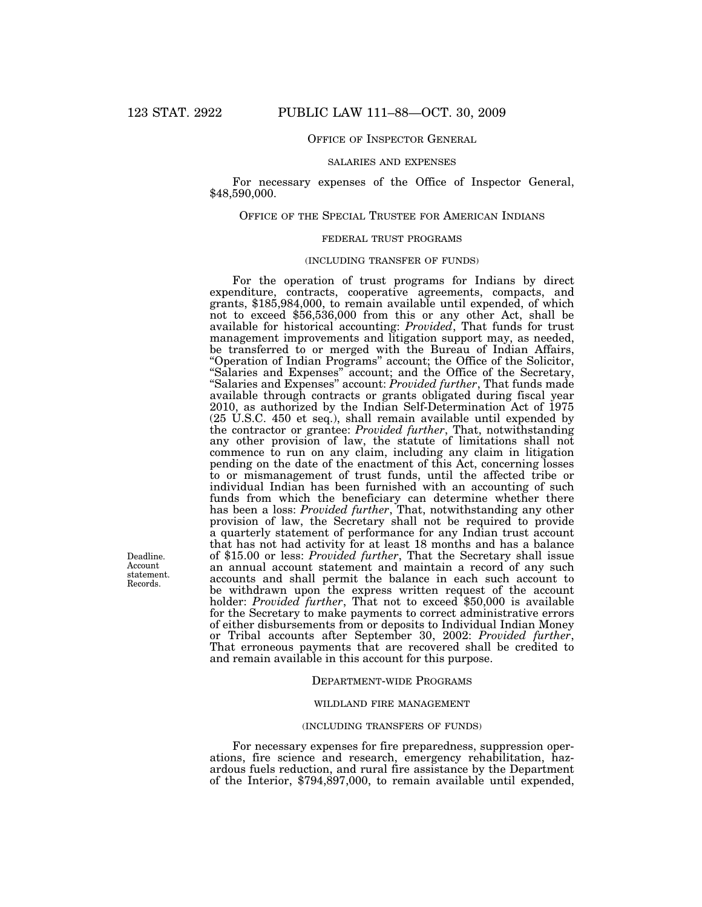## Office of Inspector General

### salaries and expenses

For necessary expenses of the Office of Inspector General, $48,590,000.

## Office of the Special Trustee for American Indians

### federal trust programs

#### (including transfer of funds)

For the operation of trust programs for Indians by direct expenditure, contracts, cooperative agreements, compacts, and grants, $185,984,000, to remain available until expended, of which not to exceed $56,536,000 from this or any other Act, shall be available for historical accounting: *Provided*, That funds for trust management improvements and litigation support may, as needed, be transferred to or merged with the Bureau of Indian Affairs, "Operation of Indian Programs" account; the Office of the Solicitor, "Salaries and Expenses" account; and the Office of the Secretary, "Salaries and Expenses" account: *Provided further*, That funds made available through contracts or grants obligated during fiscal year 2010, as authorized by the Indian Self-Determination Act of 1975 (25 U.S.C. 450 et seq.), shall remain available until expended by the contractor or grantee: *Provided further*, That, notwithstanding any other provision of law, the statute of limitations shall not commence to run on any claim, including any claim in litigation pending on the date of the enactment of this Act, concerning losses to or mismanagement of trust funds, until the affected tribe or individual Indian has been furnished with an accounting of such funds from which the beneficiary can determine whether there has been a loss: *Provided further*, That, notwithstanding any other provision of law, the Secretary shall not be required to provide a quarterly statement of performance for any Indian trust account that has not had activity for at least 18 months and has a balance of $15.00 or less: *Provided further*, That the Secretary shall issue an annual account statement and maintain a record of any such accounts and shall permit the balance in each such account to be withdrawn upon the express written request of the account holder: *Provided further*, That not to exceed $50,000 is available for the Secretary to make payments to correct administrative errors of either disbursements from or deposits to Individual Indian Money or Tribal accounts after September 30, 2002: *Provided further*, That erroneous payments that are recovered shall be credited to and remain available in this account for this purpose.

Deadline. Account statement. Records.

## Department-wide Programs

### wildland fire management

#### (including transfers of funds)

For necessary expenses for fire preparedness, suppression operations, fire science and research, emergency rehabilitation, hazardous fuels reduction, and rural fire assistance by the Department of the Interior, $794,897,000, to remain available until expended,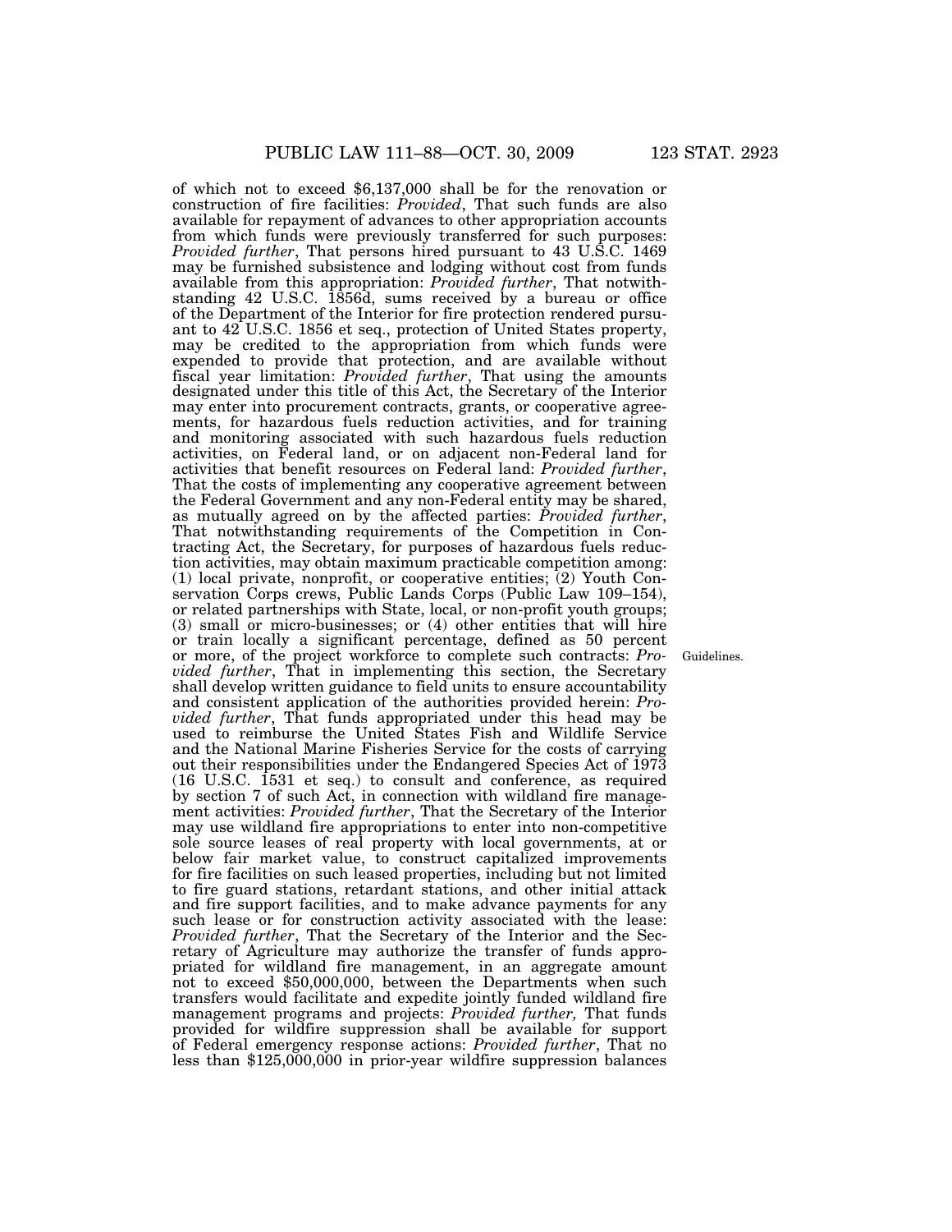of which not to exceed $6,137,000 shall be for the renovation or construction of fire facilities: *Provided*, That such funds are also available for repayment of advances to other appropriation accounts from which funds were previously transferred for such purposes: *Provided further*, That persons hired pursuant to 43 U.S.C. 1469 may be furnished subsistence and lodging without cost from funds available from this appropriation: *Provided further*, That notwithstanding 42 U.S.C. 1856d, sums received by a bureau or office of the Department of the Interior for fire protection rendered pursuant to 42 U.S.C. 1856 et seq., protection of United States property, may be credited to the appropriation from which funds were expended to provide that protection, and are available without fiscal year limitation: *Provided further*, That using the amounts designated under this title of this Act, the Secretary of the Interior may enter into procurement contracts, grants, or cooperative agreements, for hazardous fuels reduction activities, and for training and monitoring associated with such hazardous fuels reduction activities, on Federal land, or on adjacent non-Federal land for activities that benefit resources on Federal land: *Provided further*, That the costs of implementing any cooperative agreement between the Federal Government and any non-Federal entity may be shared, as mutually agreed on by the affected parties: *Provided further*, That notwithstanding requirements of the Competition in Contracting Act, the Secretary, for purposes of hazardous fuels reduction activities, may obtain maximum practicable competition among: (1) local private, nonprofit, or cooperative entities; (2) Youth Conservation Corps crews, Public Lands Corps (Public Law 109–154), or related partnerships with State, local, or non-profit youth groups; (3) small or micro-businesses; or (4) other entities that will hire or train locally a significant percentage, defined as 50 percent or more, of the project workforce to complete such contracts: *Provided further*, That in implementing this section, the Secretary shall develop written guidance to field units to ensure accountability and consistent application of the authorities provided herein: *Provided further*, That funds appropriated under this head may be used to reimburse the United States Fish and Wildlife Service and the National Marine Fisheries Service for the costs of carrying out their responsibilities under the Endangered Species Act of 1973 (16 U.S.C. 1531 et seq.) to consult and conference, as required by section 7 of such Act, in connection with wildland fire management activities: *Provided further*, That the Secretary of the Interior may use wildland fire appropriations to enter into non-competitive sole source leases of real property with local governments, at or below fair market value, to construct capitalized improvements for fire facilities on such leased properties, including but not limited to fire guard stations, retardant stations, and other initial attack and fire support facilities, and to make advance payments for any such lease or for construction activity associated with the lease: *Provided further*, That the Secretary of the Interior and the Secretary of Agriculture may authorize the transfer of funds appropriated for wildland fire management, in an aggregate amount not to exceed $50,000,000, between the Departments when such transfers would facilitate and expedite jointly funded wildland fire management programs and projects: *Provided further,* That funds provided for wildfire suppression shall be available for support of Federal emergency response actions: *Provided further*, That no less than $125,000,000 in prior-year wildfire suppression balances

Guidelines.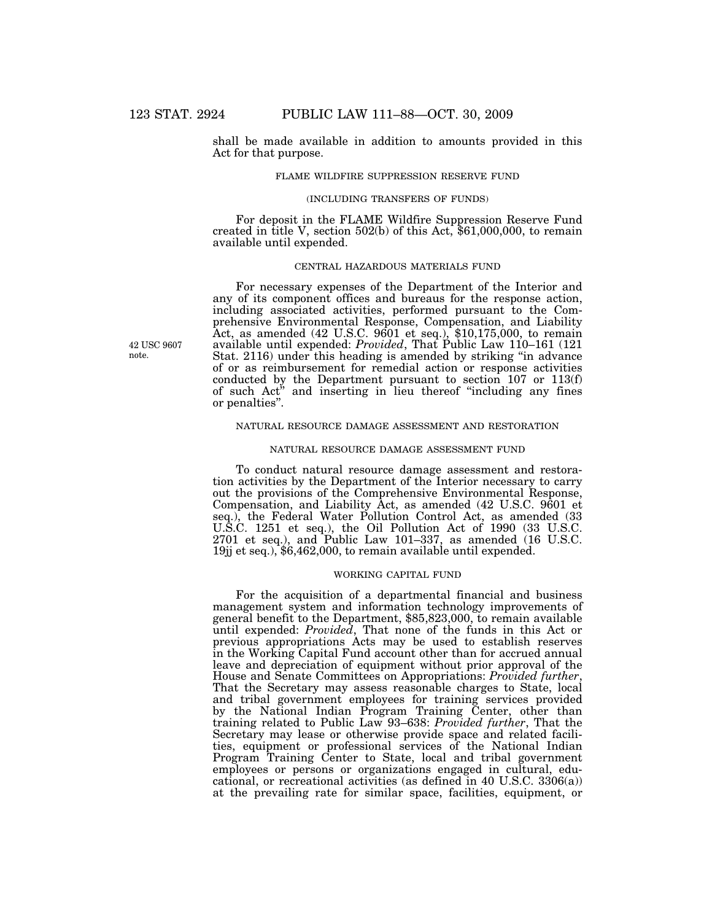shall be made available in addition to amounts provided in this Act for that purpose.

FLAME WILDFIRE SUPPRESSION RESERVE FUND

(INCLUDING TRANSFERS OF FUNDS)

For deposit in the FLAME Wildfire Suppression Reserve Fund created in title V, section 502(b) of this Act, $61,000,000, to remain available until expended.

CENTRAL HAZARDOUS MATERIALS FUND

For necessary expenses of the Department of the Interior and any of its component offices and bureaus for the response action, including associated activities, performed pursuant to the Comprehensive Environmental Response, Compensation, and Liability Act, as amended (42 U.S.C. 9601 et seq.), $10,175,000, to remain available until expended: *Provided*, That Public Law 110–161 (121 Stat. 2116) under this heading is amended by striking "in advance of or as reimbursement for remedial action or response activities conducted by the Department pursuant to section 107 or 113(f) of such Act" and inserting in lieu thereof "including any fines or penalties".

42 USC 9607 note.

NATURAL RESOURCE DAMAGE ASSESSMENT AND RESTORATION

NATURAL RESOURCE DAMAGE ASSESSMENT FUND

To conduct natural resource damage assessment and restoration activities by the Department of the Interior necessary to carry out the provisions of the Comprehensive Environmental Response, Compensation, and Liability Act, as amended (42 U.S.C. 9601 et seq.), the Federal Water Pollution Control Act, as amended (33 U.S.C. 1251 et seq.), the Oil Pollution Act of 1990 (33 U.S.C. 2701 et seq.), and Public Law 101–337, as amended (16 U.S.C. 19jj et seq.), $6,462,000, to remain available until expended.

WORKING CAPITAL FUND

For the acquisition of a departmental financial and business management system and information technology improvements of general benefit to the Department, $85,823,000, to remain available until expended: *Provided*, That none of the funds in this Act or previous appropriations Acts may be used to establish reserves in the Working Capital Fund account other than for accrued annual leave and depreciation of equipment without prior approval of the House and Senate Committees on Appropriations: *Provided further*, That the Secretary may assess reasonable charges to State, local and tribal government employees for training services provided by the National Indian Program Training Center, other than training related to Public Law 93–638: *Provided further*, That the Secretary may lease or otherwise provide space and related facilities, equipment or professional services of the National Indian Program Training Center to State, local and tribal government employees or persons or organizations engaged in cultural, educational, or recreational activities (as defined in 40 U.S.C. 3306(a)) at the prevailing rate for similar space, facilities, equipment, or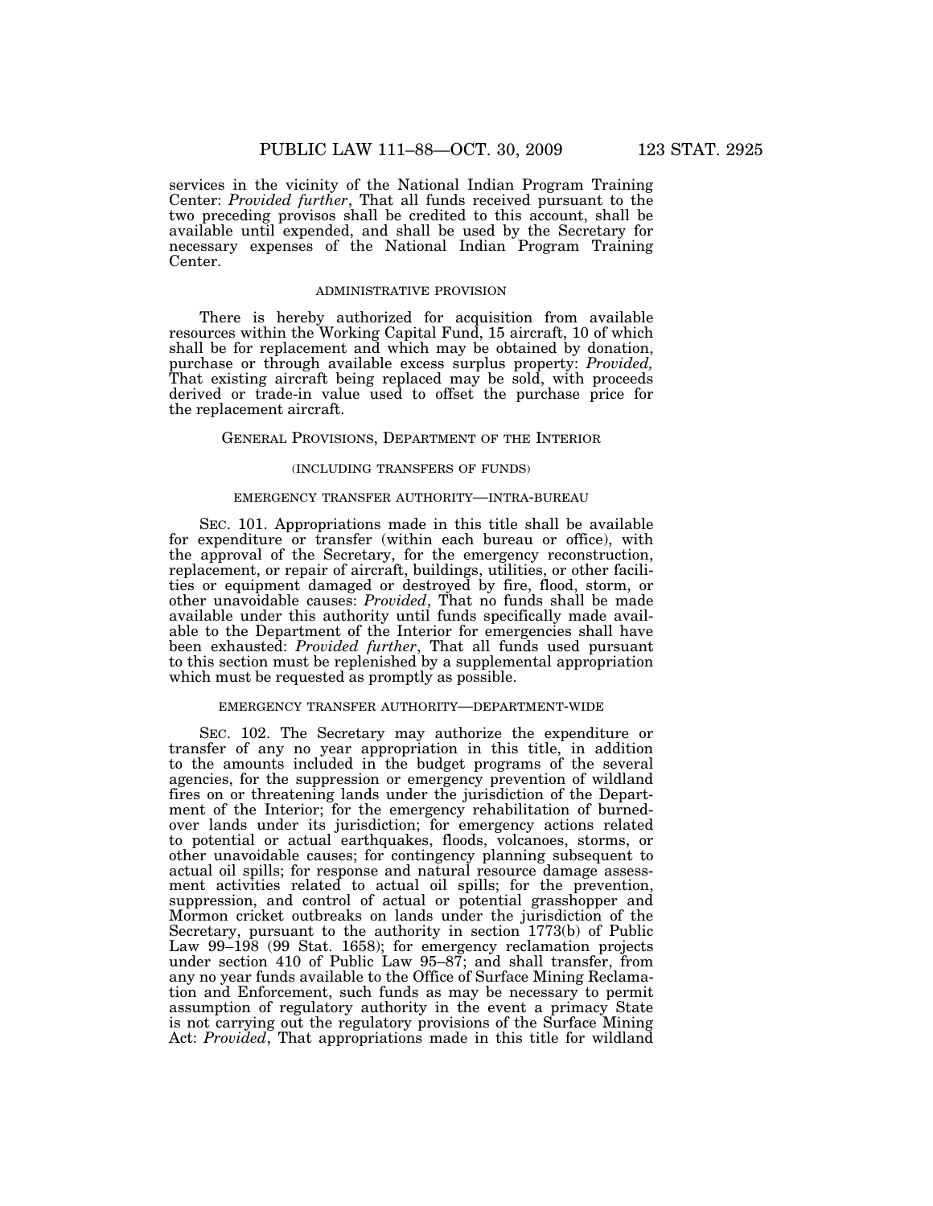services in the vicinity of the National Indian Program Training Center: *Provided further*, That all funds received pursuant to the two preceding provisos shall be credited to this account, shall be available until expended, and shall be used by the Secretary for necessary expenses of the National Indian Program Training Center.

ADMINISTRATIVE PROVISION

There is hereby authorized for acquisition from available resources within the Working Capital Fund, 15 aircraft, 10 of which shall be for replacement and which may be obtained by donation, purchase or through available excess surplus property: *Provided,* That existing aircraft being replaced may be sold, with proceeds derived or trade-in value used to offset the purchase price for the replacement aircraft.

## GENERAL PROVISIONS, DEPARTMENT OF THE INTERIOR

(INCLUDING TRANSFERS OF FUNDS)

EMERGENCY TRANSFER AUTHORITY—INTRA-BUREAU

SEC. 101. Appropriations made in this title shall be available for expenditure or transfer (within each bureau or office), with the approval of the Secretary, for the emergency reconstruction, replacement, or repair of aircraft, buildings, utilities, or other facilities or equipment damaged or destroyed by fire, flood, storm, or other unavoidable causes: *Provided*, That no funds shall be made available under this authority until funds specifically made available to the Department of the Interior for emergencies shall have been exhausted: *Provided further*, That all funds used pursuant to this section must be replenished by a supplemental appropriation which must be requested as promptly as possible.

EMERGENCY TRANSFER AUTHORITY—DEPARTMENT-WIDE

SEC. 102. The Secretary may authorize the expenditure or transfer of any no year appropriation in this title, in addition to the amounts included in the budget programs of the several agencies, for the suppression or emergency prevention of wildland fires on or threatening lands under the jurisdiction of the Department of the Interior; for the emergency rehabilitation of burned-over lands under its jurisdiction; for emergency actions related to potential or actual earthquakes, floods, volcanoes, storms, or other unavoidable causes; for contingency planning subsequent to actual oil spills; for response and natural resource damage assessment activities related to actual oil spills; for the prevention, suppression, and control of actual or potential grasshopper and Mormon cricket outbreaks on lands under the jurisdiction of the Secretary, pursuant to the authority in section 1773(b) of Public Law 99–198 (99 Stat. 1658); for emergency reclamation projects under section 410 of Public Law 95–87; and shall transfer, from any no year funds available to the Office of Surface Mining Reclamation and Enforcement, such funds as may be necessary to permit assumption of regulatory authority in the event a primacy State is not carrying out the regulatory provisions of the Surface Mining Act: *Provided*, That appropriations made in this title for wildland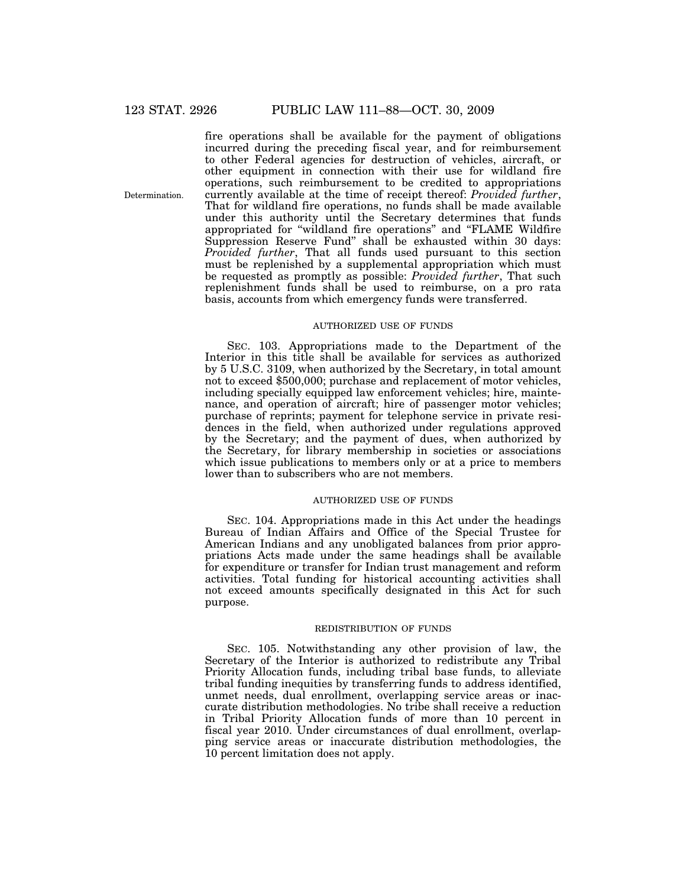fire operations shall be available for the payment of obligations incurred during the preceding fiscal year, and for reimbursement to other Federal agencies for destruction of vehicles, aircraft, or other equipment in connection with their use for wildland fire operations, such reimbursement to be credited to appropriations currently available at the time of receipt thereof: *Provided further*, That for wildland fire operations, no funds shall be made available under this authority until the Secretary determines that funds appropriated for "wildland fire operations" and "FLAME Wildfire Suppression Reserve Fund" shall be exhausted within 30 days: *Provided further*, That all funds used pursuant to this section must be replenished by a supplemental appropriation which must be requested as promptly as possible: *Provided further*, That such replenishment funds shall be used to reimburse, on a pro rata basis, accounts from which emergency funds were transferred.

Determination.

AUTHORIZED USE OF FUNDS

SEC. 103. Appropriations made to the Department of the Interior in this title shall be available for services as authorized by 5 U.S.C. 3109, when authorized by the Secretary, in total amount not to exceed $500,000; purchase and replacement of motor vehicles, including specially equipped law enforcement vehicles; hire, maintenance, and operation of aircraft; hire of passenger motor vehicles; purchase of reprints; payment for telephone service in private residences in the field, when authorized under regulations approved by the Secretary; and the payment of dues, when authorized by the Secretary, for library membership in societies or associations which issue publications to members only or at a price to members lower than to subscribers who are not members.

AUTHORIZED USE OF FUNDS

SEC. 104. Appropriations made in this Act under the headings Bureau of Indian Affairs and Office of the Special Trustee for American Indians and any unobligated balances from prior appropriations Acts made under the same headings shall be available for expenditure or transfer for Indian trust management and reform activities. Total funding for historical accounting activities shall not exceed amounts specifically designated in this Act for such purpose.

REDISTRIBUTION OF FUNDS

SEC. 105. Notwithstanding any other provision of law, the Secretary of the Interior is authorized to redistribute any Tribal Priority Allocation funds, including tribal base funds, to alleviate tribal funding inequities by transferring funds to address identified, unmet needs, dual enrollment, overlapping service areas or inaccurate distribution methodologies. No tribe shall receive a reduction in Tribal Priority Allocation funds of more than 10 percent in fiscal year 2010. Under circumstances of dual enrollment, overlapping service areas or inaccurate distribution methodologies, the 10 percent limitation does not apply.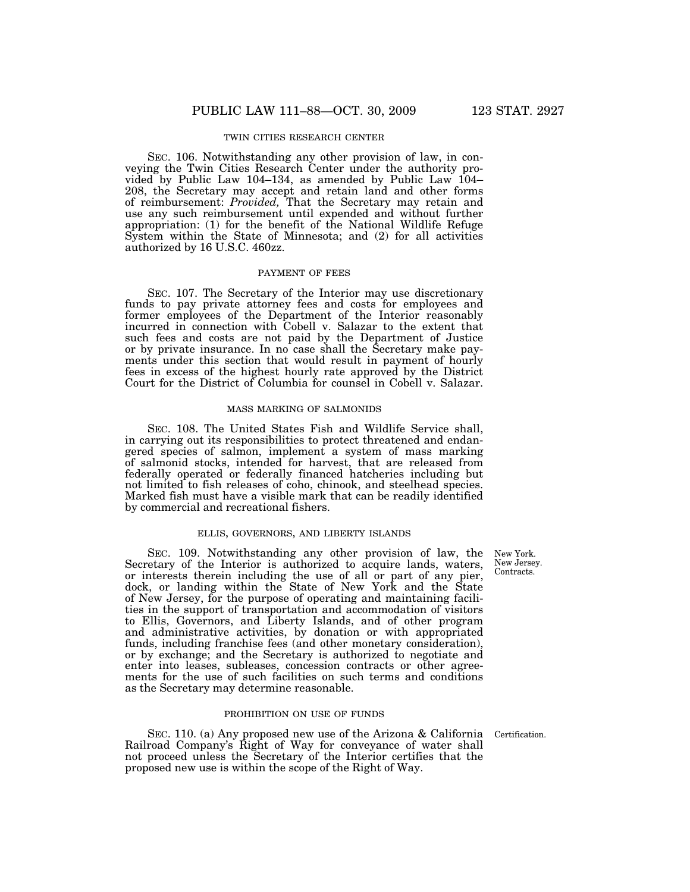TWIN CITIES RESEARCH CENTER

SEC. 106. Notwithstanding any other provision of law, in conveying the Twin Cities Research Center under the authority provided by Public Law 104–134, as amended by Public Law 104–208, the Secretary may accept and retain land and other forms of reimbursement: *Provided,* That the Secretary may retain and use any such reimbursement until expended and without further appropriation: (1) for the benefit of the National Wildlife Refuge System within the State of Minnesota; and (2) for all activities authorized by 16 U.S.C. 460zz.

PAYMENT OF FEES

SEC. 107. The Secretary of the Interior may use discretionary funds to pay private attorney fees and costs for employees and former employees of the Department of the Interior reasonably incurred in connection with Cobell v. Salazar to the extent that such fees and costs are not paid by the Department of Justice or by private insurance. In no case shall the Secretary make payments under this section that would result in payment of hourly fees in excess of the highest hourly rate approved by the District Court for the District of Columbia for counsel in Cobell v. Salazar.

MASS MARKING OF SALMONIDS

SEC. 108. The United States Fish and Wildlife Service shall, in carrying out its responsibilities to protect threatened and endangered species of salmon, implement a system of mass marking of salmonid stocks, intended for harvest, that are released from federally operated or federally financed hatcheries including but not limited to fish releases of coho, chinook, and steelhead species. Marked fish must have a visible mark that can be readily identified by commercial and recreational fishers.

ELLIS, GOVERNORS, AND LIBERTY ISLANDS

New York.
New Jersey.
Contracts.

SEC. 109. Notwithstanding any other provision of law, the Secretary of the Interior is authorized to acquire lands, waters, or interests therein including the use of all or part of any pier, dock, or landing within the State of New York and the State of New Jersey, for the purpose of operating and maintaining facilities in the support of transportation and accommodation of visitors to Ellis, Governors, and Liberty Islands, and of other program and administrative activities, by donation or with appropriated funds, including franchise fees (and other monetary consideration), or by exchange; and the Secretary is authorized to negotiate and enter into leases, subleases, concession contracts or other agreements for the use of such facilities on such terms and conditions as the Secretary may determine reasonable.

PROHIBITION ON USE OF FUNDS

Certification.

SEC. 110. (a) Any proposed new use of the Arizona & California Railroad Company's Right of Way for conveyance of water shall not proceed unless the Secretary of the Interior certifies that the proposed new use is within the scope of the Right of Way.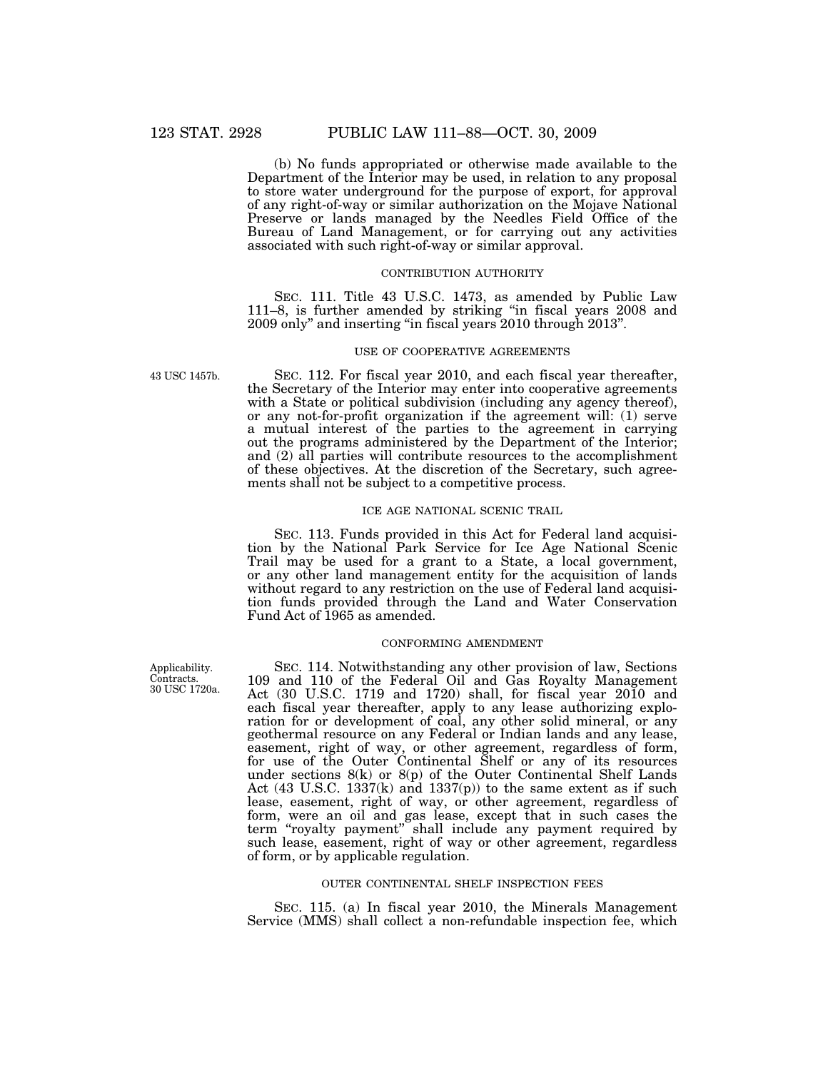(b) No funds appropriated or otherwise made available to the Department of the Interior may be used, in relation to any proposal to store water underground for the purpose of export, for approval of any right-of-way or similar authorization on the Mojave National Preserve or lands managed by the Needles Field Office of the Bureau of Land Management, or for carrying out any activities associated with such right-of-way or similar approval.

CONTRIBUTION AUTHORITY

SEC. 111. Title 43 U.S.C. 1473, as amended by Public Law 111–8, is further amended by striking "in fiscal years 2008 and 2009 only" and inserting "in fiscal years 2010 through 2013".

USE OF COOPERATIVE AGREEMENTS

43 USC 1457b.

SEC. 112. For fiscal year 2010, and each fiscal year thereafter, the Secretary of the Interior may enter into cooperative agreements with a State or political subdivision (including any agency thereof), or any not-for-profit organization if the agreement will: (1) serve a mutual interest of the parties to the agreement in carrying out the programs administered by the Department of the Interior; and (2) all parties will contribute resources to the accomplishment of these objectives. At the discretion of the Secretary, such agreements shall not be subject to a competitive process.

ICE AGE NATIONAL SCENIC TRAIL

SEC. 113. Funds provided in this Act for Federal land acquisition by the National Park Service for Ice Age National Scenic Trail may be used for a grant to a State, a local government, or any other land management entity for the acquisition of lands without regard to any restriction on the use of Federal land acquisition funds provided through the Land and Water Conservation Fund Act of 1965 as amended.

CONFORMING AMENDMENT

Applicability. Contracts. 30 USC 1720a.

SEC. 114. Notwithstanding any other provision of law, Sections 109 and 110 of the Federal Oil and Gas Royalty Management Act (30 U.S.C. 1719 and 1720) shall, for fiscal year 2010 and each fiscal year thereafter, apply to any lease authorizing exploration for or development of coal, any other solid mineral, or any geothermal resource on any Federal or Indian lands and any lease, easement, right of way, or other agreement, regardless of form, for use of the Outer Continental Shelf or any of its resources under sections 8(k) or 8(p) of the Outer Continental Shelf Lands Act (43 U.S.C. 1337(k) and 1337(p)) to the same extent as if such lease, easement, right of way, or other agreement, regardless of form, were an oil and gas lease, except that in such cases the term "royalty payment" shall include any payment required by such lease, easement, right of way or other agreement, regardless of form, or by applicable regulation.

OUTER CONTINENTAL SHELF INSPECTION FEES

SEC. 115. (a) In fiscal year 2010, the Minerals Management Service (MMS) shall collect a non-refundable inspection fee, which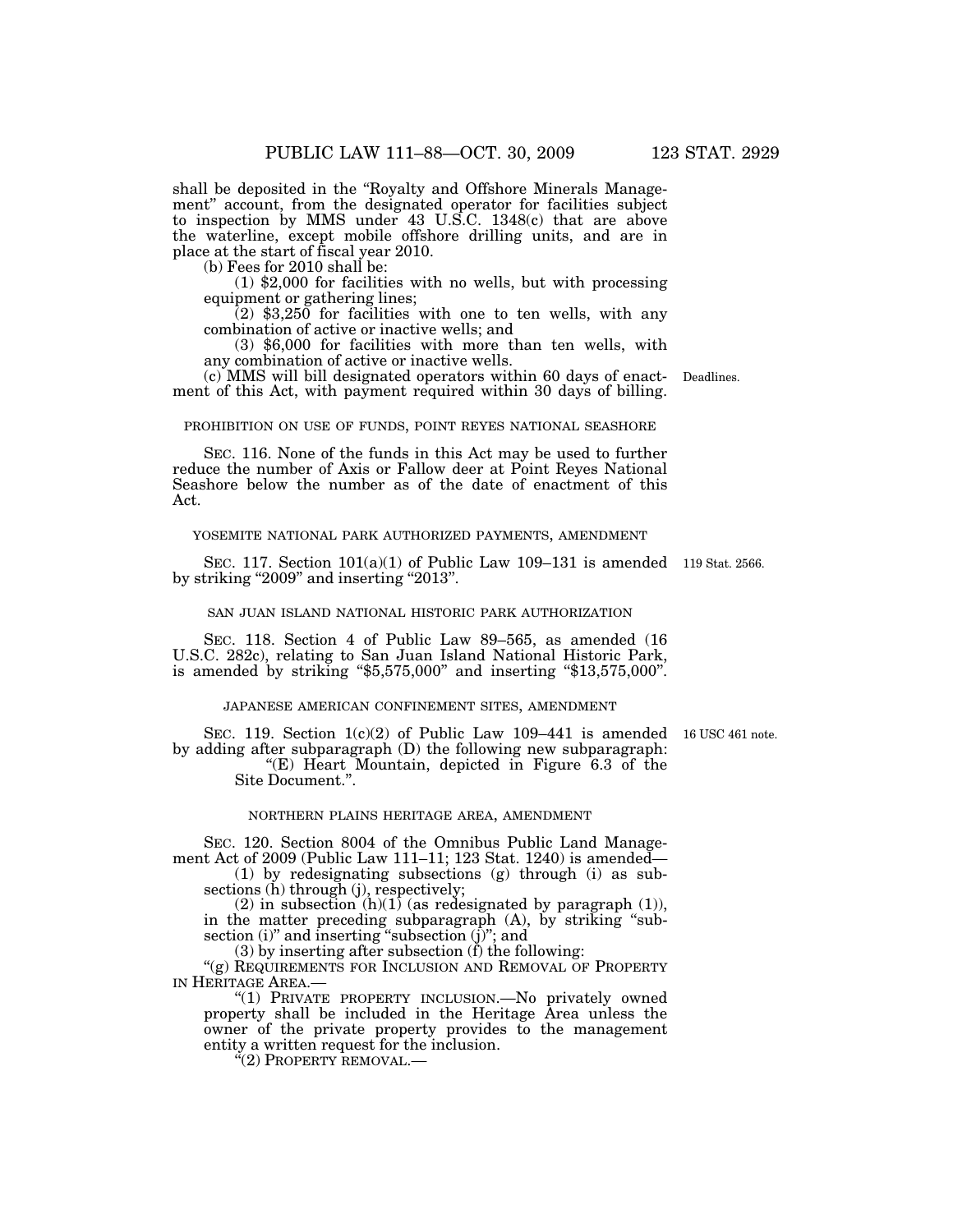shall be deposited in the "Royalty and Offshore Minerals Management" account, from the designated operator for facilities subject to inspection by MMS under 43 U.S.C. 1348(c) that are above the waterline, except mobile offshore drilling units, and are in place at the start of fiscal year 2010.

(b) Fees for 2010 shall be:

(1) $2,000 for facilities with no wells, but with processing equipment or gathering lines;

(2) $3,250 for facilities with one to ten wells, with any combination of active or inactive wells; and

(3) $6,000 for facilities with more than ten wells, with any combination of active or inactive wells.

(c) MMS will bill designated operators within 60 days of enactment of this Act, with payment required within 30 days of billing.

Deadlines.

PROHIBITION ON USE OF FUNDS, POINT REYES NATIONAL SEASHORE

SEC. 116. None of the funds in this Act may be used to further reduce the number of Axis or Fallow deer at Point Reyes National Seashore below the number as of the date of enactment of this Act.

YOSEMITE NATIONAL PARK AUTHORIZED PAYMENTS, AMENDMENT

SEC. 117. Section 101(a)(1) of Public Law 109–131 is amended by striking "2009" and inserting "2013".

119 Stat. 2566.

SAN JUAN ISLAND NATIONAL HISTORIC PARK AUTHORIZATION

SEC. 118. Section 4 of Public Law 89–565, as amended (16 U.S.C. 282c), relating to San Juan Island National Historic Park, is amended by striking "$5,575,000" and inserting "$13,575,000".

JAPANESE AMERICAN CONFINEMENT SITES, AMENDMENT

SEC. 119. Section 1(c)(2) of Public Law 109–441 is amended by adding after subparagraph (D) the following new subparagraph:

"(E) Heart Mountain, depicted in Figure 6.3 of the Site Document.".

16 USC 461 note.

NORTHERN PLAINS HERITAGE AREA, AMENDMENT

SEC. 120. Section 8004 of the Omnibus Public Land Management Act of 2009 (Public Law 111–11; 123 Stat. 1240) is amended—

(1) by redesignating subsections (g) through (i) as subsections (h) through (j), respectively;

(2) in subsection (h)(1) (as redesignated by paragraph (1)), in the matter preceding subparagraph (A), by striking "subsection (i)" and inserting "subsection (j)"; and

(3) by inserting after subsection (f) the following:

"(g) REQUIREMENTS FOR INCLUSION AND REMOVAL OF PROPERTY IN HERITAGE AREA.—

"(1) PRIVATE PROPERTY INCLUSION.—No privately owned property shall be included in the Heritage Area unless the owner of the private property provides to the management entity a written request for the inclusion.

"(2) PROPERTY REMOVAL.—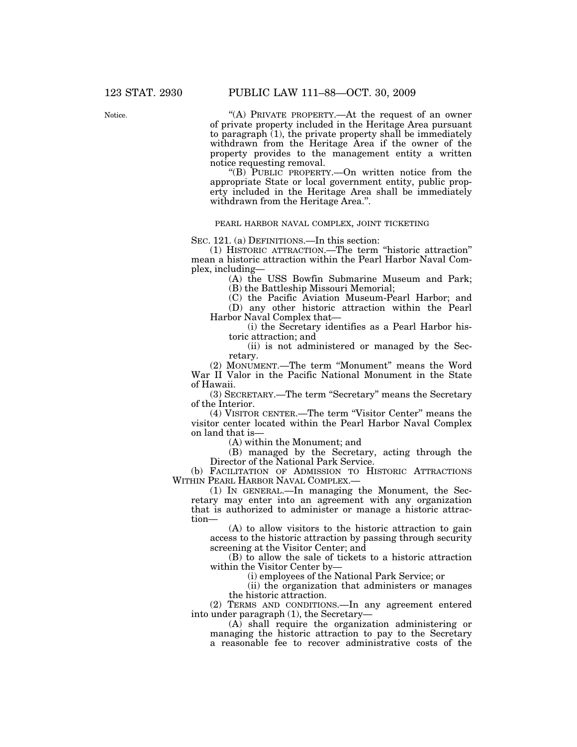Notice.

"(A) PRIVATE PROPERTY.—At the request of an owner of private property included in the Heritage Area pursuant to paragraph (1), the private property shall be immediately withdrawn from the Heritage Area if the owner of the property provides to the management entity a written notice requesting removal.

"(B) PUBLIC PROPERTY.—On written notice from the appropriate State or local government entity, public property included in the Heritage Area shall be immediately withdrawn from the Heritage Area.".

PEARL HARBOR NAVAL COMPLEX, JOINT TICKETING

SEC. 121. (a) DEFINITIONS.—In this section:

(1) HISTORIC ATTRACTION.—The term "historic attraction" mean a historic attraction within the Pearl Harbor Naval Complex, including—

(A) the USS Bowfin Submarine Museum and Park;

(B) the Battleship Missouri Memorial;

(C) the Pacific Aviation Museum-Pearl Harbor; and

(D) any other historic attraction within the Pearl Harbor Naval Complex that—

(i) the Secretary identifies as a Pearl Harbor historic attraction; and

(ii) is not administered or managed by the Secretary.

(2) MONUMENT.—The term "Monument" means the Word War II Valor in the Pacific National Monument in the State of Hawaii.

(3) SECRETARY.—The term "Secretary" means the Secretary of the Interior.

(4) VISITOR CENTER.—The term "Visitor Center" means the visitor center located within the Pearl Harbor Naval Complex on land that is—

(A) within the Monument; and

(B) managed by the Secretary, acting through the Director of the National Park Service.

(b) FACILITATION OF ADMISSION TO HISTORIC ATTRACTIONS WITHIN PEARL HARBOR NAVAL COMPLEX.—

(1) IN GENERAL.—In managing the Monument, the Secretary may enter into an agreement with any organization that is authorized to administer or manage a historic attraction—

(A) to allow visitors to the historic attraction to gain access to the historic attraction by passing through security screening at the Visitor Center; and

(B) to allow the sale of tickets to a historic attraction within the Visitor Center by—

(i) employees of the National Park Service; or

(ii) the organization that administers or manages the historic attraction.

(2) TERMS AND CONDITIONS.—In any agreement entered into under paragraph (1), the Secretary—

(A) shall require the organization administering or managing the historic attraction to pay to the Secretary a reasonable fee to recover administrative costs of the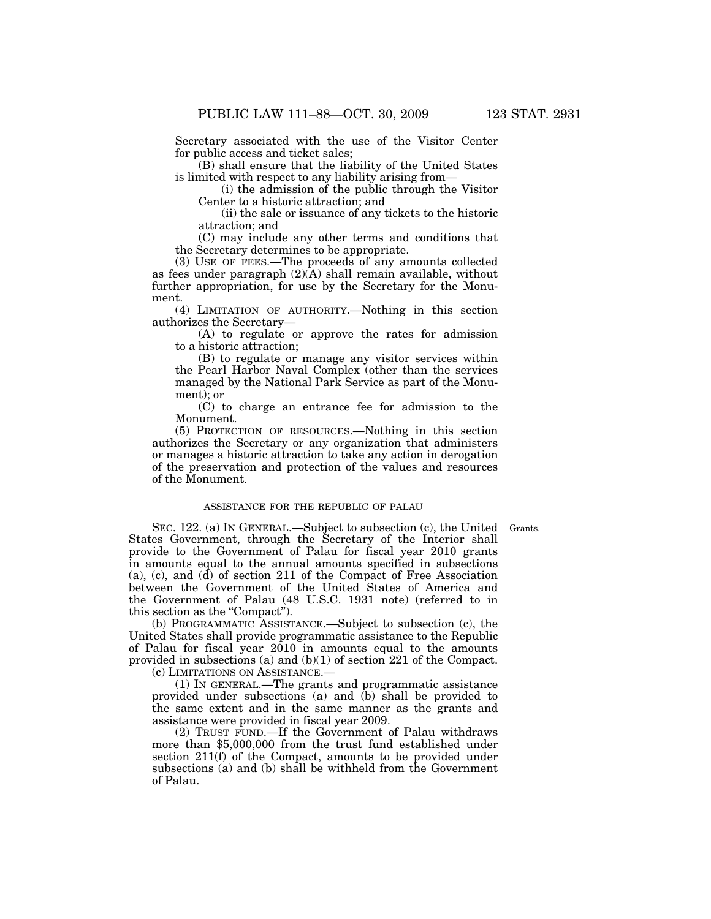Secretary associated with the use of the Visitor Center for public access and ticket sales;

(B) shall ensure that the liability of the United States is limited with respect to any liability arising from—

(i) the admission of the public through the Visitor Center to a historic attraction; and

(ii) the sale or issuance of any tickets to the historic attraction; and

(C) may include any other terms and conditions that the Secretary determines to be appropriate.

(3) USE OF FEES.—The proceeds of any amounts collected as fees under paragraph (2)(A) shall remain available, without further appropriation, for use by the Secretary for the Monument.

(4) LIMITATION OF AUTHORITY.—Nothing in this section authorizes the Secretary—

(A) to regulate or approve the rates for admission to a historic attraction;

(B) to regulate or manage any visitor services within the Pearl Harbor Naval Complex (other than the services managed by the National Park Service as part of the Monument); or

(C) to charge an entrance fee for admission to the Monument.

(5) PROTECTION OF RESOURCES.—Nothing in this section authorizes the Secretary or any organization that administers or manages a historic attraction to take any action in derogation of the preservation and protection of the values and resources of the Monument.

ASSISTANCE FOR THE REPUBLIC OF PALAU

Grants.

SEC. 122. (a) IN GENERAL.—Subject to subsection (c), the United States Government, through the Secretary of the Interior shall provide to the Government of Palau for fiscal year 2010 grants in amounts equal to the annual amounts specified in subsections (a), (c), and (d) of section 211 of the Compact of Free Association between the Government of the United States of America and the Government of Palau (48 U.S.C. 1931 note) (referred to in this section as the "Compact").

(b) PROGRAMMATIC ASSISTANCE.—Subject to subsection (c), the United States shall provide programmatic assistance to the Republic of Palau for fiscal year 2010 in amounts equal to the amounts provided in subsections (a) and (b)(1) of section 221 of the Compact.

(c) LIMITATIONS ON ASSISTANCE.—

(1) IN GENERAL.—The grants and programmatic assistance provided under subsections (a) and (b) shall be provided to the same extent and in the same manner as the grants and assistance were provided in fiscal year 2009.

(2) TRUST FUND.—If the Government of Palau withdraws more than $5,000,000 from the trust fund established under section 211(f) of the Compact, amounts to be provided under subsections (a) and (b) shall be withheld from the Government of Palau.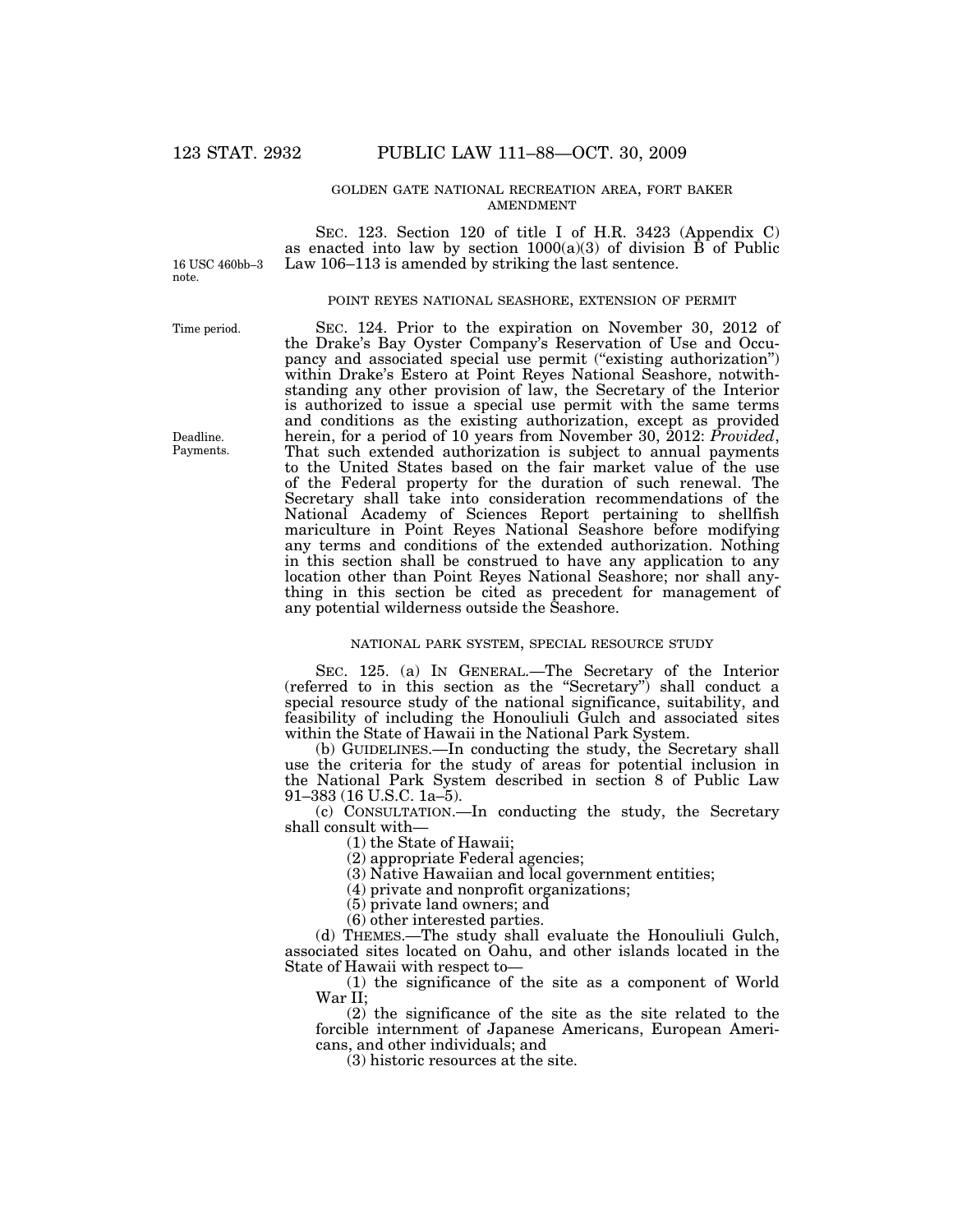GOLDEN GATE NATIONAL RECREATION AREA, FORT BAKER AMENDMENT

16 USC 460bb–3 note.

SEC. 123. Section 120 of title I of H.R. 3423 (Appendix C) as enacted into law by section 1000(a)(3) of division B of Public Law 106–113 is amended by striking the last sentence.

POINT REYES NATIONAL SEASHORE, EXTENSION OF PERMIT

Time period.

Deadline. Payments.

SEC. 124. Prior to the expiration on November 30, 2012 of the Drake's Bay Oyster Company's Reservation of Use and Occupancy and associated special use permit ("existing authorization") within Drake's Estero at Point Reyes National Seashore, notwithstanding any other provision of law, the Secretary of the Interior is authorized to issue a special use permit with the same terms and conditions as the existing authorization, except as provided herein, for a period of 10 years from November 30, 2012: *Provided*, That such extended authorization is subject to annual payments to the United States based on the fair market value of the use of the Federal property for the duration of such renewal. The Secretary shall take into consideration recommendations of the National Academy of Sciences Report pertaining to shellfish mariculture in Point Reyes National Seashore before modifying any terms and conditions of the extended authorization. Nothing in this section shall be construed to have any application to any location other than Point Reyes National Seashore; nor shall anything in this section be cited as precedent for management of any potential wilderness outside the Seashore.

NATIONAL PARK SYSTEM, SPECIAL RESOURCE STUDY

SEC. 125. (a) IN GENERAL.—The Secretary of the Interior (referred to in this section as the "Secretary") shall conduct a special resource study of the national significance, suitability, and feasibility of including the Honouliuli Gulch and associated sites within the State of Hawaii in the National Park System.

(b) GUIDELINES.—In conducting the study, the Secretary shall use the criteria for the study of areas for potential inclusion in the National Park System described in section 8 of Public Law 91–383 (16 U.S.C. 1a–5).

(c) CONSULTATION.—In conducting the study, the Secretary shall consult with—

(1) the State of Hawaii;

(2) appropriate Federal agencies;

(3) Native Hawaiian and local government entities;

(4) private and nonprofit organizations;

(5) private land owners; and

(6) other interested parties.

(d) THEMES.—The study shall evaluate the Honouliuli Gulch, associated sites located on Oahu, and other islands located in the State of Hawaii with respect to—

(1) the significance of the site as a component of World War II;

(2) the significance of the site as the site related to the forcible internment of Japanese Americans, European Americans, and other individuals; and

(3) historic resources at the site.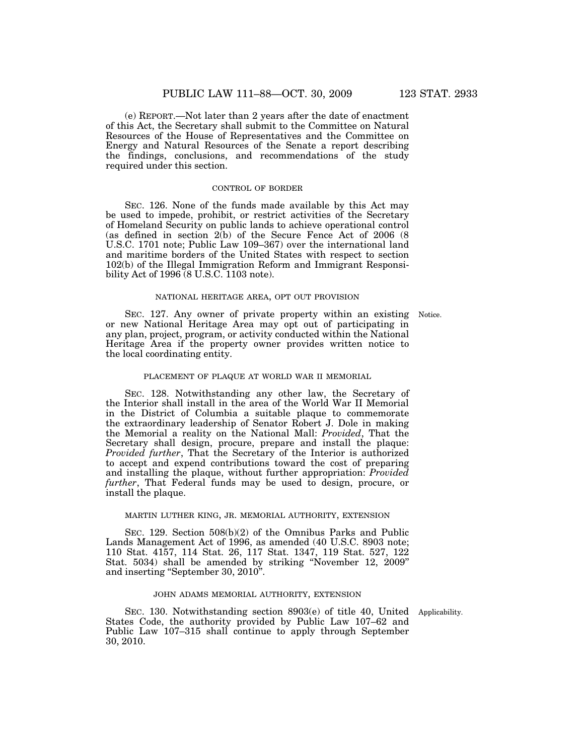(e) REPORT.—Not later than 2 years after the date of enactment of this Act, the Secretary shall submit to the Committee on Natural Resources of the House of Representatives and the Committee on Energy and Natural Resources of the Senate a report describing the findings, conclusions, and recommendations of the study required under this section.

CONTROL OF BORDER

SEC. 126. None of the funds made available by this Act may be used to impede, prohibit, or restrict activities of the Secretary of Homeland Security on public lands to achieve operational control (as defined in section 2(b) of the Secure Fence Act of 2006 (8 U.S.C. 1701 note; Public Law 109–367) over the international land and maritime borders of the United States with respect to section 102(b) of the Illegal Immigration Reform and Immigrant Responsibility Act of 1996 (8 U.S.C. 1103 note).

NATIONAL HERITAGE AREA, OPT OUT PROVISION

Notice.

SEC. 127. Any owner of private property within an existing or new National Heritage Area may opt out of participating in any plan, project, program, or activity conducted within the National Heritage Area if the property owner provides written notice to the local coordinating entity.

PLACEMENT OF PLAQUE AT WORLD WAR II MEMORIAL

SEC. 128. Notwithstanding any other law, the Secretary of the Interior shall install in the area of the World War II Memorial in the District of Columbia a suitable plaque to commemorate the extraordinary leadership of Senator Robert J. Dole in making the Memorial a reality on the National Mall: *Provided*, That the Secretary shall design, procure, prepare and install the plaque: *Provided further*, That the Secretary of the Interior is authorized to accept and expend contributions toward the cost of preparing and installing the plaque, without further appropriation: *Provided further*, That Federal funds may be used to design, procure, or install the plaque.

MARTIN LUTHER KING, JR. MEMORIAL AUTHORITY, EXTENSION

SEC. 129. Section 508(b)(2) of the Omnibus Parks and Public Lands Management Act of 1996, as amended (40 U.S.C. 8903 note; 110 Stat. 4157, 114 Stat. 26, 117 Stat. 1347, 119 Stat. 527, 122 Stat. 5034) shall be amended by striking "November 12, 2009" and inserting "September 30, 2010".

JOHN ADAMS MEMORIAL AUTHORITY, EXTENSION

Applicability.

SEC. 130. Notwithstanding section 8903(e) of title 40, United States Code, the authority provided by Public Law 107–62 and Public Law 107–315 shall continue to apply through September 30, 2010.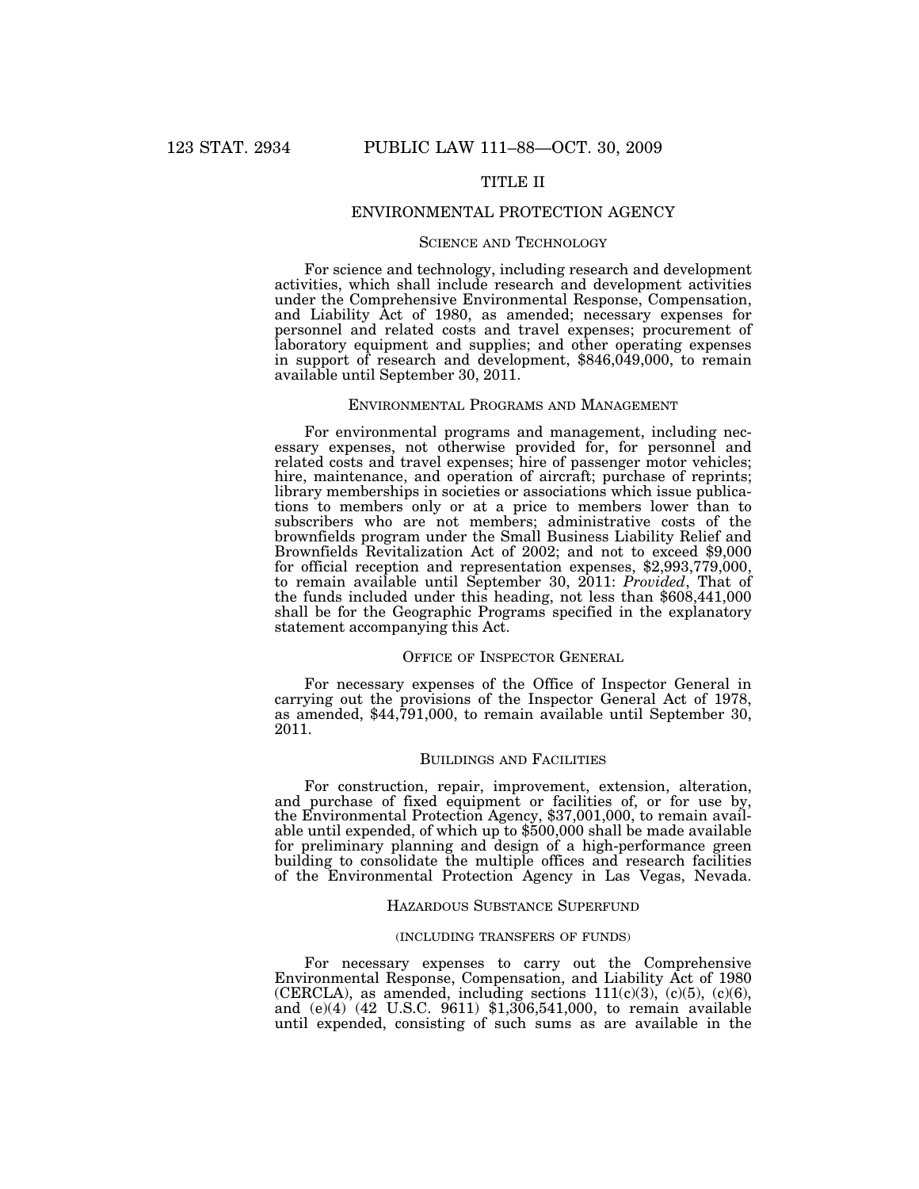# TITLE II

## ENVIRONMENTAL PROTECTION AGENCY

### SCIENCE AND TECHNOLOGY

For science and technology, including research and development activities, which shall include research and development activities under the Comprehensive Environmental Response, Compensation, and Liability Act of 1980, as amended; necessary expenses for personnel and related costs and travel expenses; procurement of laboratory equipment and supplies; and other operating expenses in support of research and development, $846,049,000, to remain available until September 30, 2011.

### ENVIRONMENTAL PROGRAMS AND MANAGEMENT

For environmental programs and management, including necessary expenses, not otherwise provided for, for personnel and related costs and travel expenses; hire of passenger motor vehicles; hire, maintenance, and operation of aircraft; purchase of reprints; library memberships in societies or associations which issue publications to members only or at a price to members lower than to subscribers who are not members; administrative costs of the brownfields program under the Small Business Liability Relief and Brownfields Revitalization Act of 2002; and not to exceed $9,000 for official reception and representation expenses, $2,993,779,000, to remain available until September 30, 2011: *Provided*, That of the funds included under this heading, not less than $608,441,000 shall be for the Geographic Programs specified in the explanatory statement accompanying this Act.

### OFFICE OF INSPECTOR GENERAL

For necessary expenses of the Office of Inspector General in carrying out the provisions of the Inspector General Act of 1978, as amended, $44,791,000, to remain available until September 30, 2011.

### BUILDINGS AND FACILITIES

For construction, repair, improvement, extension, alteration, and purchase of fixed equipment or facilities of, or for use by, the Environmental Protection Agency, $37,001,000, to remain available until expended, of which up to $500,000 shall be made available for preliminary planning and design of a high-performance green building to consolidate the multiple offices and research facilities of the Environmental Protection Agency in Las Vegas, Nevada.

### HAZARDOUS SUBSTANCE SUPERFUND

(INCLUDING TRANSFERS OF FUNDS)

For necessary expenses to carry out the Comprehensive Environmental Response, Compensation, and Liability Act of 1980 (CERCLA), as amended, including sections 111(c)(3), (c)(5), (c)(6), and (e)(4) (42 U.S.C. 9611) $1,306,541,000, to remain available until expended, consisting of such sums as are available in the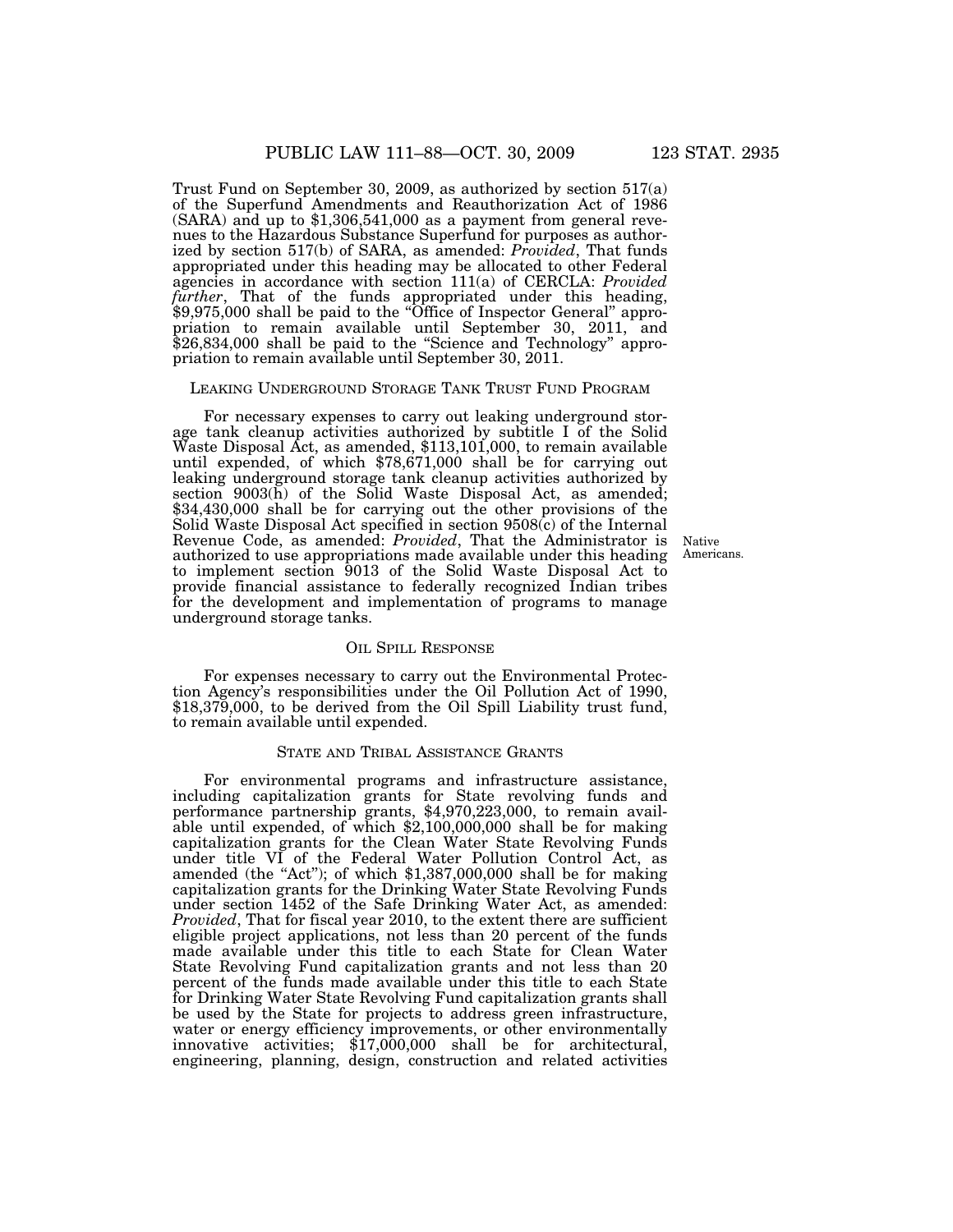Trust Fund on September 30, 2009, as authorized by section 517(a) of the Superfund Amendments and Reauthorization Act of 1986 (SARA) and up to $1,306,541,000 as a payment from general revenues to the Hazardous Substance Superfund for purposes as authorized by section 517(b) of SARA, as amended: *Provided*, That funds appropriated under this heading may be allocated to other Federal agencies in accordance with section 111(a) of CERCLA: *Provided further*, That of the funds appropriated under this heading, $9,975,000 shall be paid to the "Office of Inspector General" appropriation to remain available until September 30, 2011, and $26,834,000 shall be paid to the "Science and Technology" appropriation to remain available until September 30, 2011.

## LEAKING UNDERGROUND STORAGE TANK TRUST FUND PROGRAM

For necessary expenses to carry out leaking underground storage tank cleanup activities authorized by subtitle I of the Solid Waste Disposal Act, as amended, $113,101,000, to remain available until expended, of which $78,671,000 shall be for carrying out leaking underground storage tank cleanup activities authorized by section 9003(h) of the Solid Waste Disposal Act, as amended; $34,430,000 shall be for carrying out the other provisions of the Solid Waste Disposal Act specified in section 9508(c) of the Internal Revenue Code, as amended: *Provided*, That the Administrator is authorized to use appropriations made available under this heading to implement section 9013 of the Solid Waste Disposal Act to provide financial assistance to federally recognized Indian tribes for the development and implementation of programs to manage underground storage tanks.

Native Americans.

## OIL SPILL RESPONSE

For expenses necessary to carry out the Environmental Protection Agency's responsibilities under the Oil Pollution Act of 1990, $18,379,000, to be derived from the Oil Spill Liability trust fund, to remain available until expended.

## STATE AND TRIBAL ASSISTANCE GRANTS

For environmental programs and infrastructure assistance, including capitalization grants for State revolving funds and performance partnership grants, $4,970,223,000, to remain available until expended, of which $2,100,000,000 shall be for making capitalization grants for the Clean Water State Revolving Funds under title VI of the Federal Water Pollution Control Act, as amended (the "Act"); of which $1,387,000,000 shall be for making capitalization grants for the Drinking Water State Revolving Funds under section 1452 of the Safe Drinking Water Act, as amended: *Provided*, That for fiscal year 2010, to the extent there are sufficient eligible project applications, not less than 20 percent of the funds made available under this title to each State for Clean Water State Revolving Fund capitalization grants and not less than 20 percent of the funds made available under this title to each State for Drinking Water State Revolving Fund capitalization grants shall be used by the State for projects to address green infrastructure, water or energy efficiency improvements, or other environmentally innovative activities; $17,000,000 shall be for architectural, engineering, planning, design, construction and related activities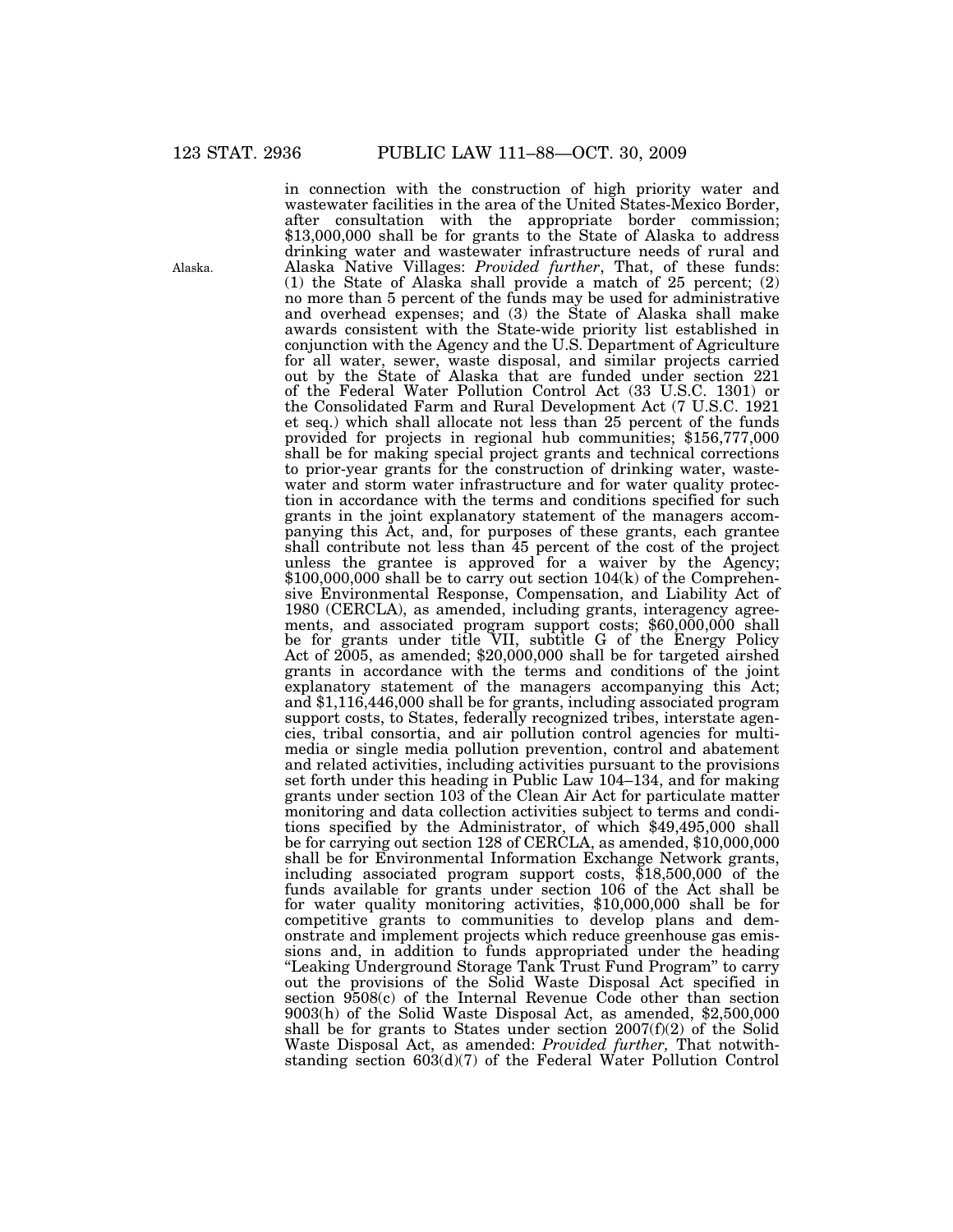in connection with the construction of high priority water and wastewater facilities in the area of the United States-Mexico Border, after consultation with the appropriate border commission; $13,000,000 shall be for grants to the State of Alaska to address drinking water and wastewater infrastructure needs of rural and Alaska Native Villages: *Provided further*, That, of these funds: (1) the State of Alaska shall provide a match of 25 percent; (2) no more than 5 percent of the funds may be used for administrative and overhead expenses; and (3) the State of Alaska shall make awards consistent with the State-wide priority list established in conjunction with the Agency and the U.S. Department of Agriculture for all water, sewer, waste disposal, and similar projects carried out by the State of Alaska that are funded under section 221 of the Federal Water Pollution Control Act (33 U.S.C. 1301) or the Consolidated Farm and Rural Development Act (7 U.S.C. 1921 et seq.) which shall allocate not less than 25 percent of the funds provided for projects in regional hub communities; $156,777,000 shall be for making special project grants and technical corrections to prior-year grants for the construction of drinking water, wastewater and storm water infrastructure and for water quality protection in accordance with the terms and conditions specified for such grants in the joint explanatory statement of the managers accompanying this Act, and, for purposes of these grants, each grantee shall contribute not less than 45 percent of the cost of the project unless the grantee is approved for a waiver by the Agency; $100,000,000 shall be to carry out section 104(k) of the Comprehensive Environmental Response, Compensation, and Liability Act of 1980 (CERCLA), as amended, including grants, interagency agreements, and associated program support costs; $60,000,000 shall be for grants under title VII, subtitle G of the Energy Policy Act of 2005, as amended; $20,000,000 shall be for targeted airshed grants in accordance with the terms and conditions of the joint explanatory statement of the managers accompanying this Act; and $1,116,446,000 shall be for grants, including associated program support costs, to States, federally recognized tribes, interstate agencies, tribal consortia, and air pollution control agencies for multi-media or single media pollution prevention, control and abatement and related activities, including activities pursuant to the provisions set forth under this heading in Public Law 104–134, and for making grants under section 103 of the Clean Air Act for particulate matter monitoring and data collection activities subject to terms and conditions specified by the Administrator, of which $49,495,000 shall be for carrying out section 128 of CERCLA, as amended, $10,000,000 shall be for Environmental Information Exchange Network grants, including associated program support costs, $18,500,000 of the funds available for grants under section 106 of the Act shall be for water quality monitoring activities, $10,000,000 shall be for competitive grants to communities to develop plans and demonstrate and implement projects which reduce greenhouse gas emissions and, in addition to funds appropriated under the heading "Leaking Underground Storage Tank Trust Fund Program" to carry out the provisions of the Solid Waste Disposal Act specified in section 9508(c) of the Internal Revenue Code other than section 9003(h) of the Solid Waste Disposal Act, as amended, $2,500,000 shall be for grants to States under section 2007(f)(2) of the Solid Waste Disposal Act, as amended: *Provided further,* That notwithstanding section 603(d)(7) of the Federal Water Pollution Control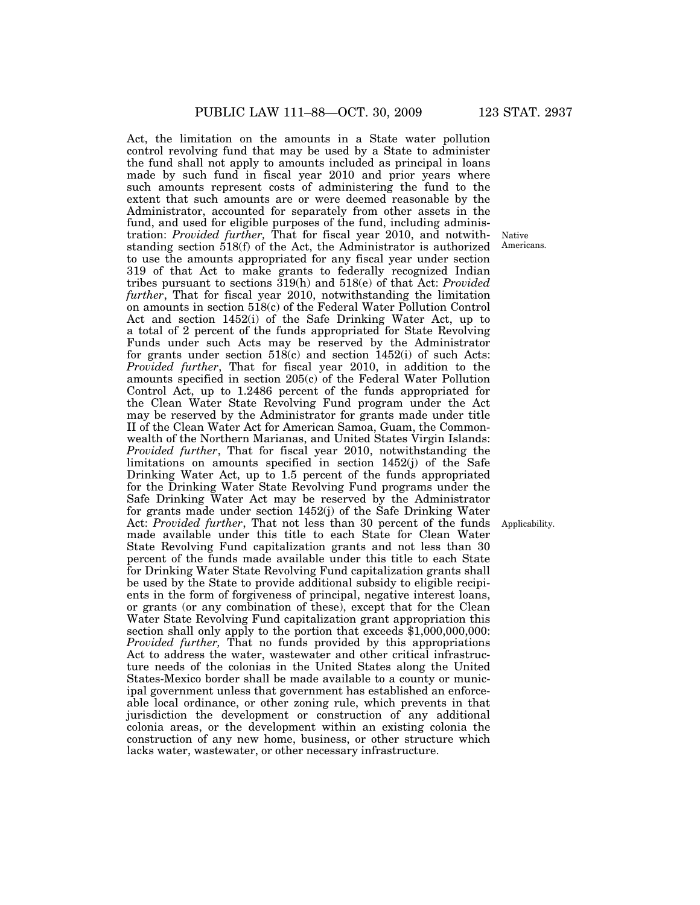Act, the limitation on the amounts in a State water pollution control revolving fund that may be used by a State to administer the fund shall not apply to amounts included as principal in loans made by such fund in fiscal year 2010 and prior years where such amounts represent costs of administering the fund to the extent that such amounts are or were deemed reasonable by the Administrator, accounted for separately from other assets in the fund, and used for eligible purposes of the fund, including administration: *Provided further,* That for fiscal year 2010, and notwithstanding section 518(f) of the Act, the Administrator is authorized to use the amounts appropriated for any fiscal year under section 319 of that Act to make grants to federally recognized Indian tribes pursuant to sections 319(h) and 518(e) of that Act: *Provided further*, That for fiscal year 2010, notwithstanding the limitation on amounts in section 518(c) of the Federal Water Pollution Control Act and section 1452(i) of the Safe Drinking Water Act, up to a total of 2 percent of the funds appropriated for State Revolving Funds under such Acts may be reserved by the Administrator for grants under section 518(c) and section 1452(i) of such Acts: *Provided further*, That for fiscal year 2010, in addition to the amounts specified in section 205(c) of the Federal Water Pollution Control Act, up to 1.2486 percent of the funds appropriated for the Clean Water State Revolving Fund program under the Act may be reserved by the Administrator for grants made under title II of the Clean Water Act for American Samoa, Guam, the Commonwealth of the Northern Marianas, and United States Virgin Islands: *Provided further*, That for fiscal year 2010, notwithstanding the limitations on amounts specified in section 1452(j) of the Safe Drinking Water Act, up to 1.5 percent of the funds appropriated for the Drinking Water State Revolving Fund programs under the Safe Drinking Water Act may be reserved by the Administrator for grants made under section 1452(j) of the Safe Drinking Water Act: *Provided further*, That not less than 30 percent of the funds made available under this title to each State for Clean Water State Revolving Fund capitalization grants and not less than 30 percent of the funds made available under this title to each State for Drinking Water State Revolving Fund capitalization grants shall be used by the State to provide additional subsidy to eligible recipients in the form of forgiveness of principal, negative interest loans, or grants (or any combination of these), except that for the Clean Water State Revolving Fund capitalization grant appropriation this section shall only apply to the portion that exceeds $1,000,000,000: *Provided further,* That no funds provided by this appropriations Act to address the water, wastewater and other critical infrastructure needs of the colonias in the United States along the United States-Mexico border shall be made available to a county or municipal government unless that government has established an enforceable local ordinance, or other zoning rule, which prevents in that jurisdiction the development or construction of any additional colonia areas, or the development within an existing colonia the construction of any new home, business, or other structure which lacks water, wastewater, or other necessary infrastructure.

Native Americans.

Applicability.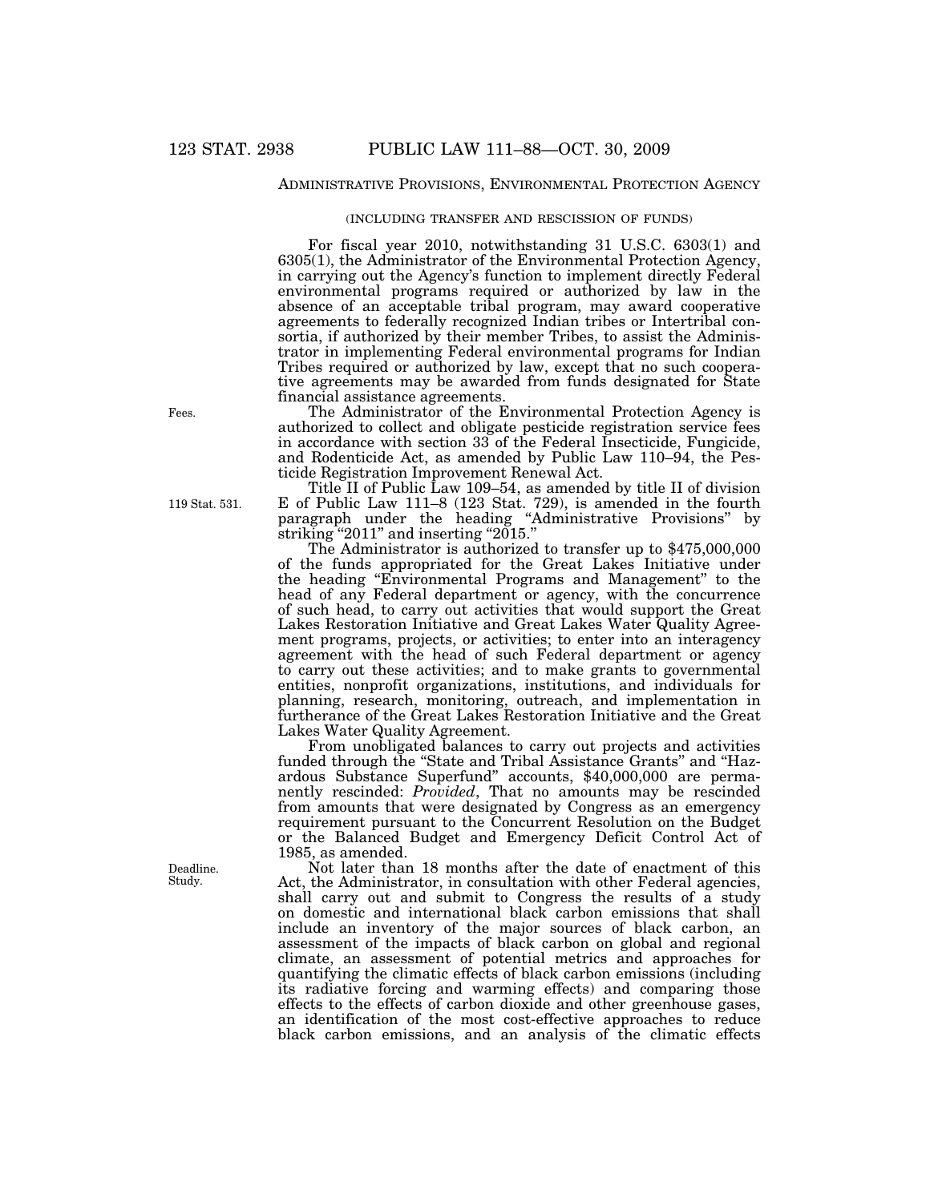## Administrative Provisions, Environmental Protection Agency

(INCLUDING TRANSFER AND RESCISSION OF FUNDS)

For fiscal year 2010, notwithstanding 31 U.S.C. 6303(1) and 6305(1), the Administrator of the Environmental Protection Agency, in carrying out the Agency's function to implement directly Federal environmental programs required or authorized by law in the absence of an acceptable tribal program, may award cooperative agreements to federally recognized Indian tribes or Intertribal consortia, if authorized by their member Tribes, to assist the Administrator in implementing Federal environmental programs for Indian Tribes required or authorized by law, except that no such cooperative agreements may be awarded from funds designated for State financial assistance agreements.

Fees.

The Administrator of the Environmental Protection Agency is authorized to collect and obligate pesticide registration service fees in accordance with section 33 of the Federal Insecticide, Fungicide, and Rodenticide Act, as amended by Public Law 110–94, the Pesticide Registration Improvement Renewal Act.

119 Stat. 531.

Title II of Public Law 109–54, as amended by title II of division E of Public Law 111–8 (123 Stat. 729), is amended in the fourth paragraph under the heading "Administrative Provisions" by striking "2011" and inserting "2015."

The Administrator is authorized to transfer up to $475,000,000 of the funds appropriated for the Great Lakes Initiative under the heading "Environmental Programs and Management" to the head of any Federal department or agency, with the concurrence of such head, to carry out activities that would support the Great Lakes Restoration Initiative and Great Lakes Water Quality Agreement programs, projects, or activities; to enter into an interagency agreement with the head of such Federal department or agency to carry out these activities; and to make grants to governmental entities, nonprofit organizations, institutions, and individuals for planning, research, monitoring, outreach, and implementation in furtherance of the Great Lakes Restoration Initiative and the Great Lakes Water Quality Agreement.

From unobligated balances to carry out projects and activities funded through the "State and Tribal Assistance Grants" and "Hazardous Substance Superfund" accounts, $40,000,000 are permanently rescinded: *Provided*, That no amounts may be rescinded from amounts that were designated by Congress as an emergency requirement pursuant to the Concurrent Resolution on the Budget or the Balanced Budget and Emergency Deficit Control Act of 1985, as amended.

Deadline.
Study.

Not later than 18 months after the date of enactment of this Act, the Administrator, in consultation with other Federal agencies, shall carry out and submit to Congress the results of a study on domestic and international black carbon emissions that shall include an inventory of the major sources of black carbon, an assessment of the impacts of black carbon on global and regional climate, an assessment of potential metrics and approaches for quantifying the climatic effects of black carbon emissions (including its radiative forcing and warming effects) and comparing those effects to the effects of carbon dioxide and other greenhouse gases, an identification of the most cost-effective approaches to reduce black carbon emissions, and an analysis of the climatic effects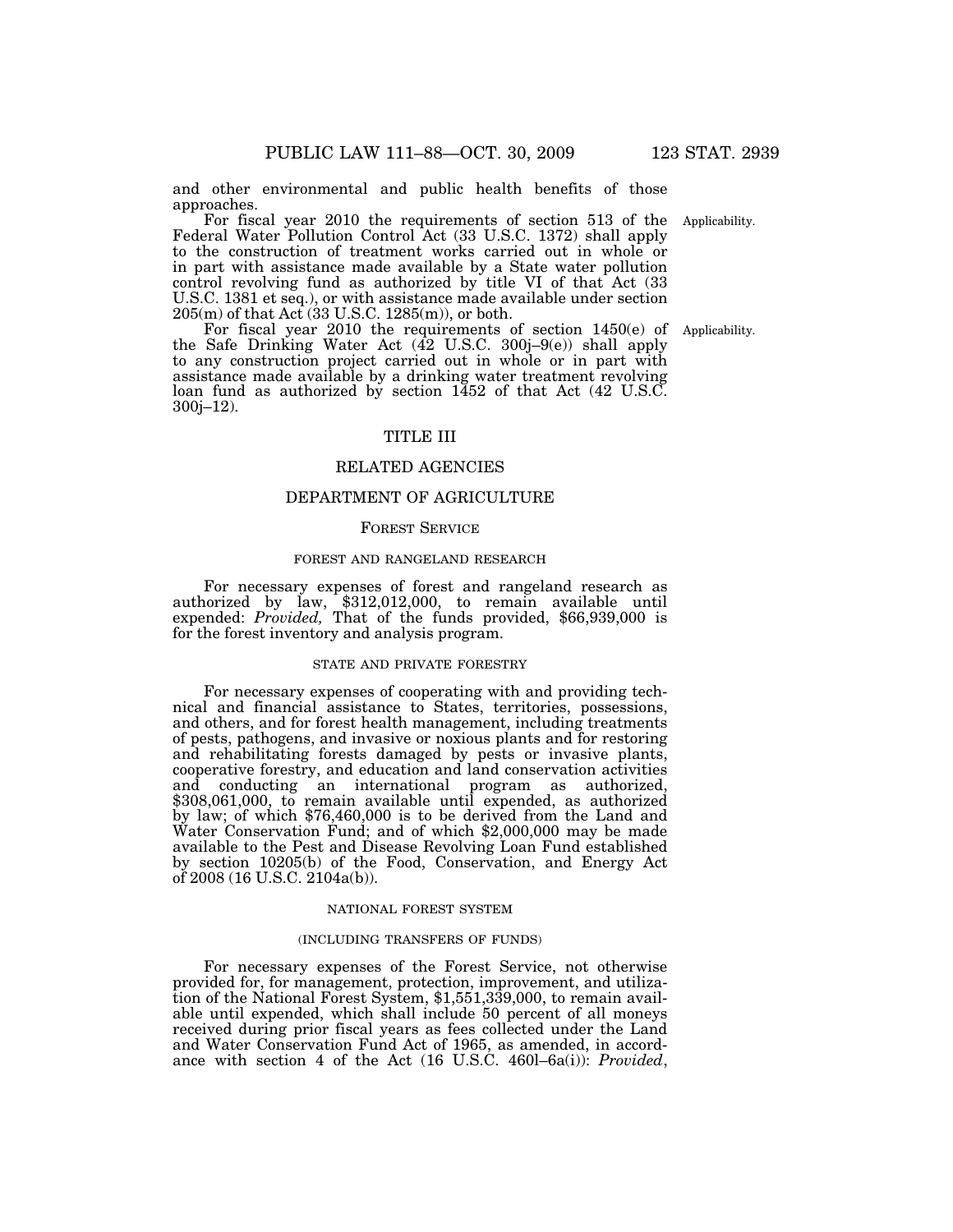and other environmental and public health benefits of those approaches.

For fiscal year 2010 the requirements of section 513 of the Federal Water Pollution Control Act (33 U.S.C. 1372) shall apply to the construction of treatment works carried out in whole or in part with assistance made available by a State water pollution control revolving fund as authorized by title VI of that Act (33 U.S.C. 1381 et seq.), or with assistance made available under section 205(m) of that Act (33 U.S.C. 1285(m)), or both.

Applicability.

For fiscal year 2010 the requirements of section 1450(e) of the Safe Drinking Water Act (42 U.S.C. 300j–9(e)) shall apply to any construction project carried out in whole or in part with assistance made available by a drinking water treatment revolving loan fund as authorized by section 1452 of that Act (42 U.S.C. 300j–12).

Applicability.

## TITLE III

## RELATED AGENCIES

## DEPARTMENT OF AGRICULTURE

### FOREST SERVICE

#### FOREST AND RANGELAND RESEARCH

For necessary expenses of forest and rangeland research as authorized by law, $312,012,000, to remain available until expended: *Provided,* That of the funds provided, $66,939,000 is for the forest inventory and analysis program.

#### STATE AND PRIVATE FORESTRY

For necessary expenses of cooperating with and providing technical and financial assistance to States, territories, possessions, and others, and for forest health management, including treatments of pests, pathogens, and invasive or noxious plants and for restoring and rehabilitating forests damaged by pests or invasive plants, cooperative forestry, and education and land conservation activities and conducting an international program as authorized, $308,061,000, to remain available until expended, as authorized by law; of which $76,460,000 is to be derived from the Land and Water Conservation Fund; and of which $2,000,000 may be made available to the Pest and Disease Revolving Loan Fund established by section 10205(b) of the Food, Conservation, and Energy Act of 2008 (16 U.S.C. 2104a(b)).

#### NATIONAL FOREST SYSTEM

(INCLUDING TRANSFERS OF FUNDS)

For necessary expenses of the Forest Service, not otherwise provided for, for management, protection, improvement, and utilization of the National Forest System, $1,551,339,000, to remain available until expended, which shall include 50 percent of all moneys received during prior fiscal years as fees collected under the Land and Water Conservation Fund Act of 1965, as amended, in accordance with section 4 of the Act (16 U.S.C. 460l–6a(i)): *Provided*,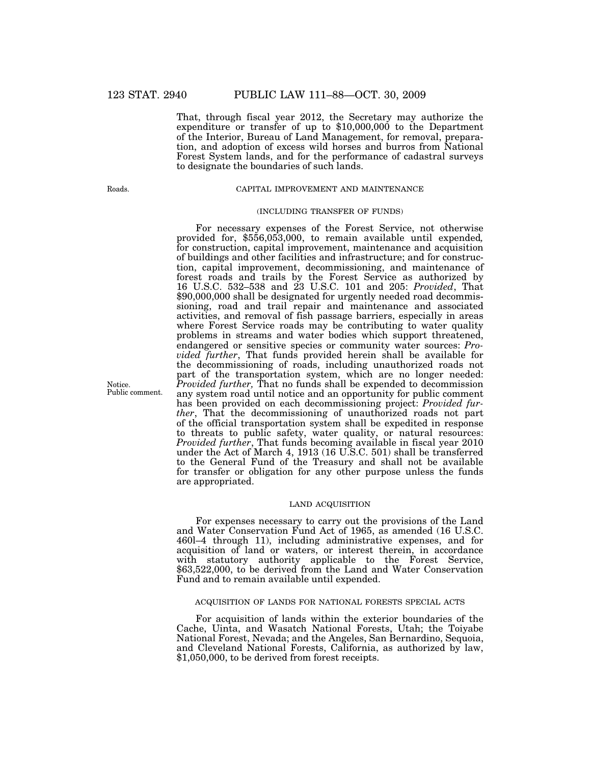That, through fiscal year 2012, the Secretary may authorize the expenditure or transfer of up to $10,000,000 to the Department of the Interior, Bureau of Land Management, for removal, preparation, and adoption of excess wild horses and burros from National Forest System lands, and for the performance of cadastral surveys to designate the boundaries of such lands.

Roads.

### CAPITAL IMPROVEMENT AND MAINTENANCE

(INCLUDING TRANSFER OF FUNDS)

For necessary expenses of the Forest Service, not otherwise provided for, $556,053,000, to remain available until expended, for construction, capital improvement, maintenance and acquisition of buildings and other facilities and infrastructure; and for construction, capital improvement, decommissioning, and maintenance of forest roads and trails by the Forest Service as authorized by 16 U.S.C. 532–538 and 23 U.S.C. 101 and 205: *Provided*, That $90,000,000 shall be designated for urgently needed road decommissioning, road and trail repair and maintenance and associated activities, and removal of fish passage barriers, especially in areas where Forest Service roads may be contributing to water quality problems in streams and water bodies which support threatened, endangered or sensitive species or community water sources: *Provided further*, That funds provided herein shall be available for the decommissioning of roads, including unauthorized roads not part of the transportation system, which are no longer needed: *Provided further,* That no funds shall be expended to decommission any system road until notice and an opportunity for public comment has been provided on each decommissioning project: *Provided further*, That the decommissioning of unauthorized roads not part of the official transportation system shall be expedited in response to threats to public safety, water quality, or natural resources: *Provided further*, That funds becoming available in fiscal year 2010 under the Act of March 4, 1913 (16 U.S.C. 501) shall be transferred to the General Fund of the Treasury and shall not be available for transfer or obligation for any other purpose unless the funds are appropriated.

Notice.
Public comment.

### LAND ACQUISITION

For expenses necessary to carry out the provisions of the Land and Water Conservation Fund Act of 1965, as amended (16 U.S.C. 460l–4 through 11), including administrative expenses, and for acquisition of land or waters, or interest therein, in accordance with statutory authority applicable to the Forest Service, $63,522,000, to be derived from the Land and Water Conservation Fund and to remain available until expended.

### ACQUISITION OF LANDS FOR NATIONAL FORESTS SPECIAL ACTS

For acquisition of lands within the exterior boundaries of the Cache, Uinta, and Wasatch National Forests, Utah; the Toiyabe National Forest, Nevada; and the Angeles, San Bernardino, Sequoia, and Cleveland National Forests, California, as authorized by law, $1,050,000, to be derived from forest receipts.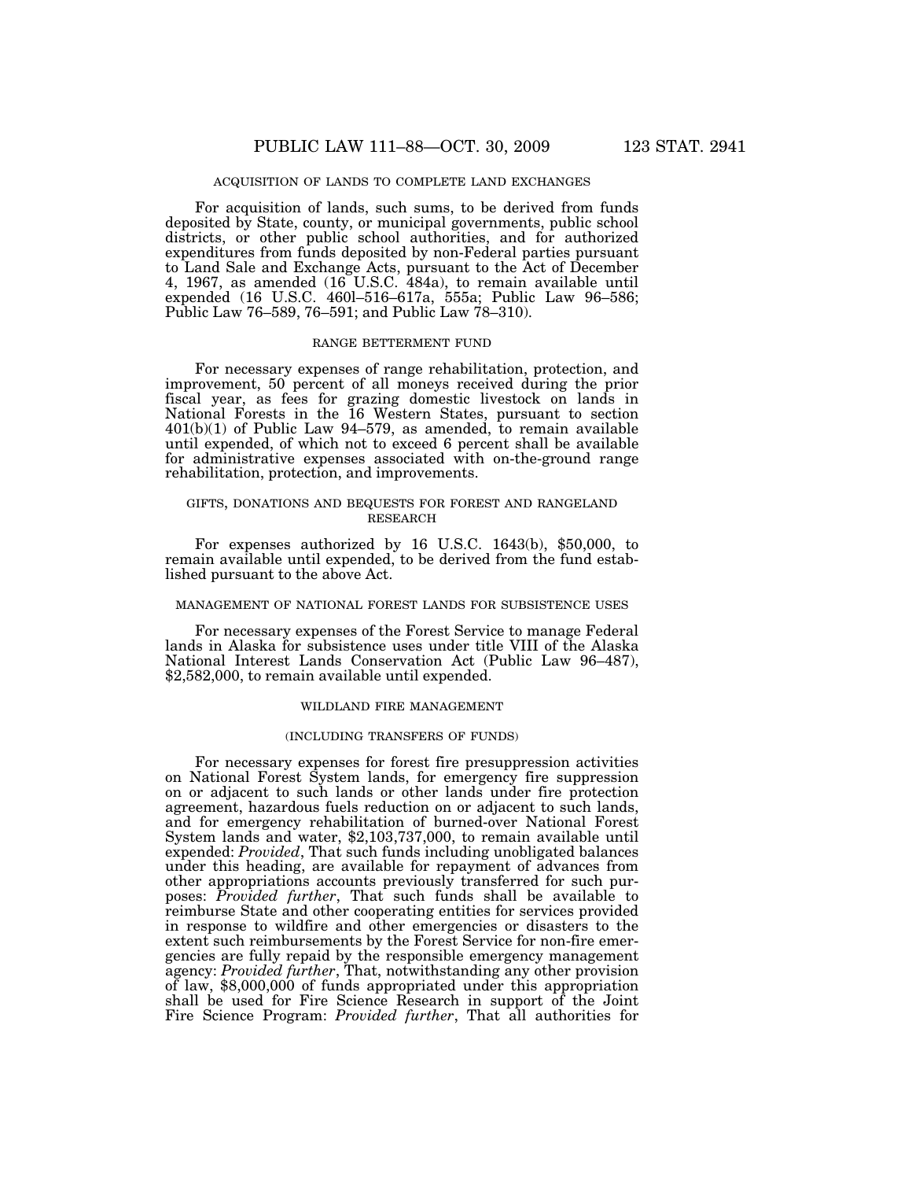ACQUISITION OF LANDS TO COMPLETE LAND EXCHANGES

For acquisition of lands, such sums, to be derived from funds deposited by State, county, or municipal governments, public school districts, or other public school authorities, and for authorized expenditures from funds deposited by non-Federal parties pursuant to Land Sale and Exchange Acts, pursuant to the Act of December 4, 1967, as amended (16 U.S.C. 484a), to remain available until expended (16 U.S.C. 460l–516–617a, 555a; Public Law 96–586; Public Law 76–589, 76–591; and Public Law 78–310).

RANGE BETTERMENT FUND

For necessary expenses of range rehabilitation, protection, and improvement, 50 percent of all moneys received during the prior fiscal year, as fees for grazing domestic livestock on lands in National Forests in the 16 Western States, pursuant to section 401(b)(1) of Public Law 94–579, as amended, to remain available until expended, of which not to exceed 6 percent shall be available for administrative expenses associated with on-the-ground range rehabilitation, protection, and improvements.

GIFTS, DONATIONS AND BEQUESTS FOR FOREST AND RANGELAND RESEARCH

For expenses authorized by 16 U.S.C. 1643(b), $50,000, to remain available until expended, to be derived from the fund established pursuant to the above Act.

MANAGEMENT OF NATIONAL FOREST LANDS FOR SUBSISTENCE USES

For necessary expenses of the Forest Service to manage Federal lands in Alaska for subsistence uses under title VIII of the Alaska National Interest Lands Conservation Act (Public Law 96–487), $2,582,000, to remain available until expended.

WILDLAND FIRE MANAGEMENT

(INCLUDING TRANSFERS OF FUNDS)

For necessary expenses for forest fire presuppression activities on National Forest System lands, for emergency fire suppression on or adjacent to such lands or other lands under fire protection agreement, hazardous fuels reduction on or adjacent to such lands, and for emergency rehabilitation of burned-over National Forest System lands and water, $2,103,737,000, to remain available until expended: *Provided*, That such funds including unobligated balances under this heading, are available for repayment of advances from other appropriations accounts previously transferred for such purposes: *Provided further*, That such funds shall be available to reimburse State and other cooperating entities for services provided in response to wildfire and other emergencies or disasters to the extent such reimbursements by the Forest Service for non-fire emergencies are fully repaid by the responsible emergency management agency: *Provided further*, That, notwithstanding any other provision of law, $8,000,000 of funds appropriated under this appropriation shall be used for Fire Science Research in support of the Joint Fire Science Program: *Provided further*, That all authorities for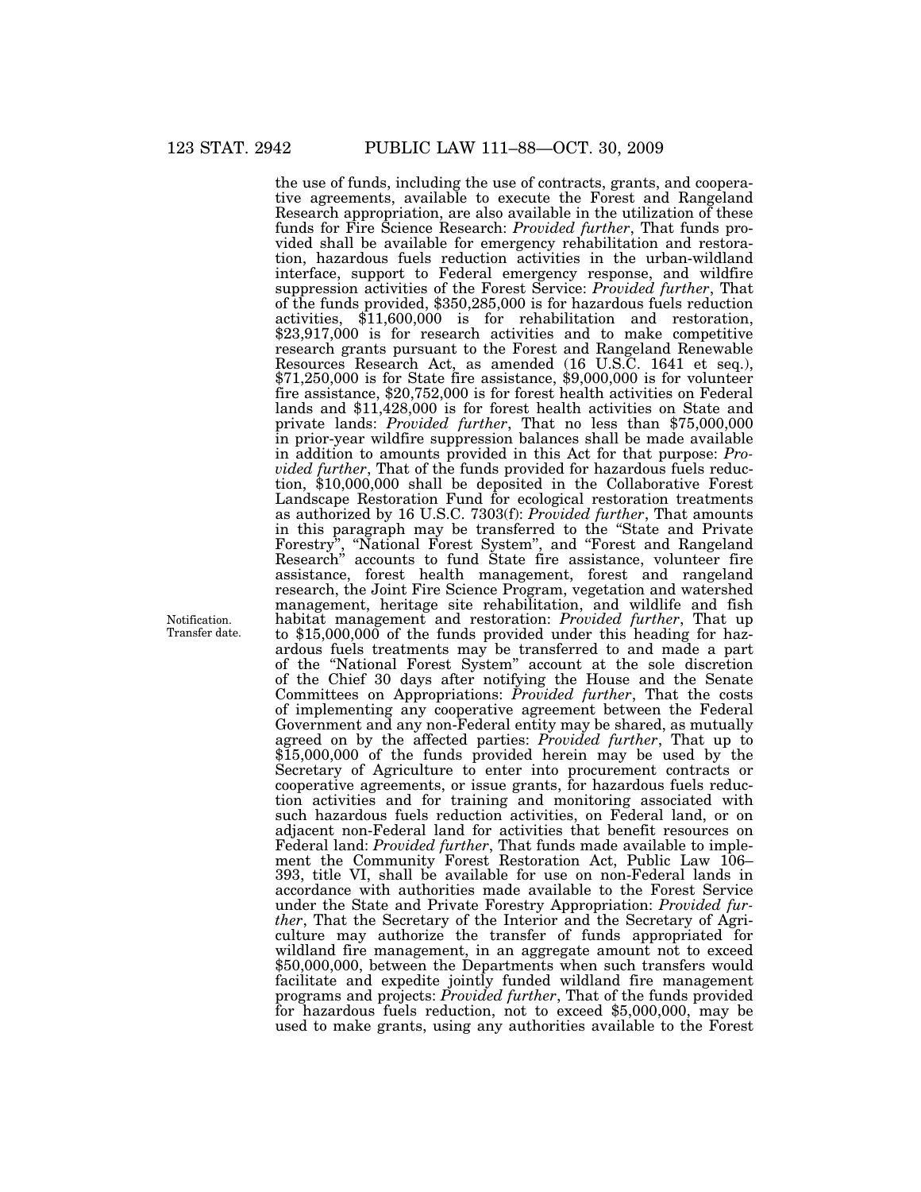the use of funds, including the use of contracts, grants, and cooperative agreements, available to execute the Forest and Rangeland Research appropriation, are also available in the utilization of these funds for Fire Science Research: *Provided further*, That funds provided shall be available for emergency rehabilitation and restoration, hazardous fuels reduction activities in the urban-wildland interface, support to Federal emergency response, and wildfire suppression activities of the Forest Service: *Provided further*, That of the funds provided, $350,285,000 is for hazardous fuels reduction activities, $11,600,000 is for rehabilitation and restoration, $23,917,000 is for research activities and to make competitive research grants pursuant to the Forest and Rangeland Renewable Resources Research Act, as amended (16 U.S.C. 1641 et seq.), $71,250,000 is for State fire assistance, $9,000,000 is for volunteer fire assistance, $20,752,000 is for forest health activities on Federal lands and $11,428,000 is for forest health activities on State and private lands: *Provided further*, That no less than $75,000,000 in prior-year wildfire suppression balances shall be made available in addition to amounts provided in this Act for that purpose: *Provided further*, That of the funds provided for hazardous fuels reduction, $10,000,000 shall be deposited in the Collaborative Forest Landscape Restoration Fund for ecological restoration treatments as authorized by 16 U.S.C. 7303(f): *Provided further*, That amounts in this paragraph may be transferred to the "State and Private Forestry", "National Forest System", and "Forest and Rangeland Research" accounts to fund State fire assistance, volunteer fire assistance, forest health management, forest and rangeland research, the Joint Fire Science Program, vegetation and watershed management, heritage site rehabilitation, and wildlife and fish habitat management and restoration: *Provided further*, That up to $15,000,000 of the funds provided under this heading for hazardous fuels treatments may be transferred to and made a part of the "National Forest System" account at the sole discretion of the Chief 30 days after notifying the House and the Senate Committees on Appropriations: *Provided further*, That the costs of implementing any cooperative agreement between the Federal Government and any non-Federal entity may be shared, as mutually agreed on by the affected parties: *Provided further*, That up to $15,000,000 of the funds provided herein may be used by the Secretary of Agriculture to enter into procurement contracts or cooperative agreements, or issue grants, for hazardous fuels reduction activities and for training and monitoring associated with such hazardous fuels reduction activities, on Federal land, or on adjacent non-Federal land for activities that benefit resources on Federal land: *Provided further*, That funds made available to implement the Community Forest Restoration Act, Public Law 106–393, title VI, shall be available for use on non-Federal lands in accordance with authorities made available to the Forest Service under the State and Private Forestry Appropriation: *Provided further*, That the Secretary of the Interior and the Secretary of Agriculture may authorize the transfer of funds appropriated for wildland fire management, in an aggregate amount not to exceed $50,000,000, between the Departments when such transfers would facilitate and expedite jointly funded wildland fire management programs and projects: *Provided further*, That of the funds provided for hazardous fuels reduction, not to exceed $5,000,000, may be used to make grants, using any authorities available to the Forest

Notification.
Transfer date.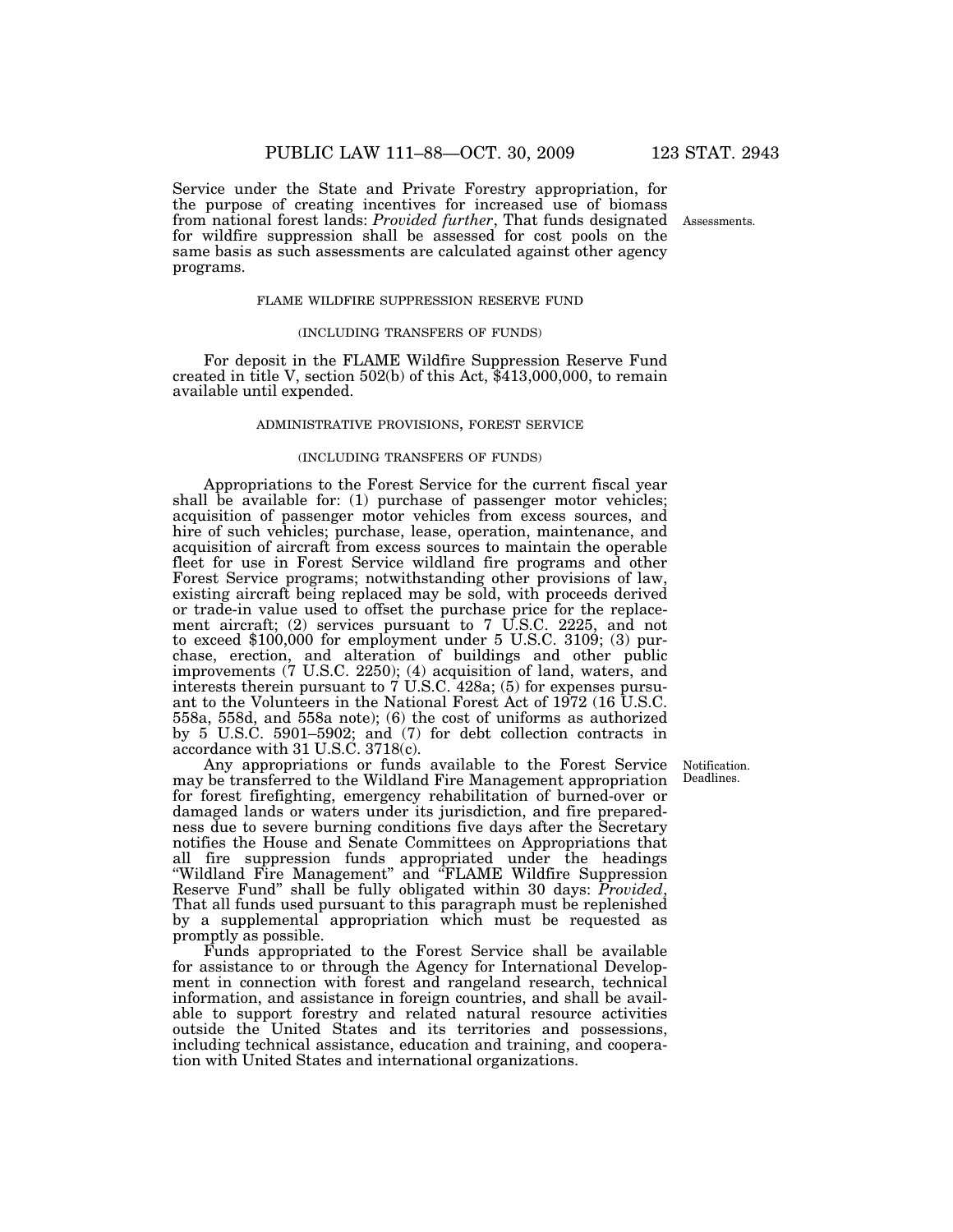Service under the State and Private Forestry appropriation, for the purpose of creating incentives for increased use of biomass from national forest lands: *Provided further*, That funds designated for wildfire suppression shall be assessed for cost pools on the same basis as such assessments are calculated against other agency programs.

Assessments.

FLAME WILDFIRE SUPPRESSION RESERVE FUND

(INCLUDING TRANSFERS OF FUNDS)

For deposit in the FLAME Wildfire Suppression Reserve Fund created in title V, section 502(b) of this Act, $413,000,000, to remain available until expended.

ADMINISTRATIVE PROVISIONS, FOREST SERVICE

(INCLUDING TRANSFERS OF FUNDS)

Appropriations to the Forest Service for the current fiscal year shall be available for: (1) purchase of passenger motor vehicles; acquisition of passenger motor vehicles from excess sources, and hire of such vehicles; purchase, lease, operation, maintenance, and acquisition of aircraft from excess sources to maintain the operable fleet for use in Forest Service wildland fire programs and other Forest Service programs; notwithstanding other provisions of law, existing aircraft being replaced may be sold, with proceeds derived or trade-in value used to offset the purchase price for the replacement aircraft; (2) services pursuant to 7 U.S.C. 2225, and not to exceed $100,000 for employment under 5 U.S.C. 3109; (3) purchase, erection, and alteration of buildings and other public improvements (7 U.S.C. 2250); (4) acquisition of land, waters, and interests therein pursuant to 7 U.S.C. 428a; (5) for expenses pursuant to the Volunteers in the National Forest Act of 1972 (16 U.S.C. 558a, 558d, and 558a note); (6) the cost of uniforms as authorized by 5 U.S.C. 5901–5902; and (7) for debt collection contracts in accordance with 31 U.S.C. 3718(c).

Notification.
Deadlines.

Any appropriations or funds available to the Forest Service may be transferred to the Wildland Fire Management appropriation for forest firefighting, emergency rehabilitation of burned-over or damaged lands or waters under its jurisdiction, and fire preparedness due to severe burning conditions five days after the Secretary notifies the House and Senate Committees on Appropriations that all fire suppression funds appropriated under the headings "Wildland Fire Management" and "FLAME Wildfire Suppression Reserve Fund" shall be fully obligated within 30 days: *Provided*, That all funds used pursuant to this paragraph must be replenished by a supplemental appropriation which must be requested as promptly as possible.

Funds appropriated to the Forest Service shall be available for assistance to or through the Agency for International Development in connection with forest and rangeland research, technical information, and assistance in foreign countries, and shall be available to support forestry and related natural resource activities outside the United States and its territories and possessions, including technical assistance, education and training, and cooperation with United States and international organizations.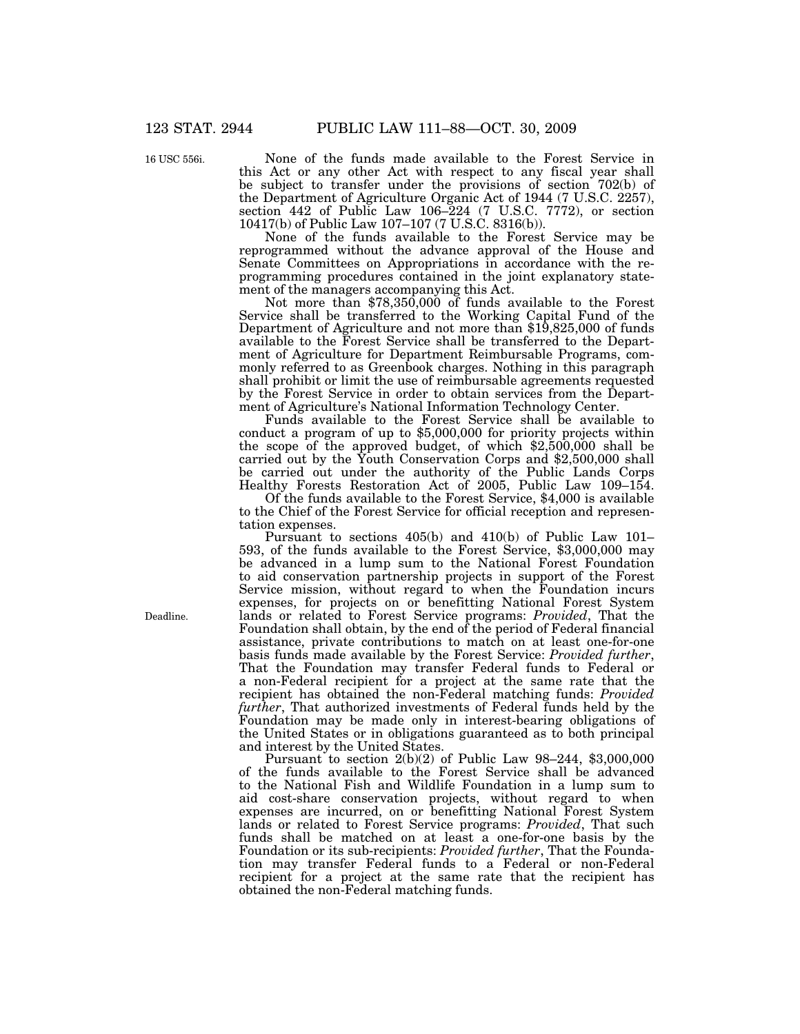16 USC 556i.

None of the funds made available to the Forest Service in this Act or any other Act with respect to any fiscal year shall be subject to transfer under the provisions of section 702(b) of the Department of Agriculture Organic Act of 1944 (7 U.S.C. 2257), section 442 of Public Law 106–224 (7 U.S.C. 7772), or section 10417(b) of Public Law 107–107 (7 U.S.C. 8316(b)).

None of the funds available to the Forest Service may be reprogrammed without the advance approval of the House and Senate Committees on Appropriations in accordance with the reprogramming procedures contained in the joint explanatory statement of the managers accompanying this Act.

Not more than $78,350,000 of funds available to the Forest Service shall be transferred to the Working Capital Fund of the Department of Agriculture and not more than $19,825,000 of funds available to the Forest Service shall be transferred to the Department of Agriculture for Department Reimbursable Programs, commonly referred to as Greenbook charges. Nothing in this paragraph shall prohibit or limit the use of reimbursable agreements requested by the Forest Service in order to obtain services from the Department of Agriculture's National Information Technology Center.

Funds available to the Forest Service shall be available to conduct a program of up to $5,000,000 for priority projects within the scope of the approved budget, of which $2,500,000 shall be carried out by the Youth Conservation Corps and $2,500,000 shall be carried out under the authority of the Public Lands Corps Healthy Forests Restoration Act of 2005, Public Law 109–154.

Of the funds available to the Forest Service, $4,000 is available to the Chief of the Forest Service for official reception and representation expenses.

Pursuant to sections 405(b) and 410(b) of Public Law 101–593, of the funds available to the Forest Service, $3,000,000 may be advanced in a lump sum to the National Forest Foundation to aid conservation partnership projects in support of the Forest Service mission, without regard to when the Foundation incurs expenses, for projects on or benefitting National Forest System lands or related to Forest Service programs: *Provided*, That the Foundation shall obtain, by the end of the period of Federal financial assistance, private contributions to match on at least one-for-one basis funds made available by the Forest Service: *Provided further*, That the Foundation may transfer Federal funds to Federal or a non-Federal recipient for a project at the same rate that the recipient has obtained the non-Federal matching funds: *Provided further*, That authorized investments of Federal funds held by the Foundation may be made only in interest-bearing obligations of the United States or in obligations guaranteed as to both principal and interest by the United States.

Deadline.

Pursuant to section 2(b)(2) of Public Law 98–244, $3,000,000 of the funds available to the Forest Service shall be advanced to the National Fish and Wildlife Foundation in a lump sum to aid cost-share conservation projects, without regard to when expenses are incurred, on or benefitting National Forest System lands or related to Forest Service programs: *Provided*, That such funds shall be matched on at least a one-for-one basis by the Foundation or its sub-recipients: *Provided further*, That the Foundation may transfer Federal funds to a Federal or non-Federal recipient for a project at the same rate that the recipient has obtained the non-Federal matching funds.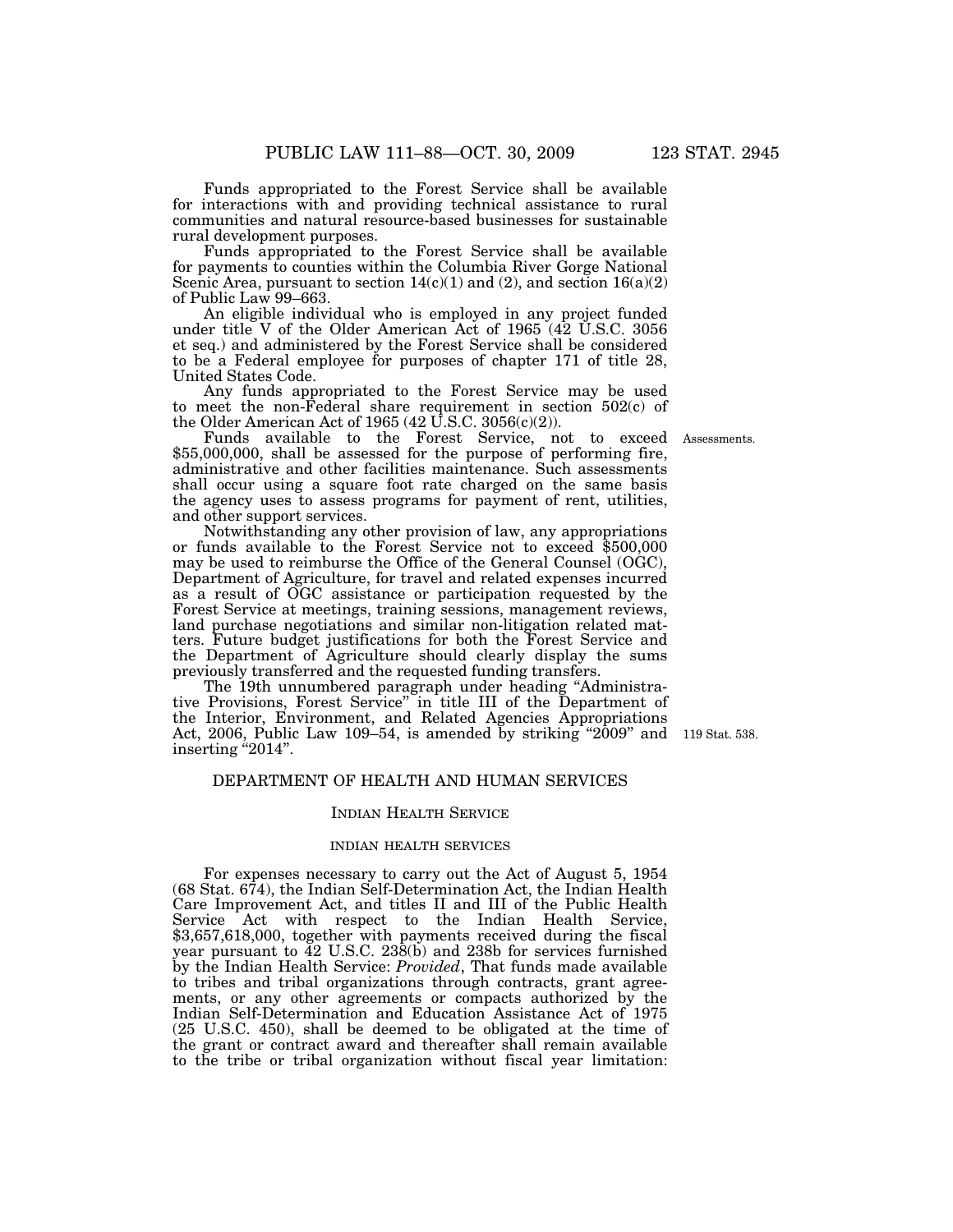Funds appropriated to the Forest Service shall be available for interactions with and providing technical assistance to rural communities and natural resource-based businesses for sustainable rural development purposes.

Funds appropriated to the Forest Service shall be available for payments to counties within the Columbia River Gorge National Scenic Area, pursuant to section 14(c)(1) and (2), and section 16(a)(2) of Public Law 99–663.

An eligible individual who is employed in any project funded under title V of the Older American Act of 1965 (42 U.S.C. 3056 et seq.) and administered by the Forest Service shall be considered to be a Federal employee for purposes of chapter 171 of title 28, United States Code.

Any funds appropriated to the Forest Service may be used to meet the non-Federal share requirement in section 502(c) of the Older American Act of 1965 (42 U.S.C. 3056(c)(2)).

Assessments.

Funds available to the Forest Service, not to exceed $55,000,000, shall be assessed for the purpose of performing fire, administrative and other facilities maintenance. Such assessments shall occur using a square foot rate charged on the same basis the agency uses to assess programs for payment of rent, utilities, and other support services.

Notwithstanding any other provision of law, any appropriations or funds available to the Forest Service not to exceed $500,000 may be used to reimburse the Office of the General Counsel (OGC), Department of Agriculture, for travel and related expenses incurred as a result of OGC assistance or participation requested by the Forest Service at meetings, training sessions, management reviews, land purchase negotiations and similar non-litigation related matters. Future budget justifications for both the Forest Service and the Department of Agriculture should clearly display the sums previously transferred and the requested funding transfers.

The 19th unnumbered paragraph under heading "Administrative Provisions, Forest Service" in title III of the Department of the Interior, Environment, and Related Agencies Appropriations Act, 2006, Public Law 109–54, is amended by striking "2009" and inserting "2014".

119 Stat. 538.

## DEPARTMENT OF HEALTH AND HUMAN SERVICES

### INDIAN HEALTH SERVICE

#### INDIAN HEALTH SERVICES

For expenses necessary to carry out the Act of August 5, 1954 (68 Stat. 674), the Indian Self-Determination Act, the Indian Health Care Improvement Act, and titles II and III of the Public Health Service Act with respect to the Indian Health Service, $3,657,618,000, together with payments received during the fiscal year pursuant to 42 U.S.C. 238(b) and 238b for services furnished by the Indian Health Service: *Provided*, That funds made available to tribes and tribal organizations through contracts, grant agreements, or any other agreements or compacts authorized by the Indian Self-Determination and Education Assistance Act of 1975 (25 U.S.C. 450), shall be deemed to be obligated at the time of the grant or contract award and thereafter shall remain available to the tribe or tribal organization without fiscal year limitation: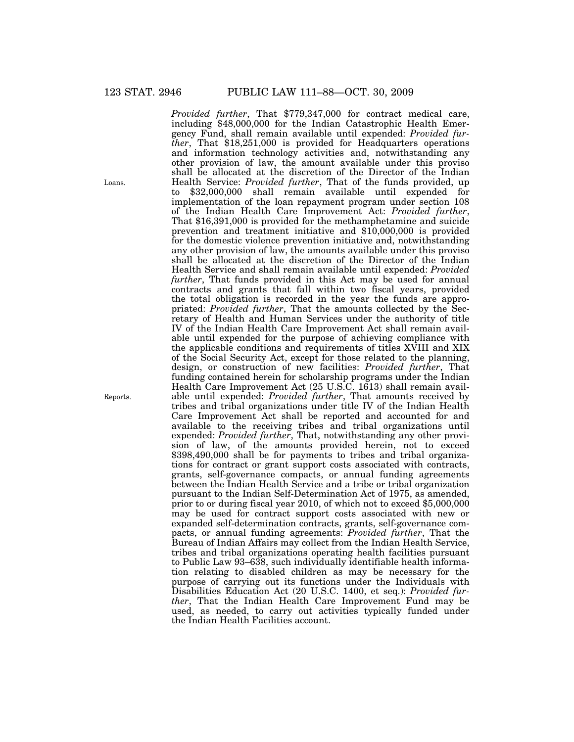*Provided further*, That $779,347,000 for contract medical care, including $48,000,000 for the Indian Catastrophic Health Emergency Fund, shall remain available until expended: *Provided further*, That $18,251,000 is provided for Headquarters operations and information technology activities and, notwithstanding any other provision of law, the amount available under this proviso shall be allocated at the discretion of the Director of the Indian Health Service: *Provided further*, That of the funds provided, up to $32,000,000 shall remain available until expended for implementation of the loan repayment program under section 108 of the Indian Health Care Improvement Act: *Provided further*, That $16,391,000 is provided for the methamphetamine and suicide prevention and treatment initiative and $10,000,000 is provided for the domestic violence prevention initiative and, notwithstanding any other provision of law, the amounts available under this proviso shall be allocated at the discretion of the Director of the Indian Health Service and shall remain available until expended: *Provided further*, That funds provided in this Act may be used for annual contracts and grants that fall within two fiscal years, provided the total obligation is recorded in the year the funds are appropriated: *Provided further*, That the amounts collected by the Secretary of Health and Human Services under the authority of title IV of the Indian Health Care Improvement Act shall remain available until expended for the purpose of achieving compliance with the applicable conditions and requirements of titles XVIII and XIX of the Social Security Act, except for those related to the planning, design, or construction of new facilities: *Provided further*, That funding contained herein for scholarship programs under the Indian Health Care Improvement Act (25 U.S.C. 1613) shall remain available until expended: *Provided further*, That amounts received by tribes and tribal organizations under title IV of the Indian Health Care Improvement Act shall be reported and accounted for and available to the receiving tribes and tribal organizations until expended: *Provided further*, That, notwithstanding any other provision of law, of the amounts provided herein, not to exceed $398,490,000 shall be for payments to tribes and tribal organizations for contract or grant support costs associated with contracts, grants, self-governance compacts, or annual funding agreements between the Indian Health Service and a tribe or tribal organization pursuant to the Indian Self-Determination Act of 1975, as amended, prior to or during fiscal year 2010, of which not to exceed $5,000,000 may be used for contract support costs associated with new or expanded self-determination contracts, grants, self-governance compacts, or annual funding agreements: *Provided further*, That the Bureau of Indian Affairs may collect from the Indian Health Service, tribes and tribal organizations operating health facilities pursuant to Public Law 93–638, such individually identifiable health information relating to disabled children as may be necessary for the purpose of carrying out its functions under the Individuals with Disabilities Education Act (20 U.S.C. 1400, et seq.): *Provided further*, That the Indian Health Care Improvement Fund may be used, as needed, to carry out activities typically funded under the Indian Health Facilities account.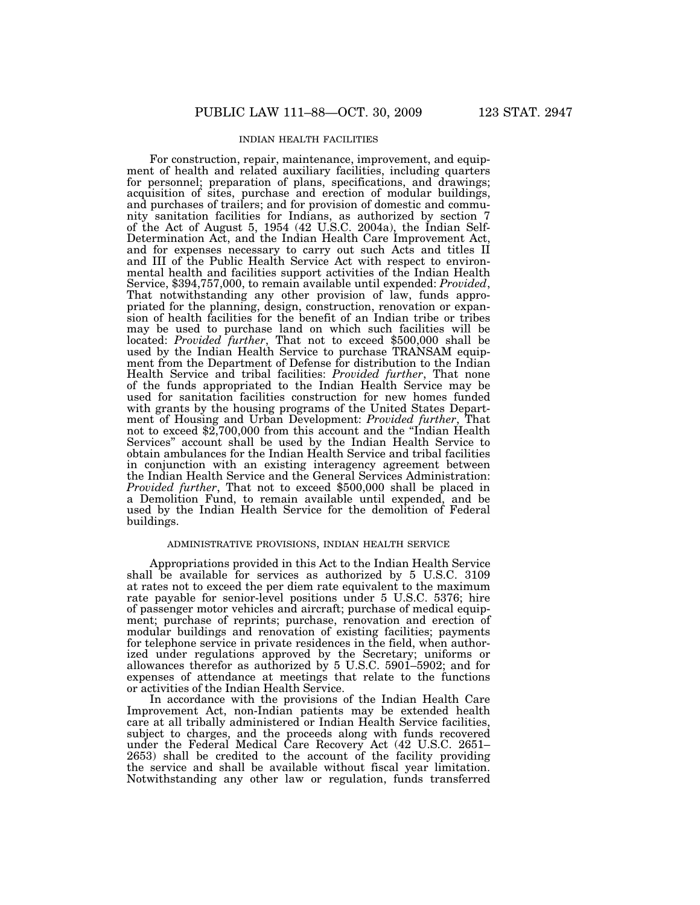INDIAN HEALTH FACILITIES

For construction, repair, maintenance, improvement, and equipment of health and related auxiliary facilities, including quarters for personnel; preparation of plans, specifications, and drawings; acquisition of sites, purchase and erection of modular buildings, and purchases of trailers; and for provision of domestic and community sanitation facilities for Indians, as authorized by section 7 of the Act of August 5, 1954 (42 U.S.C. 2004a), the Indian Self-Determination Act, and the Indian Health Care Improvement Act, and for expenses necessary to carry out such Acts and titles II and III of the Public Health Service Act with respect to environmental health and facilities support activities of the Indian Health Service, $394,757,000, to remain available until expended: *Provided*, That notwithstanding any other provision of law, funds appropriated for the planning, design, construction, renovation or expansion of health facilities for the benefit of an Indian tribe or tribes may be used to purchase land on which such facilities will be located: *Provided further*, That not to exceed $500,000 shall be used by the Indian Health Service to purchase TRANSAM equipment from the Department of Defense for distribution to the Indian Health Service and tribal facilities: *Provided further*, That none of the funds appropriated to the Indian Health Service may be used for sanitation facilities construction for new homes funded with grants by the housing programs of the United States Department of Housing and Urban Development: *Provided further*, That not to exceed $2,700,000 from this account and the "Indian Health Services" account shall be used by the Indian Health Service to obtain ambulances for the Indian Health Service and tribal facilities in conjunction with an existing interagency agreement between the Indian Health Service and the General Services Administration: *Provided further*, That not to exceed $500,000 shall be placed in a Demolition Fund, to remain available until expended, and be used by the Indian Health Service for the demolition of Federal buildings.

ADMINISTRATIVE PROVISIONS, INDIAN HEALTH SERVICE

Appropriations provided in this Act to the Indian Health Service shall be available for services as authorized by 5 U.S.C. 3109 at rates not to exceed the per diem rate equivalent to the maximum rate payable for senior-level positions under 5 U.S.C. 5376; hire of passenger motor vehicles and aircraft; purchase of medical equipment; purchase of reprints; purchase, renovation and erection of modular buildings and renovation of existing facilities; payments for telephone service in private residences in the field, when authorized under regulations approved by the Secretary; uniforms or allowances therefor as authorized by 5 U.S.C. 5901–5902; and for expenses of attendance at meetings that relate to the functions or activities of the Indian Health Service.

In accordance with the provisions of the Indian Health Care Improvement Act, non-Indian patients may be extended health care at all tribally administered or Indian Health Service facilities, subject to charges, and the proceeds along with funds recovered under the Federal Medical Care Recovery Act (42 U.S.C. 2651–2653) shall be credited to the account of the facility providing the service and shall be available without fiscal year limitation. Notwithstanding any other law or regulation, funds transferred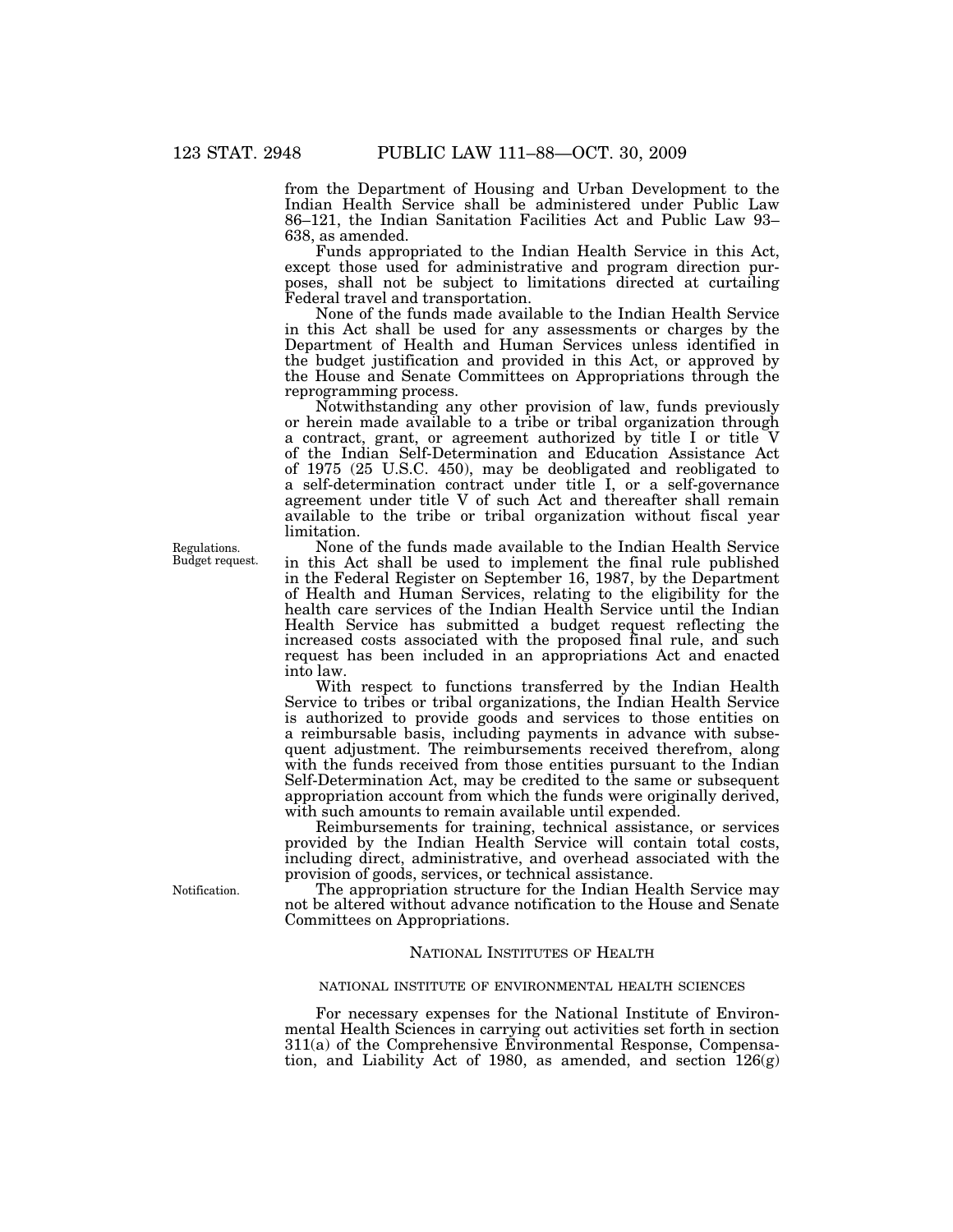from the Department of Housing and Urban Development to the Indian Health Service shall be administered under Public Law 86–121, the Indian Sanitation Facilities Act and Public Law 93–638, as amended.

Funds appropriated to the Indian Health Service in this Act, except those used for administrative and program direction purposes, shall not be subject to limitations directed at curtailing Federal travel and transportation.

None of the funds made available to the Indian Health Service in this Act shall be used for any assessments or charges by the Department of Health and Human Services unless identified in the budget justification and provided in this Act, or approved by the House and Senate Committees on Appropriations through the reprogramming process.

Notwithstanding any other provision of law, funds previously or herein made available to a tribe or tribal organization through a contract, grant, or agreement authorized by title I or title V of the Indian Self-Determination and Education Assistance Act of 1975 (25 U.S.C. 450), may be deobligated and reobligated to a self-determination contract under title I, or a self-governance agreement under title V of such Act and thereafter shall remain available to the tribe or tribal organization without fiscal year limitation.

Regulations. Budget request.

None of the funds made available to the Indian Health Service in this Act shall be used to implement the final rule published in the Federal Register on September 16, 1987, by the Department of Health and Human Services, relating to the eligibility for the health care services of the Indian Health Service until the Indian Health Service has submitted a budget request reflecting the increased costs associated with the proposed final rule, and such request has been included in an appropriations Act and enacted into law.

With respect to functions transferred by the Indian Health Service to tribes or tribal organizations, the Indian Health Service is authorized to provide goods and services to those entities on a reimbursable basis, including payments in advance with subsequent adjustment. The reimbursements received therefrom, along with the funds received from those entities pursuant to the Indian Self-Determination Act, may be credited to the same or subsequent appropriation account from which the funds were originally derived, with such amounts to remain available until expended.

Reimbursements for training, technical assistance, or services provided by the Indian Health Service will contain total costs, including direct, administrative, and overhead associated with the provision of goods, services, or technical assistance.

Notification.

The appropriation structure for the Indian Health Service may not be altered without advance notification to the House and Senate Committees on Appropriations.

## NATIONAL INSTITUTES OF HEALTH

### NATIONAL INSTITUTE OF ENVIRONMENTAL HEALTH SCIENCES

For necessary expenses for the National Institute of Environmental Health Sciences in carrying out activities set forth in section 311(a) of the Comprehensive Environmental Response, Compensation, and Liability Act of 1980, as amended, and section 126(g)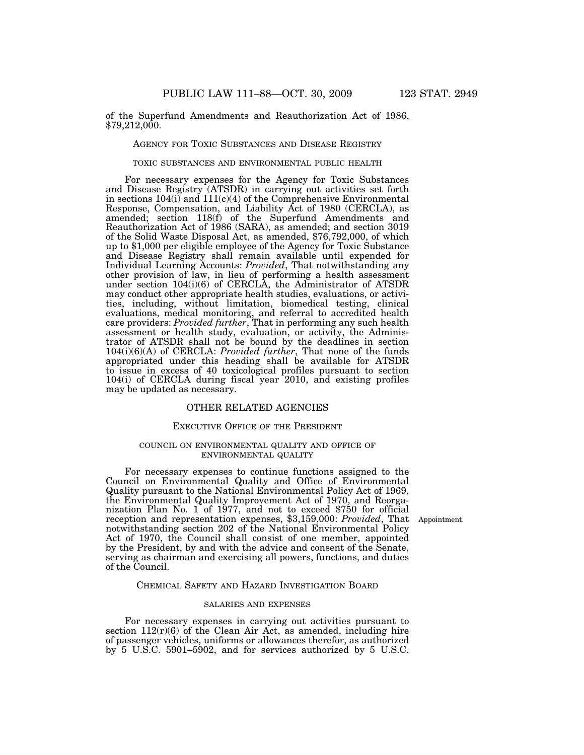of the Superfund Amendments and Reauthorization Act of 1986, $79,212,000.

## Agency for Toxic Substances and Disease Registry

### toxic substances and environmental public health

For necessary expenses for the Agency for Toxic Substances and Disease Registry (ATSDR) in carrying out activities set forth in sections 104(i) and 111(c)(4) of the Comprehensive Environmental Response, Compensation, and Liability Act of 1980 (CERCLA), as amended; section 118(f) of the Superfund Amendments and Reauthorization Act of 1986 (SARA), as amended; and section 3019 of the Solid Waste Disposal Act, as amended, $76,792,000, of which up to $1,000 per eligible employee of the Agency for Toxic Substance and Disease Registry shall remain available until expended for Individual Learning Accounts: *Provided*, That notwithstanding any other provision of law, in lieu of performing a health assessment under section 104(i)(6) of CERCLA, the Administrator of ATSDR may conduct other appropriate health studies, evaluations, or activities, including, without limitation, biomedical testing, clinical evaluations, medical monitoring, and referral to accredited health care providers: *Provided further*, That in performing any such health assessment or health study, evaluation, or activity, the Administrator of ATSDR shall not be bound by the deadlines in section 104(i)(6)(A) of CERCLA: *Provided further*, That none of the funds appropriated under this heading shall be available for ATSDR to issue in excess of 40 toxicological profiles pursuant to section 104(i) of CERCLA during fiscal year 2010, and existing profiles may be updated as necessary.

## OTHER RELATED AGENCIES

## Executive Office of the President

### council on environmental quality and office of environmental quality

For necessary expenses to continue functions assigned to the Council on Environmental Quality and Office of Environmental Quality pursuant to the National Environmental Policy Act of 1969, the Environmental Quality Improvement Act of 1970, and Reorganization Plan No. 1 of 1977, and not to exceed $750 for official reception and representation expenses, $3,159,000: *Provided*, That notwithstanding section 202 of the National Environmental Policy Act of 1970, the Council shall consist of one member, appointed by the President, by and with the advice and consent of the Senate, serving as chairman and exercising all powers, functions, and duties of the Council.

Appointment.

## Chemical Safety and Hazard Investigation Board

### salaries and expenses

For necessary expenses in carrying out activities pursuant to section 112(r)(6) of the Clean Air Act, as amended, including hire of passenger vehicles, uniforms or allowances therefor, as authorized by 5 U.S.C. 5901–5902, and for services authorized by 5 U.S.C.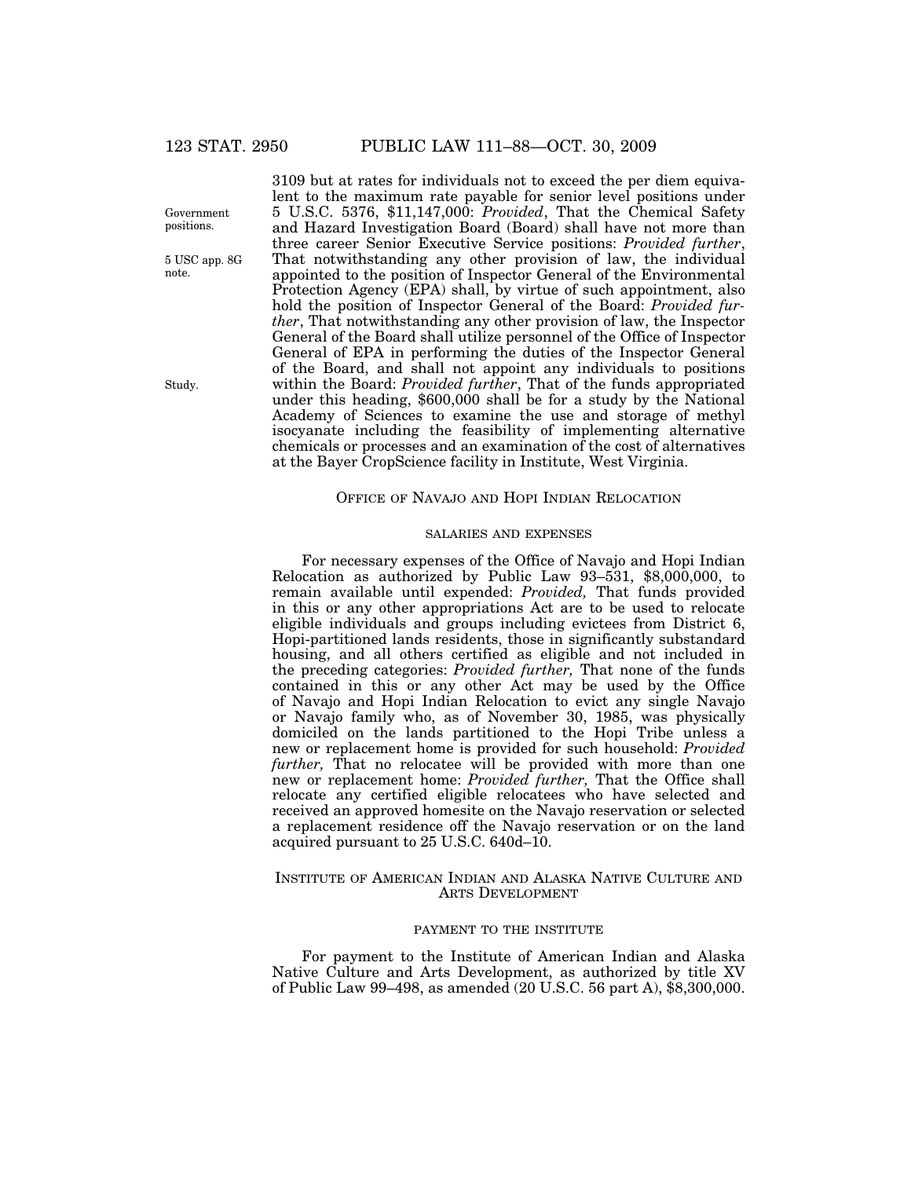3109 but at rates for individuals not to exceed the per diem equivalent to the maximum rate payable for senior level positions under 5 U.S.C. 5376, $11,147,000: *Provided*, That the Chemical Safety and Hazard Investigation Board (Board) shall have not more than three career Senior Executive Service positions: *Provided further*, That notwithstanding any other provision of law, the individual appointed to the position of Inspector General of the Environmental Protection Agency (EPA) shall, by virtue of such appointment, also hold the position of Inspector General of the Board: *Provided further*, That notwithstanding any other provision of law, the Inspector General of the Board shall utilize personnel of the Office of Inspector General of EPA in performing the duties of the Inspector General of the Board, and shall not appoint any individuals to positions within the Board: *Provided further*, That of the funds appropriated under this heading, $600,000 shall be for a study by the National Academy of Sciences to examine the use and storage of methyl isocyanate including the feasibility of implementing alternative chemicals or processes and an examination of the cost of alternatives at the Bayer CropScience facility in Institute, West Virginia.

Government positions.

5 USC app. 8G note.

Study.

## Office of Navajo and Hopi Indian Relocation

### salaries and expenses

For necessary expenses of the Office of Navajo and Hopi Indian Relocation as authorized by Public Law 93–531, $8,000,000, to remain available until expended: *Provided,* That funds provided in this or any other appropriations Act are to be used to relocate eligible individuals and groups including evictees from District 6, Hopi-partitioned lands residents, those in significantly substandard housing, and all others certified as eligible and not included in the preceding categories: *Provided further,* That none of the funds contained in this or any other Act may be used by the Office of Navajo and Hopi Indian Relocation to evict any single Navajo or Navajo family who, as of November 30, 1985, was physically domiciled on the lands partitioned to the Hopi Tribe unless a new or replacement home is provided for such household: *Provided further,* That no relocatee will be provided with more than one new or replacement home: *Provided further,* That the Office shall relocate any certified eligible relocatees who have selected and received an approved homesite on the Navajo reservation or selected a replacement residence off the Navajo reservation or on the land acquired pursuant to 25 U.S.C. 640d–10.

## Institute of American Indian and Alaska Native Culture and Arts Development

### payment to the institute

For payment to the Institute of American Indian and Alaska Native Culture and Arts Development, as authorized by title XV of Public Law 99–498, as amended (20 U.S.C. 56 part A), $8,300,000.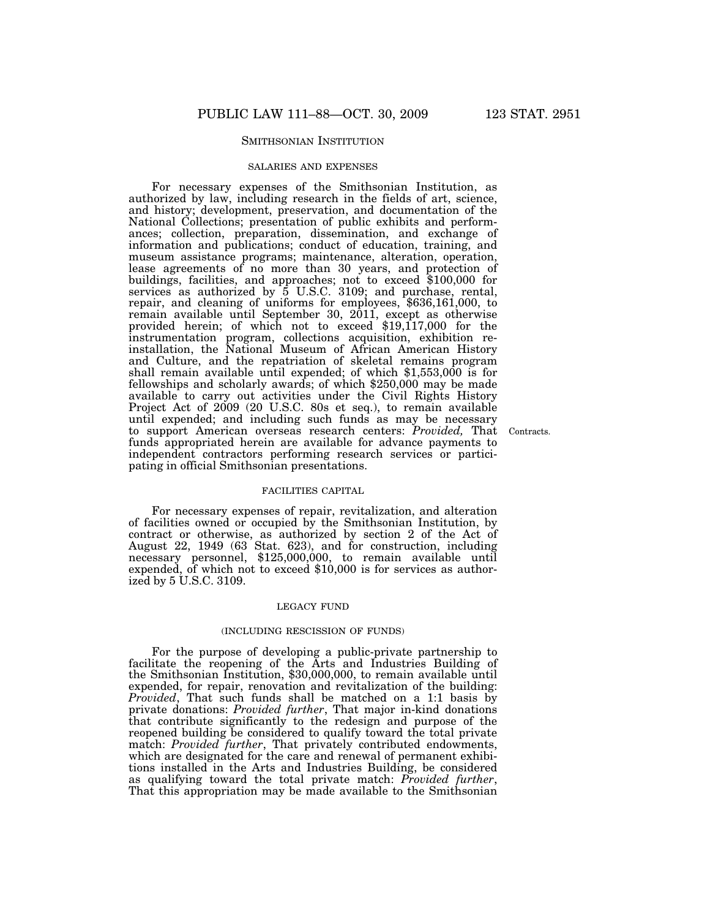## SMITHSONIAN INSTITUTION

### SALARIES AND EXPENSES

For necessary expenses of the Smithsonian Institution, as authorized by law, including research in the fields of art, science, and history; development, preservation, and documentation of the National Collections; presentation of public exhibits and performances; collection, preparation, dissemination, and exchange of information and publications; conduct of education, training, and museum assistance programs; maintenance, alteration, operation, lease agreements of no more than 30 years, and protection of buildings, facilities, and approaches; not to exceed $100,000 for services as authorized by 5 U.S.C. 3109; and purchase, rental, repair, and cleaning of uniforms for employees, $636,161,000, to remain available until September 30, 2011, except as otherwise provided herein; of which not to exceed $19,117,000 for the instrumentation program, collections acquisition, exhibition reinstallation, the National Museum of African American History and Culture, and the repatriation of skeletal remains program shall remain available until expended; of which $1,553,000 is for fellowships and scholarly awards; of which $250,000 may be made available to carry out activities under the Civil Rights History Project Act of 2009 (20 U.S.C. 80s et seq.), to remain available until expended; and including such funds as may be necessary to support American overseas research centers: *Provided,* That funds appropriated herein are available for advance payments to independent contractors performing research services or participating in official Smithsonian presentations.

Contracts.

### FACILITIES CAPITAL

For necessary expenses of repair, revitalization, and alteration of facilities owned or occupied by the Smithsonian Institution, by contract or otherwise, as authorized by section 2 of the Act of August 22, 1949 (63 Stat. 623), and for construction, including necessary personnel, $125,000,000, to remain available until expended, of which not to exceed $10,000 is for services as authorized by 5 U.S.C. 3109.

### LEGACY FUND

### (INCLUDING RESCISSION OF FUNDS)

For the purpose of developing a public-private partnership to facilitate the reopening of the Arts and Industries Building of the Smithsonian Institution, $30,000,000, to remain available until expended, for repair, renovation and revitalization of the building: *Provided*, That such funds shall be matched on a 1:1 basis by private donations: *Provided further*, That major in-kind donations that contribute significantly to the redesign and purpose of the reopened building be considered to qualify toward the total private match: *Provided further*, That privately contributed endowments, which are designated for the care and renewal of permanent exhibitions installed in the Arts and Industries Building, be considered as qualifying toward the total private match: *Provided further*, That this appropriation may be made available to the Smithsonian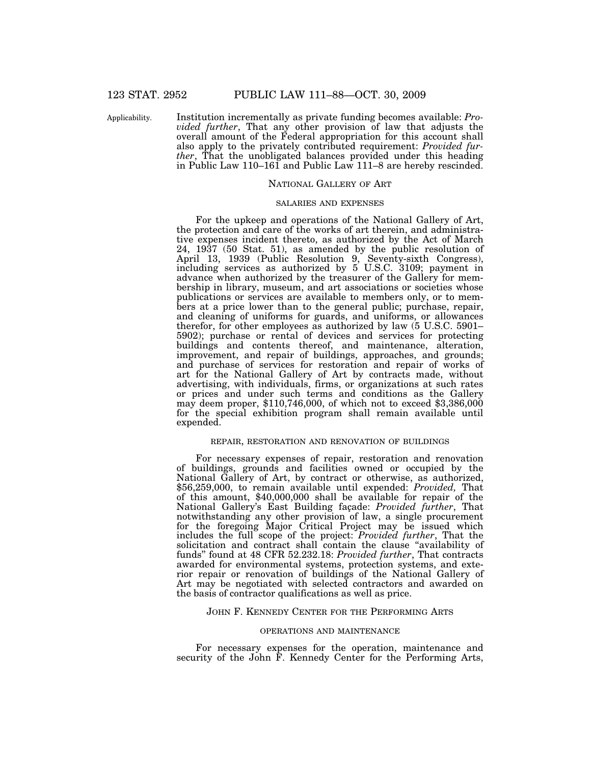Applicability.

Institution incrementally as private funding becomes available: *Provided further*, That any other provision of law that adjusts the overall amount of the Federal appropriation for this account shall also apply to the privately contributed requirement: *Provided further*, That the unobligated balances provided under this heading in Public Law 110–161 and Public Law 111–8 are hereby rescinded.

## NATIONAL GALLERY OF ART

### SALARIES AND EXPENSES

For the upkeep and operations of the National Gallery of Art, the protection and care of the works of art therein, and administrative expenses incident thereto, as authorized by the Act of March 24, 1937 (50 Stat. 51), as amended by the public resolution of April 13, 1939 (Public Resolution 9, Seventy-sixth Congress), including services as authorized by 5 U.S.C. 3109; payment in advance when authorized by the treasurer of the Gallery for membership in library, museum, and art associations or societies whose publications or services are available to members only, or to members at a price lower than to the general public; purchase, repair, and cleaning of uniforms for guards, and uniforms, or allowances therefor, for other employees as authorized by law (5 U.S.C. 5901–5902); purchase or rental of devices and services for protecting buildings and contents thereof, and maintenance, alteration, improvement, and repair of buildings, approaches, and grounds; and purchase of services for restoration and repair of works of art for the National Gallery of Art by contracts made, without advertising, with individuals, firms, or organizations at such rates or prices and under such terms and conditions as the Gallery may deem proper, $110,746,000, of which not to exceed $3,386,000 for the special exhibition program shall remain available until expended.

### REPAIR, RESTORATION AND RENOVATION OF BUILDINGS

For necessary expenses of repair, restoration and renovation of buildings, grounds and facilities owned or occupied by the National Gallery of Art, by contract or otherwise, as authorized, $56,259,000, to remain available until expended: *Provided*, That of this amount, $40,000,000 shall be available for repair of the National Gallery's East Building façade: *Provided further*, That notwithstanding any other provision of law, a single procurement for the foregoing Major Critical Project may be issued which includes the full scope of the project: *Provided further*, That the solicitation and contract shall contain the clause "availability of funds" found at 48 CFR 52.232.18: *Provided further*, That contracts awarded for environmental systems, protection systems, and exterior repair or renovation of buildings of the National Gallery of Art may be negotiated with selected contractors and awarded on the basis of contractor qualifications as well as price.

## JOHN F. KENNEDY CENTER FOR THE PERFORMING ARTS

### OPERATIONS AND MAINTENANCE

For necessary expenses for the operation, maintenance and security of the John F. Kennedy Center for the Performing Arts,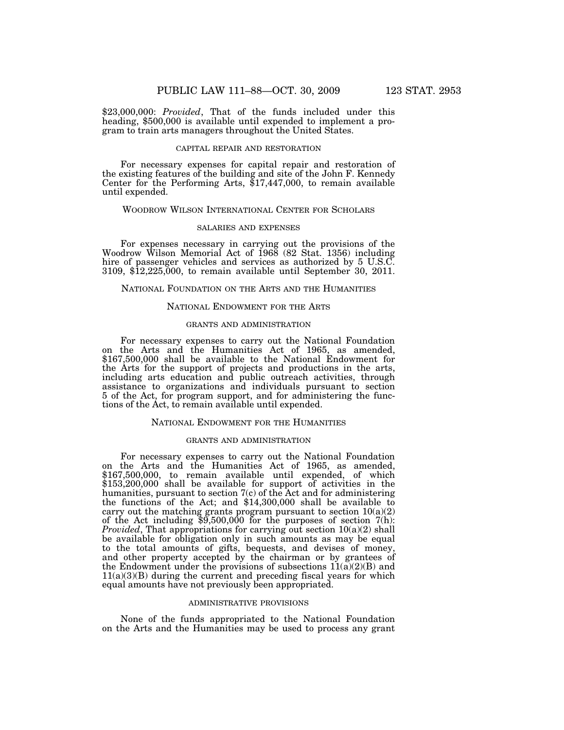$23,000,000: *Provided*, That of the funds included under this heading, $500,000 is available until expended to implement a program to train arts managers throughout the United States.

CAPITAL REPAIR AND RESTORATION

For necessary expenses for capital repair and restoration of the existing features of the building and site of the John F. Kennedy Center for the Performing Arts, $17,447,000, to remain available until expended.

## WOODROW WILSON INTERNATIONAL CENTER FOR SCHOLARS

SALARIES AND EXPENSES

For expenses necessary in carrying out the provisions of the Woodrow Wilson Memorial Act of 1968 (82 Stat. 1356) including hire of passenger vehicles and services as authorized by 5 U.S.C. 3109, $12,225,000, to remain available until September 30, 2011.

## NATIONAL FOUNDATION ON THE ARTS AND THE HUMANITIES

### NATIONAL ENDOWMENT FOR THE ARTS

GRANTS AND ADMINISTRATION

For necessary expenses to carry out the National Foundation on the Arts and the Humanities Act of 1965, as amended, $167,500,000 shall be available to the National Endowment for the Arts for the support of projects and productions in the arts, including arts education and public outreach activities, through assistance to organizations and individuals pursuant to section 5 of the Act, for program support, and for administering the functions of the Act, to remain available until expended.

### NATIONAL ENDOWMENT FOR THE HUMANITIES

GRANTS AND ADMINISTRATION

For necessary expenses to carry out the National Foundation on the Arts and the Humanities Act of 1965, as amended, $167,500,000, to remain available until expended, of which $153,200,000 shall be available for support of activities in the humanities, pursuant to section 7(c) of the Act and for administering the functions of the Act; and $14,300,000 shall be available to carry out the matching grants program pursuant to section 10(a)(2) of the Act including $9,500,000 for the purposes of section 7(h): *Provided*, That appropriations for carrying out section 10(a)(2) shall be available for obligation only in such amounts as may be equal to the total amounts of gifts, bequests, and devises of money, and other property accepted by the chairman or by grantees of the Endowment under the provisions of subsections 11(a)(2)(B) and 11(a)(3)(B) during the current and preceding fiscal years for which equal amounts have not previously been appropriated.

ADMINISTRATIVE PROVISIONS

None of the funds appropriated to the National Foundation on the Arts and the Humanities may be used to process any grant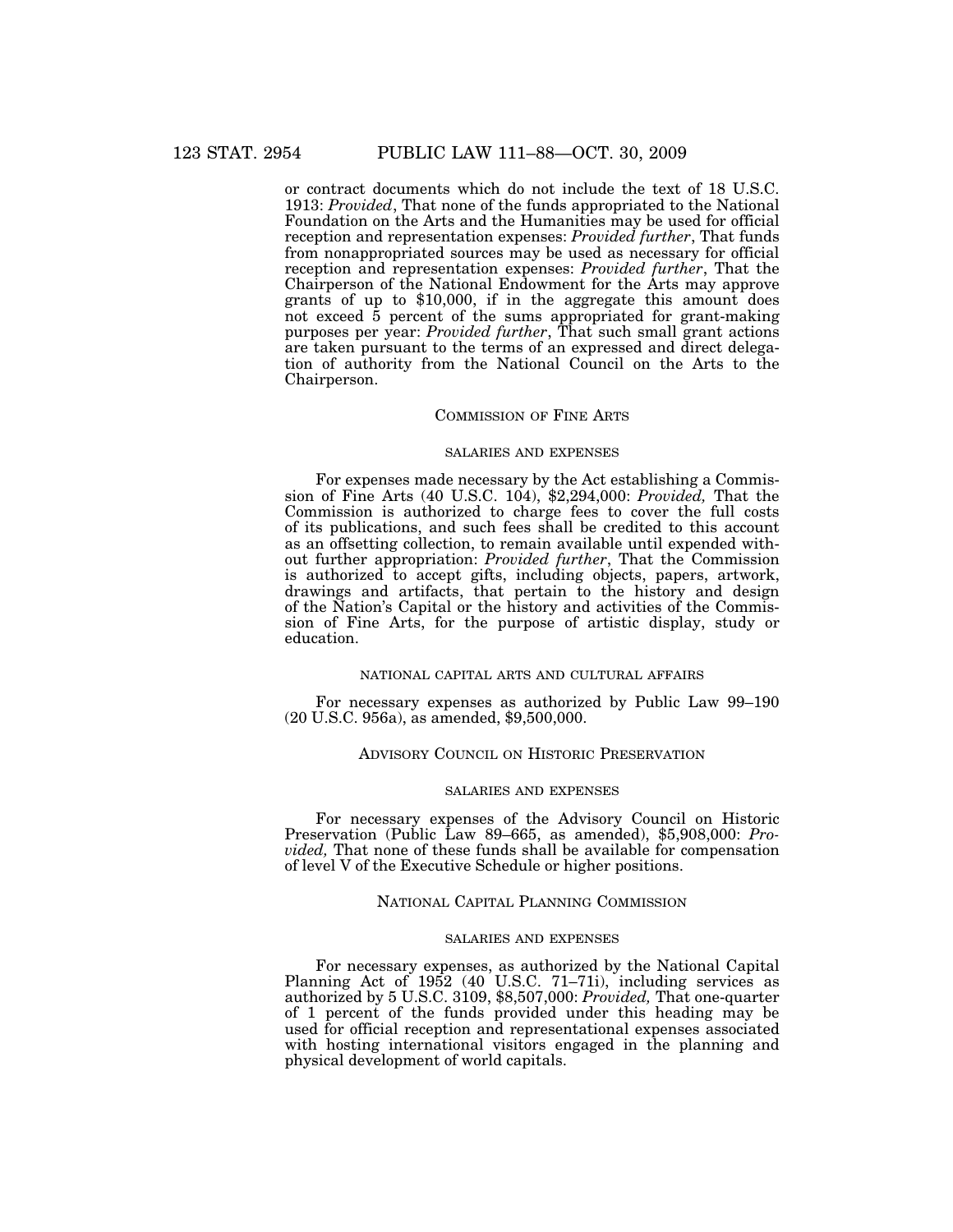or contract documents which do not include the text of 18 U.S.C. 1913: *Provided*, That none of the funds appropriated to the National Foundation on the Arts and the Humanities may be used for official reception and representation expenses: *Provided further*, That funds from nonappropriated sources may be used as necessary for official reception and representation expenses: *Provided further*, That the Chairperson of the National Endowment for the Arts may approve grants of up to $10,000, if in the aggregate this amount does not exceed 5 percent of the sums appropriated for grant-making purposes per year: *Provided further*, That such small grant actions are taken pursuant to the terms of an expressed and direct delegation of authority from the National Council on the Arts to the Chairperson.

## COMMISSION OF FINE ARTS

### SALARIES AND EXPENSES

For expenses made necessary by the Act establishing a Commission of Fine Arts (40 U.S.C. 104), $2,294,000: *Provided,* That the Commission is authorized to charge fees to cover the full costs of its publications, and such fees shall be credited to this account as an offsetting collection, to remain available until expended without further appropriation: *Provided further*, That the Commission is authorized to accept gifts, including objects, papers, artwork, drawings and artifacts, that pertain to the history and design of the Nation's Capital or the history and activities of the Commission of Fine Arts, for the purpose of artistic display, study or education.

### NATIONAL CAPITAL ARTS AND CULTURAL AFFAIRS

For necessary expenses as authorized by Public Law 99–190 (20 U.S.C. 956a), as amended, $9,500,000.

## ADVISORY COUNCIL ON HISTORIC PRESERVATION

### SALARIES AND EXPENSES

For necessary expenses of the Advisory Council on Historic Preservation (Public Law 89–665, as amended), $5,908,000: *Provided,* That none of these funds shall be available for compensation of level V of the Executive Schedule or higher positions.

## NATIONAL CAPITAL PLANNING COMMISSION

### SALARIES AND EXPENSES

For necessary expenses, as authorized by the National Capital Planning Act of 1952 (40 U.S.C. 71–71i), including services as authorized by 5 U.S.C. 3109, $8,507,000: *Provided,* That one-quarter of 1 percent of the funds provided under this heading may be used for official reception and representational expenses associated with hosting international visitors engaged in the planning and physical development of world capitals.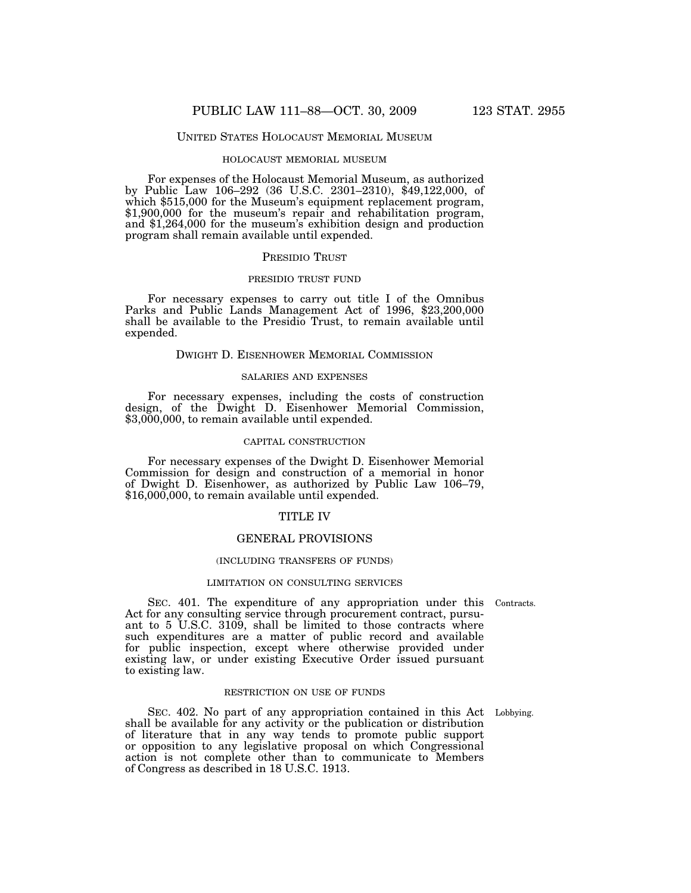## UNITED STATES HOLOCAUST MEMORIAL MUSEUM

### HOLOCAUST MEMORIAL MUSEUM

For expenses of the Holocaust Memorial Museum, as authorized by Public Law 106–292 (36 U.S.C. 2301–2310), $49,122,000, of which $515,000 for the Museum's equipment replacement program, $1,900,000 for the museum's repair and rehabilitation program, and $1,264,000 for the museum's exhibition design and production program shall remain available until expended.

## PRESIDIO TRUST

### PRESIDIO TRUST FUND

For necessary expenses to carry out title I of the Omnibus Parks and Public Lands Management Act of 1996, $23,200,000 shall be available to the Presidio Trust, to remain available until expended.

## DWIGHT D. EISENHOWER MEMORIAL COMMISSION

### SALARIES AND EXPENSES

For necessary expenses, including the costs of construction design, of the Dwight D. Eisenhower Memorial Commission, $3,000,000, to remain available until expended.

### CAPITAL CONSTRUCTION

For necessary expenses of the Dwight D. Eisenhower Memorial Commission for design and construction of a memorial in honor of Dwight D. Eisenhower, as authorized by Public Law 106–79, $16,000,000, to remain available until expended.

# TITLE IV

## GENERAL PROVISIONS

(INCLUDING TRANSFERS OF FUNDS)

### LIMITATION ON CONSULTING SERVICES

Contracts.

SEC. 401. The expenditure of any appropriation under this Act for any consulting service through procurement contract, pursuant to 5 U.S.C. 3109, shall be limited to those contracts where such expenditures are a matter of public record and available for public inspection, except where otherwise provided under existing law, or under existing Executive Order issued pursuant to existing law.

### RESTRICTION ON USE OF FUNDS

Lobbying.

SEC. 402. No part of any appropriation contained in this Act shall be available for any activity or the publication or distribution of literature that in any way tends to promote public support or opposition to any legislative proposal on which Congressional action is not complete other than to communicate to Members of Congress as described in 18 U.S.C. 1913.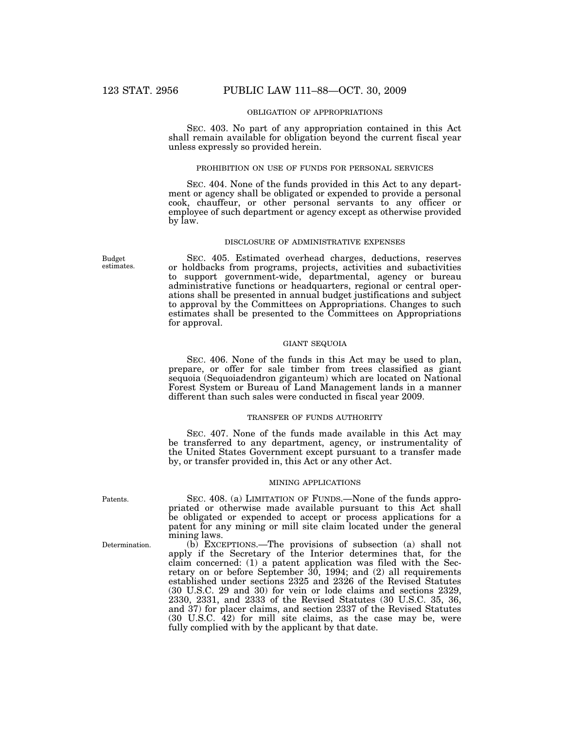OBLIGATION OF APPROPRIATIONS

SEC. 403. No part of any appropriation contained in this Act shall remain available for obligation beyond the current fiscal year unless expressly so provided herein.

PROHIBITION ON USE OF FUNDS FOR PERSONAL SERVICES

SEC. 404. None of the funds provided in this Act to any department or agency shall be obligated or expended to provide a personal cook, chauffeur, or other personal servants to any officer or employee of such department or agency except as otherwise provided by law.

DISCLOSURE OF ADMINISTRATIVE EXPENSES

Budget estimates.

SEC. 405. Estimated overhead charges, deductions, reserves or holdbacks from programs, projects, activities and subactivities to support government-wide, departmental, agency or bureau administrative functions or headquarters, regional or central operations shall be presented in annual budget justifications and subject to approval by the Committees on Appropriations. Changes to such estimates shall be presented to the Committees on Appropriations for approval.

GIANT SEQUOIA

SEC. 406. None of the funds in this Act may be used to plan, prepare, or offer for sale timber from trees classified as giant sequoia (Sequoiadendron giganteum) which are located on National Forest System or Bureau of Land Management lands in a manner different than such sales were conducted in fiscal year 2009.

TRANSFER OF FUNDS AUTHORITY

SEC. 407. None of the funds made available in this Act may be transferred to any department, agency, or instrumentality of the United States Government except pursuant to a transfer made by, or transfer provided in, this Act or any other Act.

MINING APPLICATIONS

Patents.

SEC. 408. (a) LIMITATION OF FUNDS.—None of the funds appropriated or otherwise made available pursuant to this Act shall be obligated or expended to accept or process applications for a patent for any mining or mill site claim located under the general mining laws.

Determination.

(b) EXCEPTIONS.—The provisions of subsection (a) shall not apply if the Secretary of the Interior determines that, for the claim concerned: (1) a patent application was filed with the Secretary on or before September 30, 1994; and (2) all requirements established under sections 2325 and 2326 of the Revised Statutes (30 U.S.C. 29 and 30) for vein or lode claims and sections 2329, 2330, 2331, and 2333 of the Revised Statutes (30 U.S.C. 35, 36, and 37) for placer claims, and section 2337 of the Revised Statutes (30 U.S.C. 42) for mill site claims, as the case may be, were fully complied with by the applicant by that date.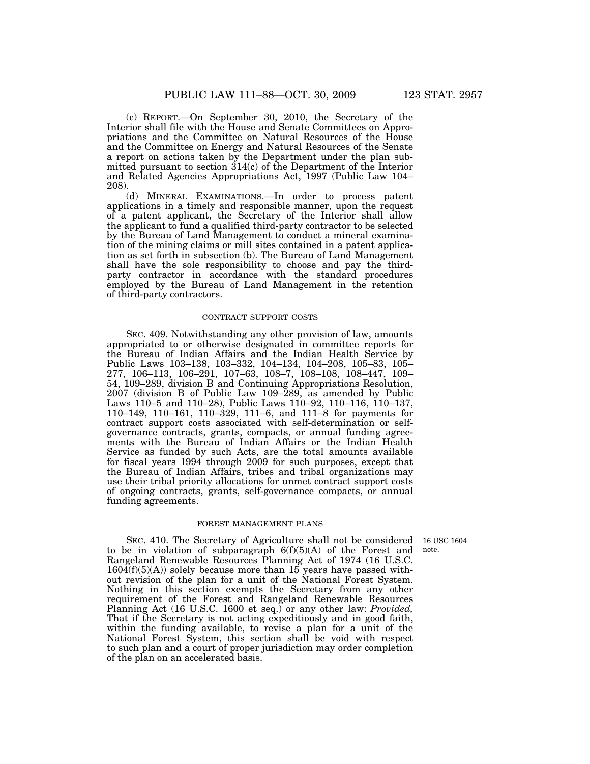(c) REPORT.—On September 30, 2010, the Secretary of the Interior shall file with the House and Senate Committees on Appropriations and the Committee on Natural Resources of the House and the Committee on Energy and Natural Resources of the Senate a report on actions taken by the Department under the plan submitted pursuant to section 314(c) of the Department of the Interior and Related Agencies Appropriations Act, 1997 (Public Law 104–208).

(d) MINERAL EXAMINATIONS.—In order to process patent applications in a timely and responsible manner, upon the request of a patent applicant, the Secretary of the Interior shall allow the applicant to fund a qualified third-party contractor to be selected by the Bureau of Land Management to conduct a mineral examination of the mining claims or mill sites contained in a patent application as set forth in subsection (b). The Bureau of Land Management shall have the sole responsibility to choose and pay the third-party contractor in accordance with the standard procedures employed by the Bureau of Land Management in the retention of third-party contractors.

CONTRACT SUPPORT COSTS

SEC. 409. Notwithstanding any other provision of law, amounts appropriated to or otherwise designated in committee reports for the Bureau of Indian Affairs and the Indian Health Service by Public Laws 103–138, 103–332, 104–134, 104–208, 105–83, 105–277, 106–113, 106–291, 107–63, 108–7, 108–108, 108–447, 109–54, 109–289, division B and Continuing Appropriations Resolution, 2007 (division B of Public Law 109–289, as amended by Public Laws 110–5 and 110–28), Public Laws 110–92, 110–116, 110–137, 110–149, 110–161, 110–329, 111–6, and 111–8 for payments for contract support costs associated with self-determination or self-governance contracts, grants, compacts, or annual funding agreements with the Bureau of Indian Affairs or the Indian Health Service as funded by such Acts, are the total amounts available for fiscal years 1994 through 2009 for such purposes, except that the Bureau of Indian Affairs, tribes and tribal organizations may use their tribal priority allocations for unmet contract support costs of ongoing contracts, grants, self-governance compacts, or annual funding agreements.

FOREST MANAGEMENT PLANS

16 USC 1604 note.

SEC. 410. The Secretary of Agriculture shall not be considered to be in violation of subparagraph 6(f)(5)(A) of the Forest and Rangeland Renewable Resources Planning Act of 1974 (16 U.S.C. 1604(f)(5)(A)) solely because more than 15 years have passed without revision of the plan for a unit of the National Forest System. Nothing in this section exempts the Secretary from any other requirement of the Forest and Rangeland Renewable Resources Planning Act (16 U.S.C. 1600 et seq.) or any other law: *Provided,* That if the Secretary is not acting expeditiously and in good faith, within the funding available, to revise a plan for a unit of the National Forest System, this section shall be void with respect to such plan and a court of proper jurisdiction may order completion of the plan on an accelerated basis.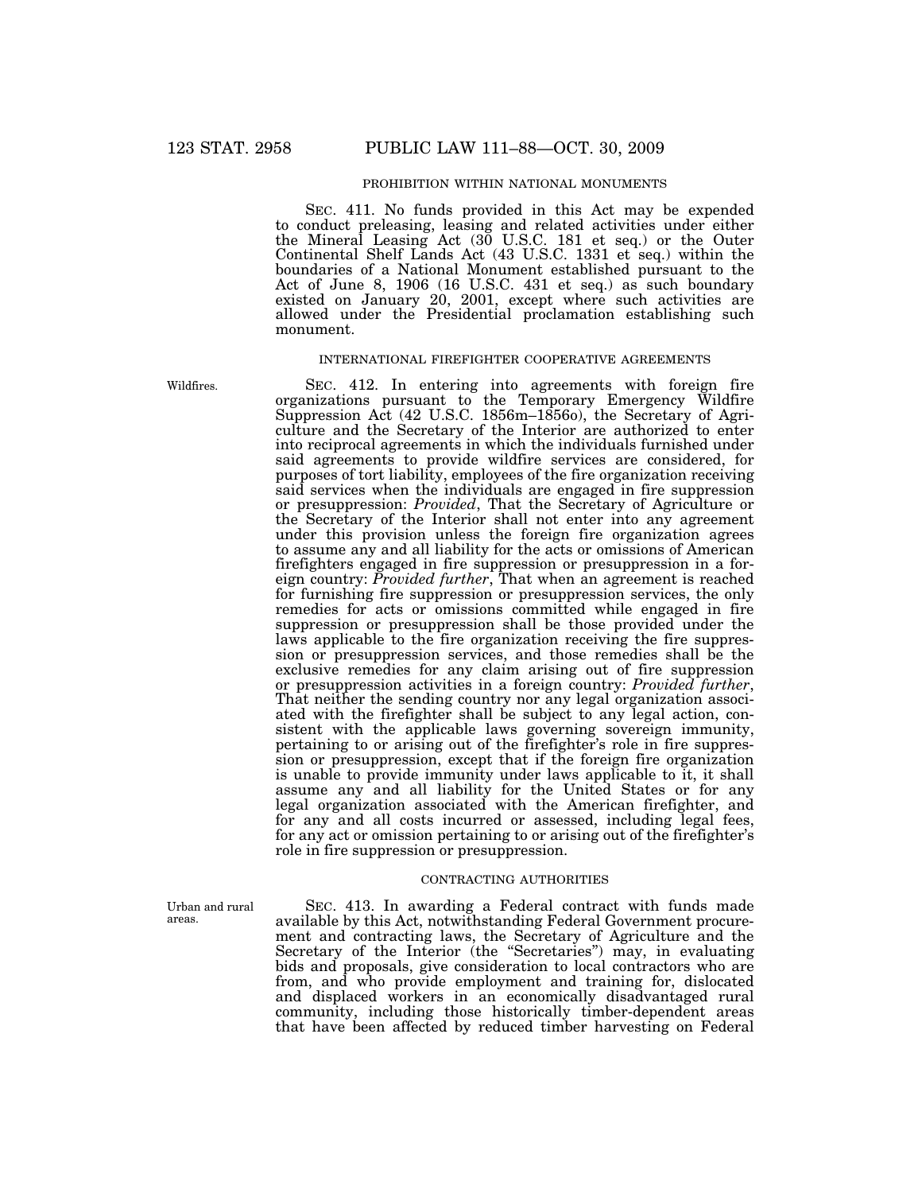PROHIBITION WITHIN NATIONAL MONUMENTS

SEC. 411. No funds provided in this Act may be expended to conduct preleasing, leasing and related activities under either the Mineral Leasing Act (30 U.S.C. 181 et seq.) or the Outer Continental Shelf Lands Act (43 U.S.C. 1331 et seq.) within the boundaries of a National Monument established pursuant to the Act of June 8, 1906 (16 U.S.C. 431 et seq.) as such boundary existed on January 20, 2001, except where such activities are allowed under the Presidential proclamation establishing such monument.

INTERNATIONAL FIREFIGHTER COOPERATIVE AGREEMENTS

Wildfires.

SEC. 412. In entering into agreements with foreign fire organizations pursuant to the Temporary Emergency Wildfire Suppression Act (42 U.S.C. 1856m–1856o), the Secretary of Agriculture and the Secretary of the Interior are authorized to enter into reciprocal agreements in which the individuals furnished under said agreements to provide wildfire services are considered, for purposes of tort liability, employees of the fire organization receiving said services when the individuals are engaged in fire suppression or presuppression: *Provided*, That the Secretary of Agriculture or the Secretary of the Interior shall not enter into any agreement under this provision unless the foreign fire organization agrees to assume any and all liability for the acts or omissions of American firefighters engaged in fire suppression or presuppression in a foreign country: *Provided further*, That when an agreement is reached for furnishing fire suppression or presuppression services, the only remedies for acts or omissions committed while engaged in fire suppression or presuppression shall be those provided under the laws applicable to the fire organization receiving the fire suppression or presuppression services, and those remedies shall be the exclusive remedies for any claim arising out of fire suppression or presuppression activities in a foreign country: *Provided further*, That neither the sending country nor any legal organization associated with the firefighter shall be subject to any legal action, consistent with the applicable laws governing sovereign immunity, pertaining to or arising out of the firefighter's role in fire suppression or presuppression, except that if the foreign fire organization is unable to provide immunity under laws applicable to it, it shall assume any and all liability for the United States or for any legal organization associated with the American firefighter, and for any and all costs incurred or assessed, including legal fees, for any act or omission pertaining to or arising out of the firefighter's role in fire suppression or presuppression.

CONTRACTING AUTHORITIES

Urban and rural areas.

SEC. 413. In awarding a Federal contract with funds made available by this Act, notwithstanding Federal Government procurement and contracting laws, the Secretary of Agriculture and the Secretary of the Interior (the "Secretaries") may, in evaluating bids and proposals, give consideration to local contractors who are from, and who provide employment and training for, dislocated and displaced workers in an economically disadvantaged rural community, including those historically timber-dependent areas that have been affected by reduced timber harvesting on Federal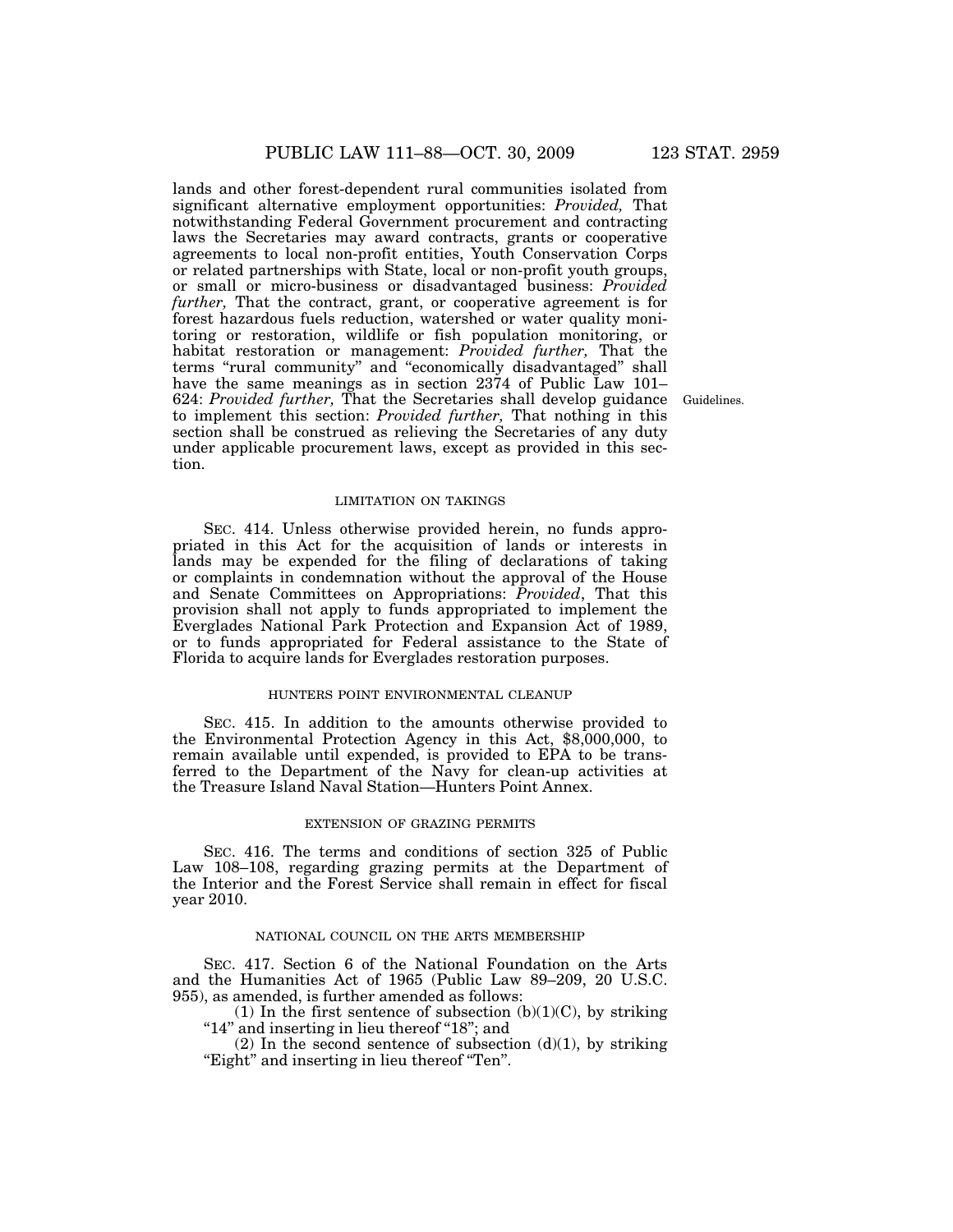lands and other forest-dependent rural communities isolated from significant alternative employment opportunities: *Provided,* That notwithstanding Federal Government procurement and contracting laws the Secretaries may award contracts, grants or cooperative agreements to local non-profit entities, Youth Conservation Corps or related partnerships with State, local or non-profit youth groups, or small or micro-business or disadvantaged business: *Provided further,* That the contract, grant, or cooperative agreement is for forest hazardous fuels reduction, watershed or water quality monitoring or restoration, wildlife or fish population monitoring, or habitat restoration or management: *Provided further,* That the terms "rural community" and "economically disadvantaged" shall have the same meanings as in section 2374 of Public Law 101–624: *Provided further,* That the Secretaries shall develop guidance to implement this section: *Provided further,* That nothing in this section shall be construed as relieving the Secretaries of any duty under applicable procurement laws, except as provided in this section.

Guidelines.

LIMITATION ON TAKINGS

SEC. 414. Unless otherwise provided herein, no funds appropriated in this Act for the acquisition of lands or interests in lands may be expended for the filing of declarations of taking or complaints in condemnation without the approval of the House and Senate Committees on Appropriations: *Provided*, That this provision shall not apply to funds appropriated to implement the Everglades National Park Protection and Expansion Act of 1989, or to funds appropriated for Federal assistance to the State of Florida to acquire lands for Everglades restoration purposes.

HUNTERS POINT ENVIRONMENTAL CLEANUP

SEC. 415. In addition to the amounts otherwise provided to the Environmental Protection Agency in this Act, $8,000,000, to remain available until expended, is provided to EPA to be transferred to the Department of the Navy for clean-up activities at the Treasure Island Naval Station—Hunters Point Annex.

EXTENSION OF GRAZING PERMITS

SEC. 416. The terms and conditions of section 325 of Public Law 108–108, regarding grazing permits at the Department of the Interior and the Forest Service shall remain in effect for fiscal year 2010.

NATIONAL COUNCIL ON THE ARTS MEMBERSHIP

SEC. 417. Section 6 of the National Foundation on the Arts and the Humanities Act of 1965 (Public Law 89–209, 20 U.S.C. 955), as amended, is further amended as follows:

(1) In the first sentence of subsection (b)(1)(C), by striking "14" and inserting in lieu thereof "18"; and

(2) In the second sentence of subsection (d)(1), by striking "Eight" and inserting in lieu thereof "Ten".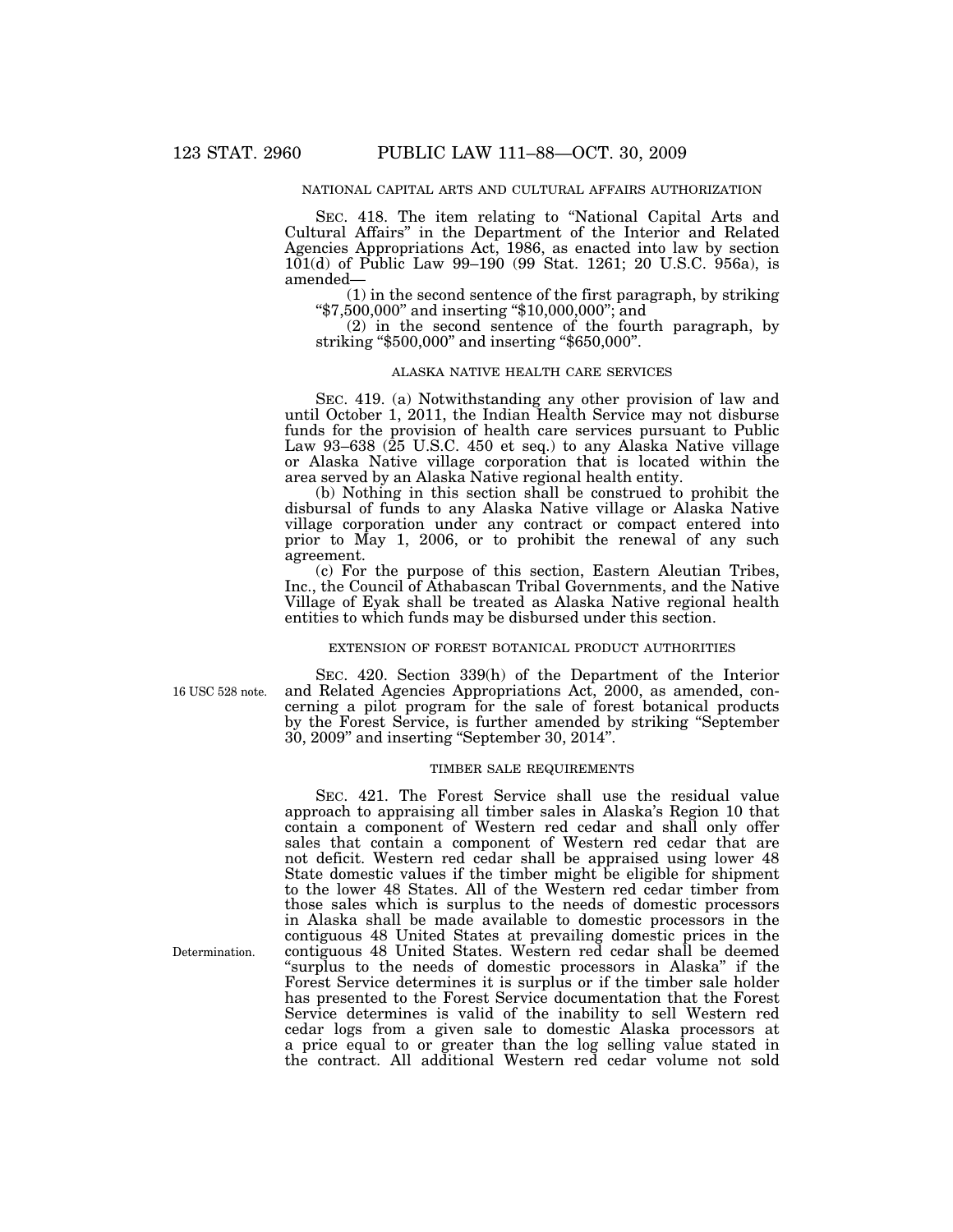NATIONAL CAPITAL ARTS AND CULTURAL AFFAIRS AUTHORIZATION

SEC. 418. The item relating to "National Capital Arts and Cultural Affairs" in the Department of the Interior and Related Agencies Appropriations Act, 1986, as enacted into law by section 101(d) of Public Law 99–190 (99 Stat. 1261; 20 U.S.C. 956a), is amended—

(1) in the second sentence of the first paragraph, by striking "$7,500,000" and inserting "$10,000,000"; and

(2) in the second sentence of the fourth paragraph, by striking "$500,000" and inserting "$650,000".

ALASKA NATIVE HEALTH CARE SERVICES

SEC. 419. (a) Notwithstanding any other provision of law and until October 1, 2011, the Indian Health Service may not disburse funds for the provision of health care services pursuant to Public Law 93–638 (25 U.S.C. 450 et seq.) to any Alaska Native village or Alaska Native village corporation that is located within the area served by an Alaska Native regional health entity.

(b) Nothing in this section shall be construed to prohibit the disbursal of funds to any Alaska Native village or Alaska Native village corporation under any contract or compact entered into prior to May 1, 2006, or to prohibit the renewal of any such agreement.

(c) For the purpose of this section, Eastern Aleutian Tribes, Inc., the Council of Athabascan Tribal Governments, and the Native Village of Eyak shall be treated as Alaska Native regional health entities to which funds may be disbursed under this section.

EXTENSION OF FOREST BOTANICAL PRODUCT AUTHORITIES

16 USC 528 note.

SEC. 420. Section 339(h) of the Department of the Interior and Related Agencies Appropriations Act, 2000, as amended, concerning a pilot program for the sale of forest botanical products by the Forest Service, is further amended by striking "September 30, 2009" and inserting "September 30, 2014".

TIMBER SALE REQUIREMENTS

SEC. 421. The Forest Service shall use the residual value approach to appraising all timber sales in Alaska's Region 10 that contain a component of Western red cedar and shall only offer sales that contain a component of Western red cedar that are not deficit. Western red cedar shall be appraised using lower 48 State domestic values if the timber might be eligible for shipment to the lower 48 States. All of the Western red cedar timber from those sales which is surplus to the needs of domestic processors in Alaska shall be made available to domestic processors in the contiguous 48 United States at prevailing domestic prices in the contiguous 48 United States. Western red cedar shall be deemed "surplus to the needs of domestic processors in Alaska" if the Forest Service determines it is surplus or if the timber sale holder has presented to the Forest Service documentation that the Forest Service determines is valid of the inability to sell Western red cedar logs from a given sale to domestic Alaska processors at a price equal to or greater than the log selling value stated in the contract. All additional Western red cedar volume not sold

Determination.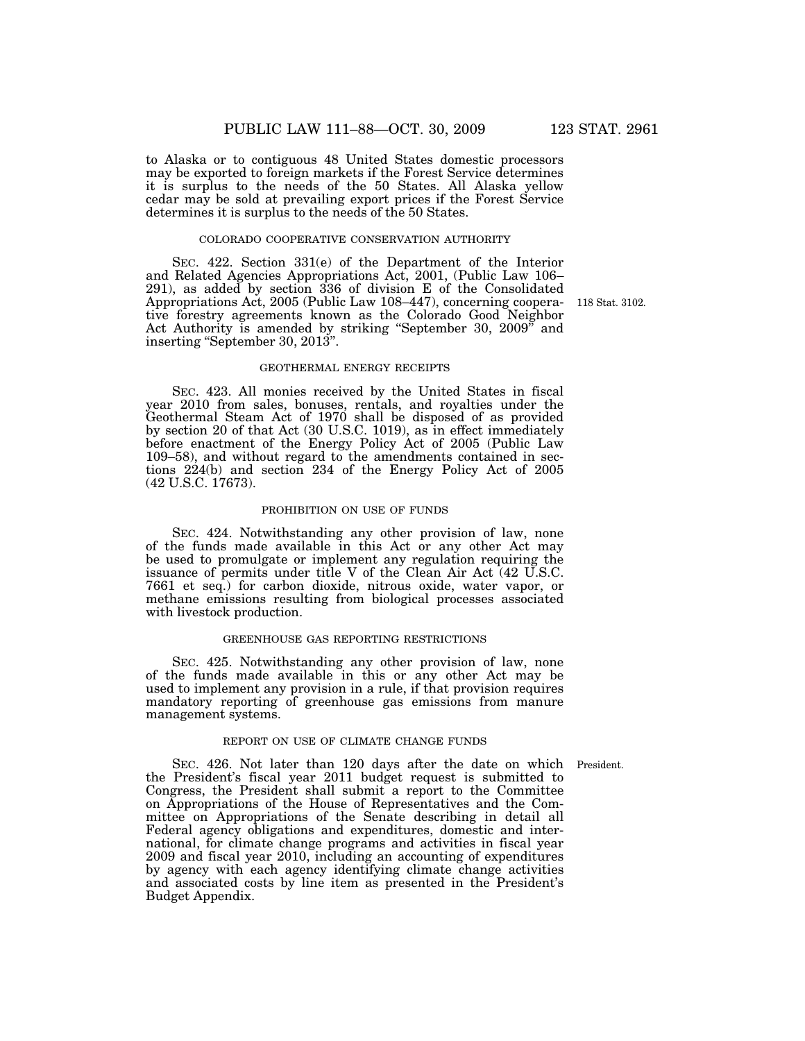to Alaska or to contiguous 48 United States domestic processors may be exported to foreign markets if the Forest Service determines it is surplus to the needs of the 50 States. All Alaska yellow cedar may be sold at prevailing export prices if the Forest Service determines it is surplus to the needs of the 50 States.

COLORADO COOPERATIVE CONSERVATION AUTHORITY

SEC. 422. Section 331(e) of the Department of the Interior and Related Agencies Appropriations Act, 2001, (Public Law 106–291), as added by section 336 of division E of the Consolidated Appropriations Act, 2005 (Public Law 108–447), concerning cooperative forestry agreements known as the Colorado Good Neighbor Act Authority is amended by striking "September 30, 2009" and inserting "September 30, 2013".

118 Stat. 3102.

GEOTHERMAL ENERGY RECEIPTS

SEC. 423. All monies received by the United States in fiscal year 2010 from sales, bonuses, rentals, and royalties under the Geothermal Steam Act of 1970 shall be disposed of as provided by section 20 of that Act (30 U.S.C. 1019), as in effect immediately before enactment of the Energy Policy Act of 2005 (Public Law 109–58), and without regard to the amendments contained in sections 224(b) and section 234 of the Energy Policy Act of 2005 (42 U.S.C. 17673).

PROHIBITION ON USE OF FUNDS

SEC. 424. Notwithstanding any other provision of law, none of the funds made available in this Act or any other Act may be used to promulgate or implement any regulation requiring the issuance of permits under title V of the Clean Air Act (42 U.S.C. 7661 et seq.) for carbon dioxide, nitrous oxide, water vapor, or methane emissions resulting from biological processes associated with livestock production.

GREENHOUSE GAS REPORTING RESTRICTIONS

SEC. 425. Notwithstanding any other provision of law, none of the funds made available in this or any other Act may be used to implement any provision in a rule, if that provision requires mandatory reporting of greenhouse gas emissions from manure management systems.

REPORT ON USE OF CLIMATE CHANGE FUNDS

President.

SEC. 426. Not later than 120 days after the date on which the President's fiscal year 2011 budget request is submitted to Congress, the President shall submit a report to the Committee on Appropriations of the House of Representatives and the Committee on Appropriations of the Senate describing in detail all Federal agency obligations and expenditures, domestic and international, for climate change programs and activities in fiscal year 2009 and fiscal year 2010, including an accounting of expenditures by agency with each agency identifying climate change activities and associated costs by line item as presented in the President's Budget Appendix.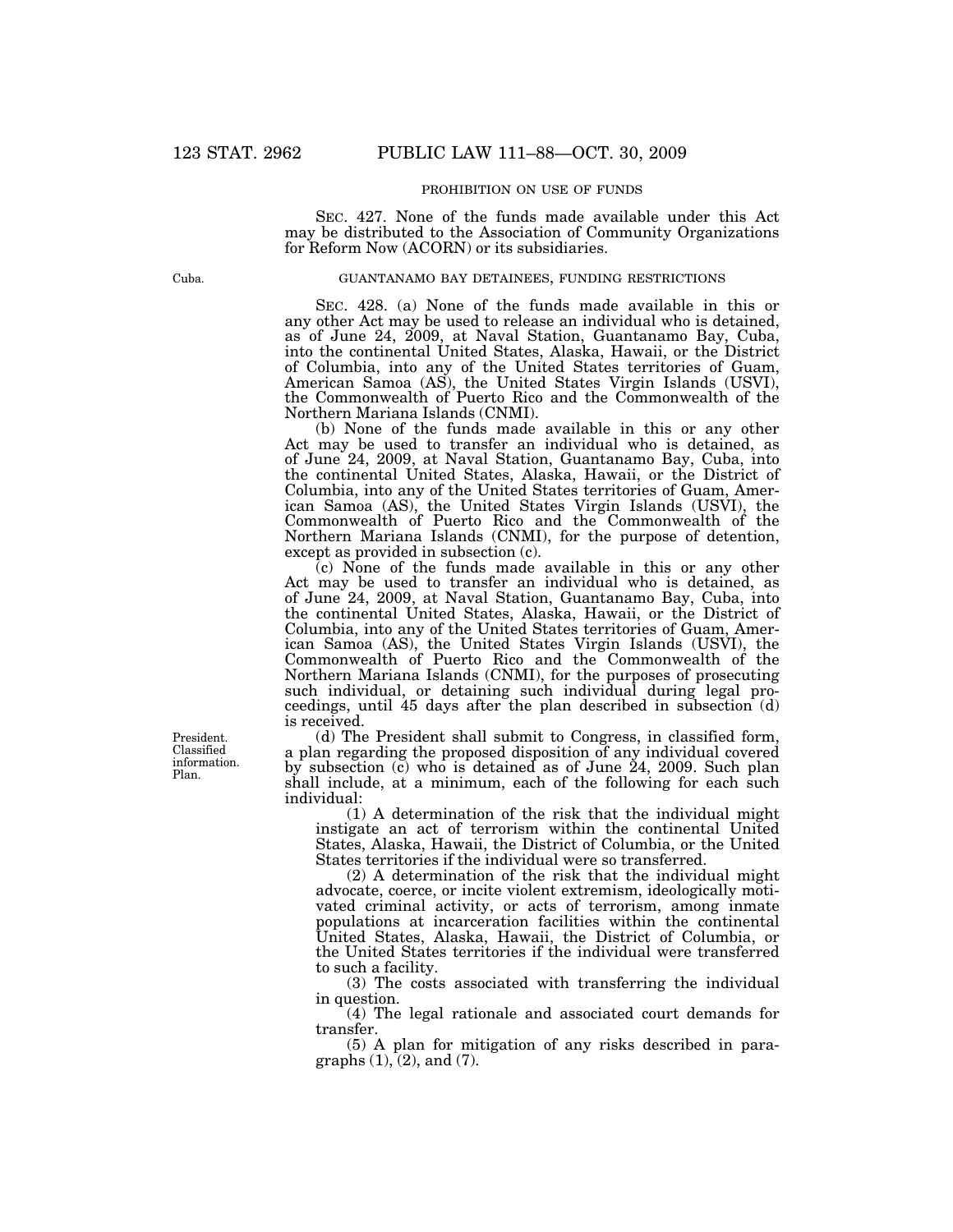PROHIBITION ON USE OF FUNDS

SEC. 427. None of the funds made available under this Act may be distributed to the Association of Community Organizations for Reform Now (ACORN) or its subsidiaries.

Cuba.

GUANTANAMO BAY DETAINEES, FUNDING RESTRICTIONS

SEC. 428. (a) None of the funds made available in this or any other Act may be used to release an individual who is detained, as of June 24, 2009, at Naval Station, Guantanamo Bay, Cuba, into the continental United States, Alaska, Hawaii, or the District of Columbia, into any of the United States territories of Guam, American Samoa (AS), the United States Virgin Islands (USVI), the Commonwealth of Puerto Rico and the Commonwealth of the Northern Mariana Islands (CNMI).

(b) None of the funds made available in this or any other Act may be used to transfer an individual who is detained, as of June 24, 2009, at Naval Station, Guantanamo Bay, Cuba, into the continental United States, Alaska, Hawaii, or the District of Columbia, into any of the United States territories of Guam, American Samoa (AS), the United States Virgin Islands (USVI), the Commonwealth of Puerto Rico and the Commonwealth of the Northern Mariana Islands (CNMI), for the purpose of detention, except as provided in subsection (c).

(c) None of the funds made available in this or any other Act may be used to transfer an individual who is detained, as of June 24, 2009, at Naval Station, Guantanamo Bay, Cuba, into the continental United States, Alaska, Hawaii, or the District of Columbia, into any of the United States territories of Guam, American Samoa (AS), the United States Virgin Islands (USVI), the Commonwealth of Puerto Rico and the Commonwealth of the Northern Mariana Islands (CNMI), for the purposes of prosecuting such individual, or detaining such individual during legal proceedings, until 45 days after the plan described in subsection (d) is received.

President. Classified information. Plan.

(d) The President shall submit to Congress, in classified form, a plan regarding the proposed disposition of any individual covered by subsection (c) who is detained as of June 24, 2009. Such plan shall include, at a minimum, each of the following for each such individual:

(1) A determination of the risk that the individual might instigate an act of terrorism within the continental United States, Alaska, Hawaii, the District of Columbia, or the United States territories if the individual were so transferred.

(2) A determination of the risk that the individual might advocate, coerce, or incite violent extremism, ideologically motivated criminal activity, or acts of terrorism, among inmate populations at incarceration facilities within the continental United States, Alaska, Hawaii, the District of Columbia, or the United States territories if the individual were transferred to such a facility.

(3) The costs associated with transferring the individual in question.

(4) The legal rationale and associated court demands for transfer.

(5) A plan for mitigation of any risks described in paragraphs (1), (2), and (7).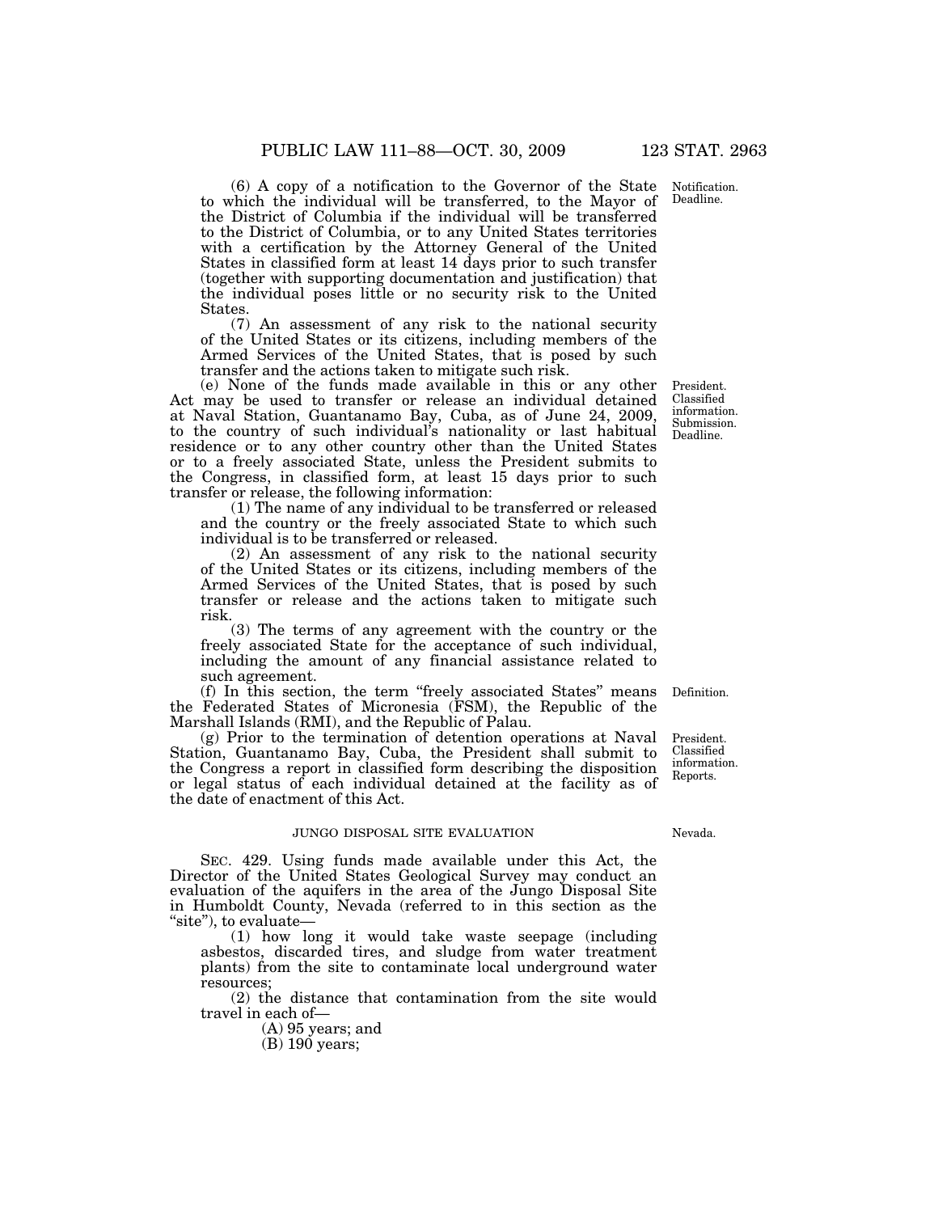(6) A copy of a notification to the Governor of the State to which the individual will be transferred, to the Mayor of the District of Columbia if the individual will be transferred to the District of Columbia, or to any United States territories with a certification by the Attorney General of the United States in classified form at least 14 days prior to such transfer (together with supporting documentation and justification) that the individual poses little or no security risk to the United States.

(7) An assessment of any risk to the national security of the United States or its citizens, including members of the Armed Services of the United States, that is posed by such transfer and the actions taken to mitigate such risk.

(e) None of the funds made available in this or any other Act may be used to transfer or release an individual detained at Naval Station, Guantanamo Bay, Cuba, as of June 24, 2009, to the country of such individual's nationality or last habitual residence or to any other country other than the United States or to a freely associated State, unless the President submits to the Congress, in classified form, at least 15 days prior to such transfer or release, the following information:

(1) The name of any individual to be transferred or released and the country or the freely associated State to which such individual is to be transferred or released.

(2) An assessment of any risk to the national security of the United States or its citizens, including members of the Armed Services of the United States, that is posed by such transfer or release and the actions taken to mitigate such risk.

(3) The terms of any agreement with the country or the freely associated State for the acceptance of such individual, including the amount of any financial assistance related to such agreement.

(f) In this section, the term "freely associated States" means the Federated States of Micronesia (FSM), the Republic of the Marshall Islands (RMI), and the Republic of Palau.

(g) Prior to the termination of detention operations at Naval Station, Guantanamo Bay, Cuba, the President shall submit to the Congress a report in classified form describing the disposition or legal status of each individual detained at the facility as of the date of enactment of this Act.

JUNGO DISPOSAL SITE EVALUATION

SEC. 429. Using funds made available under this Act, the Director of the United States Geological Survey may conduct an evaluation of the aquifers in the area of the Jungo Disposal Site in Humboldt County, Nevada (referred to in this section as the "site"), to evaluate—

(1) how long it would take waste seepage (including asbestos, discarded tires, and sludge from water treatment plants) from the site to contaminate local underground water resources;

(2) the distance that contamination from the site would travel in each of—

(A) 95 years; and

(B) 190 years;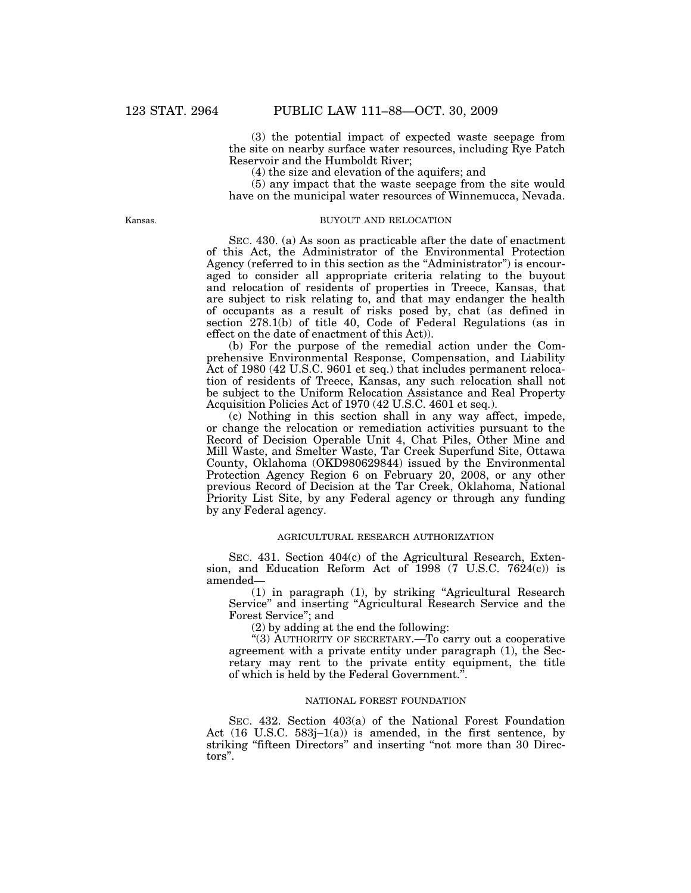(3) the potential impact of expected waste seepage from the site on nearby surface water resources, including Rye Patch Reservoir and the Humboldt River;

(4) the size and elevation of the aquifers; and

(5) any impact that the waste seepage from the site would have on the municipal water resources of Winnemucca, Nevada.

Kansas.

BUYOUT AND RELOCATION

SEC. 430. (a) As soon as practicable after the date of enactment of this Act, the Administrator of the Environmental Protection Agency (referred to in this section as the "Administrator") is encouraged to consider all appropriate criteria relating to the buyout and relocation of residents of properties in Treece, Kansas, that are subject to risk relating to, and that may endanger the health of occupants as a result of risks posed by, chat (as defined in section 278.1(b) of title 40, Code of Federal Regulations (as in effect on the date of enactment of this Act)).

(b) For the purpose of the remedial action under the Comprehensive Environmental Response, Compensation, and Liability Act of 1980 (42 U.S.C. 9601 et seq.) that includes permanent relocation of residents of Treece, Kansas, any such relocation shall not be subject to the Uniform Relocation Assistance and Real Property Acquisition Policies Act of 1970 (42 U.S.C. 4601 et seq.).

(c) Nothing in this section shall in any way affect, impede, or change the relocation or remediation activities pursuant to the Record of Decision Operable Unit 4, Chat Piles, Other Mine and Mill Waste, and Smelter Waste, Tar Creek Superfund Site, Ottawa County, Oklahoma (OKD980629844) issued by the Environmental Protection Agency Region 6 on February 20, 2008, or any other previous Record of Decision at the Tar Creek, Oklahoma, National Priority List Site, by any Federal agency or through any funding by any Federal agency.

AGRICULTURAL RESEARCH AUTHORIZATION

SEC. 431. Section 404(c) of the Agricultural Research, Extension, and Education Reform Act of 1998 (7 U.S.C. 7624(c)) is amended—

(1) in paragraph (1), by striking "Agricultural Research Service" and inserting "Agricultural Research Service and the Forest Service"; and

(2) by adding at the end the following:

"(3) AUTHORITY OF SECRETARY.—To carry out a cooperative agreement with a private entity under paragraph (1), the Secretary may rent to the private entity equipment, the title of which is held by the Federal Government.".

NATIONAL FOREST FOUNDATION

SEC. 432. Section 403(a) of the National Forest Foundation Act (16 U.S.C. 583j–1(a)) is amended, in the first sentence, by striking "fifteen Directors" and inserting "not more than 30 Directors".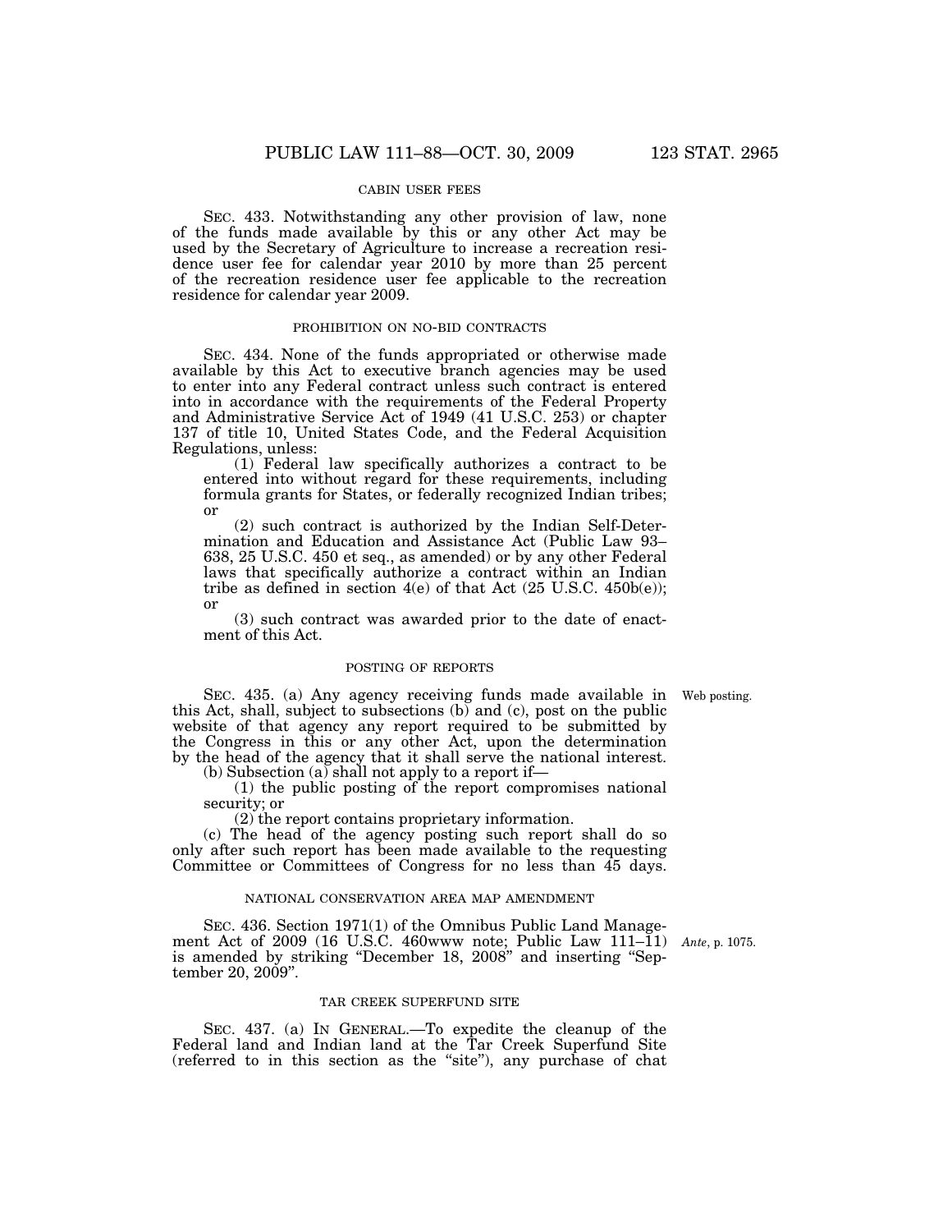CABIN USER FEES

SEC. 433. Notwithstanding any other provision of law, none of the funds made available by this or any other Act may be used by the Secretary of Agriculture to increase a recreation residence user fee for calendar year 2010 by more than 25 percent of the recreation residence user fee applicable to the recreation residence for calendar year 2009.

PROHIBITION ON NO-BID CONTRACTS

SEC. 434. None of the funds appropriated or otherwise made available by this Act to executive branch agencies may be used to enter into any Federal contract unless such contract is entered into in accordance with the requirements of the Federal Property and Administrative Service Act of 1949 (41 U.S.C. 253) or chapter 137 of title 10, United States Code, and the Federal Acquisition Regulations, unless:

(1) Federal law specifically authorizes a contract to be entered into without regard for these requirements, including formula grants for States, or federally recognized Indian tribes; or

(2) such contract is authorized by the Indian Self-Determination and Education and Assistance Act (Public Law 93–638, 25 U.S.C. 450 et seq., as amended) or by any other Federal laws that specifically authorize a contract within an Indian tribe as defined in section 4(e) of that Act (25 U.S.C. 450b(e)); or

(3) such contract was awarded prior to the date of enactment of this Act.

POSTING OF REPORTS

Web posting.

SEC. 435. (a) Any agency receiving funds made available in this Act, shall, subject to subsections (b) and (c), post on the public website of that agency any report required to be submitted by the Congress in this or any other Act, upon the determination by the head of the agency that it shall serve the national interest.

(b) Subsection (a) shall not apply to a report if—

(1) the public posting of the report compromises national security; or

(2) the report contains proprietary information.

(c) The head of the agency posting such report shall do so only after such report has been made available to the requesting Committee or Committees of Congress for no less than 45 days.

NATIONAL CONSERVATION AREA MAP AMENDMENT

*Ante*, p. 1075.

SEC. 436. Section 1971(1) of the Omnibus Public Land Management Act of 2009 (16 U.S.C. 460www note; Public Law 111–11) is amended by striking "December 18, 2008" and inserting "September 20, 2009".

TAR CREEK SUPERFUND SITE

SEC. 437. (a) IN GENERAL.—To expedite the cleanup of the Federal land and Indian land at the Tar Creek Superfund Site (referred to in this section as the "site"), any purchase of chat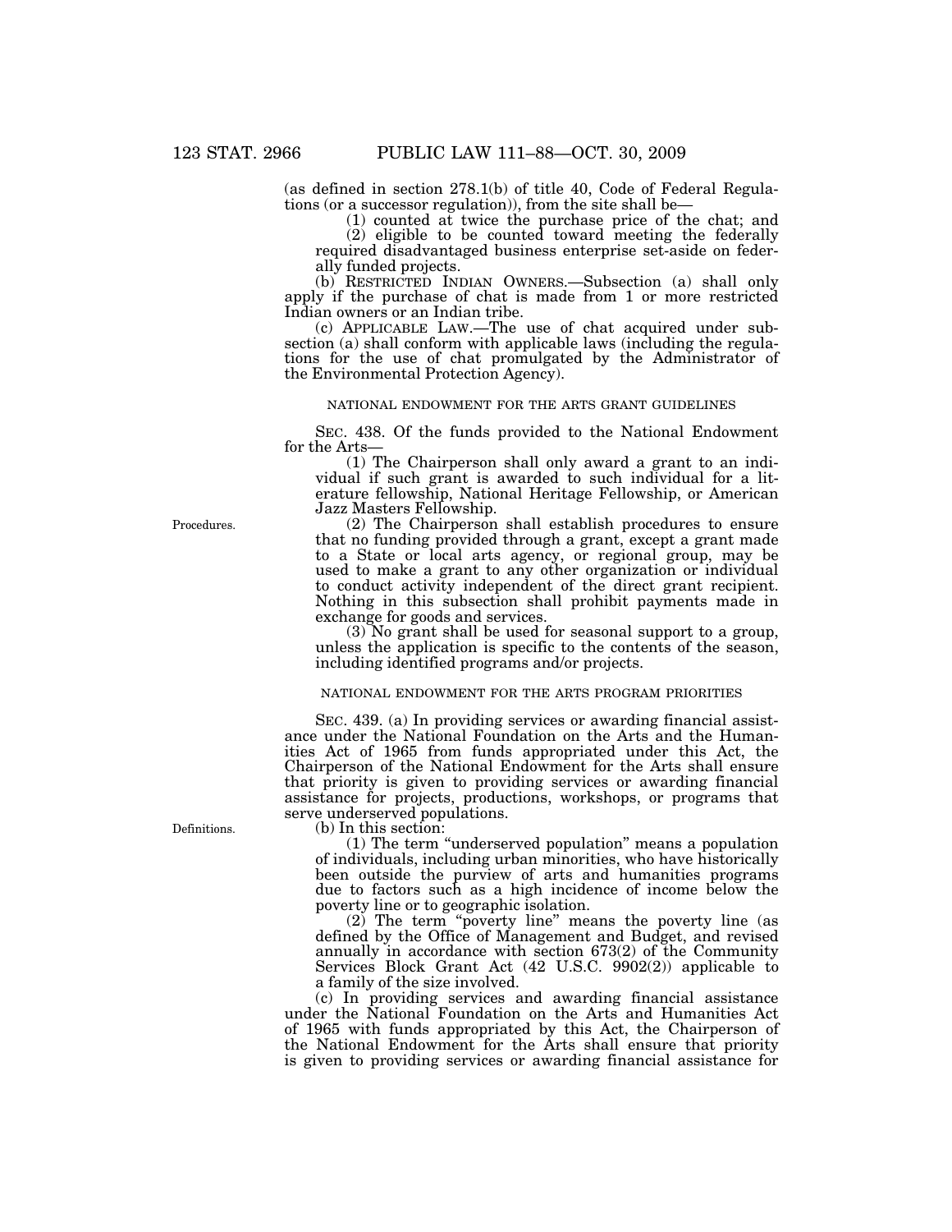(as defined in section 278.1(b) of title 40, Code of Federal Regulations (or a successor regulation)), from the site shall be—

(1) counted at twice the purchase price of the chat; and

(2) eligible to be counted toward meeting the federally required disadvantaged business enterprise set-aside on federally funded projects.

(b) RESTRICTED INDIAN OWNERS.—Subsection (a) shall only apply if the purchase of chat is made from 1 or more restricted Indian owners or an Indian tribe.

(c) APPLICABLE LAW.—The use of chat acquired under subsection (a) shall conform with applicable laws (including the regulations for the use of chat promulgated by the Administrator of the Environmental Protection Agency).

NATIONAL ENDOWMENT FOR THE ARTS GRANT GUIDELINES

SEC. 438. Of the funds provided to the National Endowment for the Arts—

(1) The Chairperson shall only award a grant to an individual if such grant is awarded to such individual for a literature fellowship, National Heritage Fellowship, or American Jazz Masters Fellowship.

Procedures.

(2) The Chairperson shall establish procedures to ensure that no funding provided through a grant, except a grant made to a State or local arts agency, or regional group, may be used to make a grant to any other organization or individual to conduct activity independent of the direct grant recipient. Nothing in this subsection shall prohibit payments made in exchange for goods and services.

(3) No grant shall be used for seasonal support to a group, unless the application is specific to the contents of the season, including identified programs and/or projects.

NATIONAL ENDOWMENT FOR THE ARTS PROGRAM PRIORITIES

SEC. 439. (a) In providing services or awarding financial assistance under the National Foundation on the Arts and the Humanities Act of 1965 from funds appropriated under this Act, the Chairperson of the National Endowment for the Arts shall ensure that priority is given to providing services or awarding financial assistance for projects, productions, workshops, or programs that serve underserved populations.

Definitions.

(b) In this section:

(1) The term "underserved population" means a population of individuals, including urban minorities, who have historically been outside the purview of arts and humanities programs due to factors such as a high incidence of income below the poverty line or to geographic isolation.

(2) The term "poverty line" means the poverty line (as defined by the Office of Management and Budget, and revised annually in accordance with section 673(2) of the Community Services Block Grant Act (42 U.S.C. 9902(2)) applicable to a family of the size involved.

(c) In providing services and awarding financial assistance under the National Foundation on the Arts and Humanities Act of 1965 with funds appropriated by this Act, the Chairperson of the National Endowment for the Arts shall ensure that priority is given to providing services or awarding financial assistance for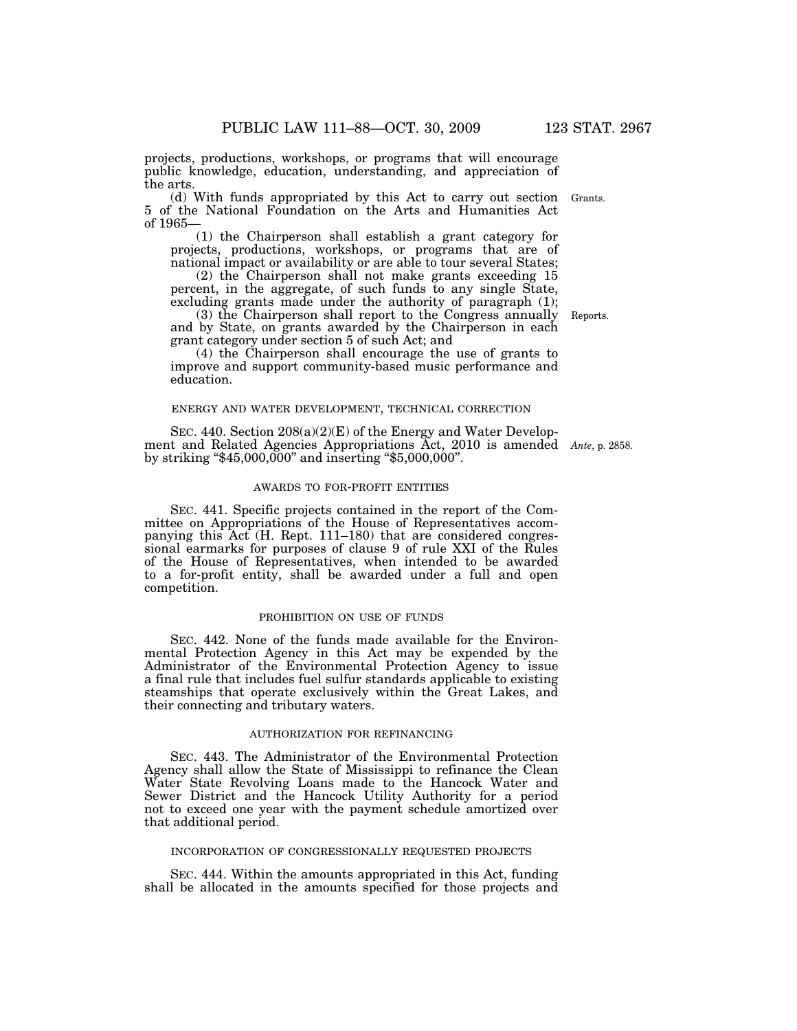projects, productions, workshops, or programs that will encourage public knowledge, education, understanding, and appreciation of the arts.

(d) With funds appropriated by this Act to carry out section 5 of the National Foundation on the Arts and Humanities Act of 1965— Grants.

(1) the Chairperson shall establish a grant category for projects, productions, workshops, or programs that are of national impact or availability or are able to tour several States;

(2) the Chairperson shall not make grants exceeding 15 percent, in the aggregate, of such funds to any single State, excluding grants made under the authority of paragraph (1);

(3) the Chairperson shall report to the Congress annually and by State, on grants awarded by the Chairperson in each grant category under section 5 of such Act; and Reports.

(4) the Chairperson shall encourage the use of grants to improve and support community-based music performance and education.

ENERGY AND WATER DEVELOPMENT, TECHNICAL CORRECTION

SEC. 440. Section 208(a)(2)(E) of the Energy and Water Development and Related Agencies Appropriations Act, 2010 is amended by striking "$45,000,000" and inserting "$5,000,000". *Ante*, p. 2858.

AWARDS TO FOR-PROFIT ENTITIES

SEC. 441. Specific projects contained in the report of the Committee on Appropriations of the House of Representatives accompanying this Act (H. Rept. 111–180) that are considered congressional earmarks for purposes of clause 9 of rule XXI of the Rules of the House of Representatives, when intended to be awarded to a for-profit entity, shall be awarded under a full and open competition.

PROHIBITION ON USE OF FUNDS

SEC. 442. None of the funds made available for the Environmental Protection Agency in this Act may be expended by the Administrator of the Environmental Protection Agency to issue a final rule that includes fuel sulfur standards applicable to existing steamships that operate exclusively within the Great Lakes, and their connecting and tributary waters.

AUTHORIZATION FOR REFINANCING

SEC. 443. The Administrator of the Environmental Protection Agency shall allow the State of Mississippi to refinance the Clean Water State Revolving Loans made to the Hancock Water and Sewer District and the Hancock Utility Authority for a period not to exceed one year with the payment schedule amortized over that additional period.

INCORPORATION OF CONGRESSIONALLY REQUESTED PROJECTS

SEC. 444. Within the amounts appropriated in this Act, funding shall be allocated in the amounts specified for those projects and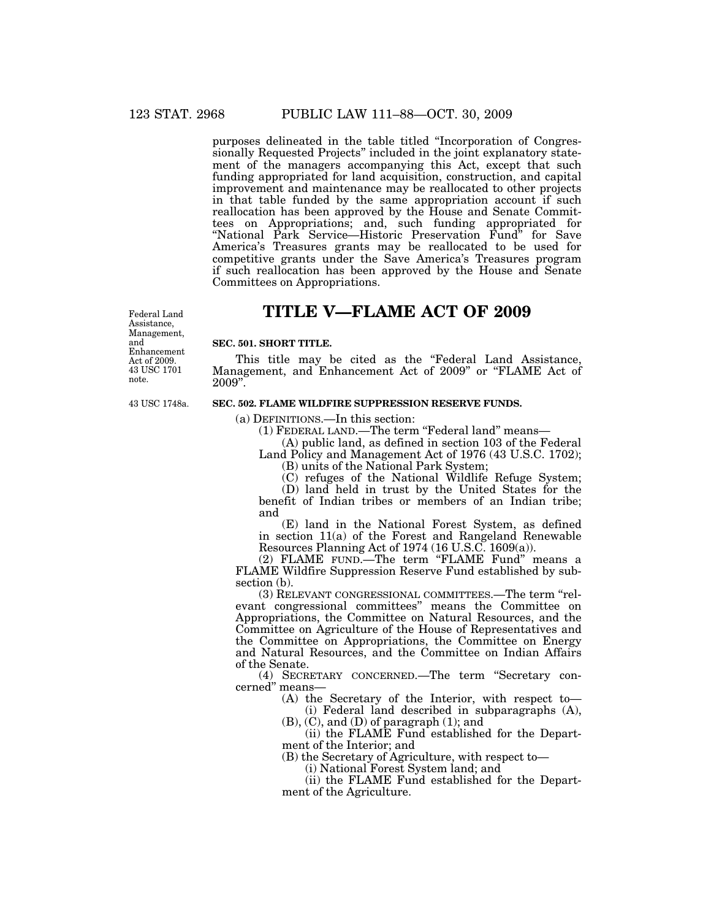purposes delineated in the table titled "Incorporation of Congressionally Requested Projects" included in the joint explanatory statement of the managers accompanying this Act, except that such funding appropriated for land acquisition, construction, and capital improvement and maintenance may be reallocated to other projects in that table funded by the same appropriation account if such reallocation has been approved by the House and Senate Committees on Appropriations; and, such funding appropriated for "National Park Service—Historic Preservation Fund" for Save America's Treasures grants may be reallocated to be used for competitive grants under the Save America's Treasures program if such reallocation has been approved by the House and Senate Committees on Appropriations.

# TITLE V—FLAME ACT OF 2009

Federal Land Assistance, Management, and Enhancement Act of 2009. 43 USC 1701 note.

**SEC. 501. SHORT TITLE.**

This title may be cited as the "Federal Land Assistance, Management, and Enhancement Act of 2009" or "FLAME Act of 2009".

43 USC 1748a.

**SEC. 502. FLAME WILDFIRE SUPPRESSION RESERVE FUNDS.**

(a) DEFINITIONS.—In this section:

(1) FEDERAL LAND.—The term "Federal land" means—

(A) public land, as defined in section 103 of the Federal Land Policy and Management Act of 1976 (43 U.S.C. 1702);

(B) units of the National Park System;

(C) refuges of the National Wildlife Refuge System;

(D) land held in trust by the United States for the benefit of Indian tribes or members of an Indian tribe; and

(E) land in the National Forest System, as defined in section 11(a) of the Forest and Rangeland Renewable Resources Planning Act of 1974 (16 U.S.C. 1609(a)).

(2) FLAME FUND.—The term "FLAME Fund" means a FLAME Wildfire Suppression Reserve Fund established by subsection (b).

(3) RELEVANT CONGRESSIONAL COMMITTEES.—The term "relevant congressional committees" means the Committee on Appropriations, the Committee on Natural Resources, and the Committee on Agriculture of the House of Representatives and the Committee on Appropriations, the Committee on Energy and Natural Resources, and the Committee on Indian Affairs of the Senate.

(4) SECRETARY CONCERNED.—The term "Secretary concerned" means—

(A) the Secretary of the Interior, with respect to—

(i) Federal land described in subparagraphs (A), (B), (C), and (D) of paragraph (1); and

(ii) the FLAME Fund established for the Department of the Interior; and

(B) the Secretary of Agriculture, with respect to—

(i) National Forest System land; and

(ii) the FLAME Fund established for the Department of the Agriculture.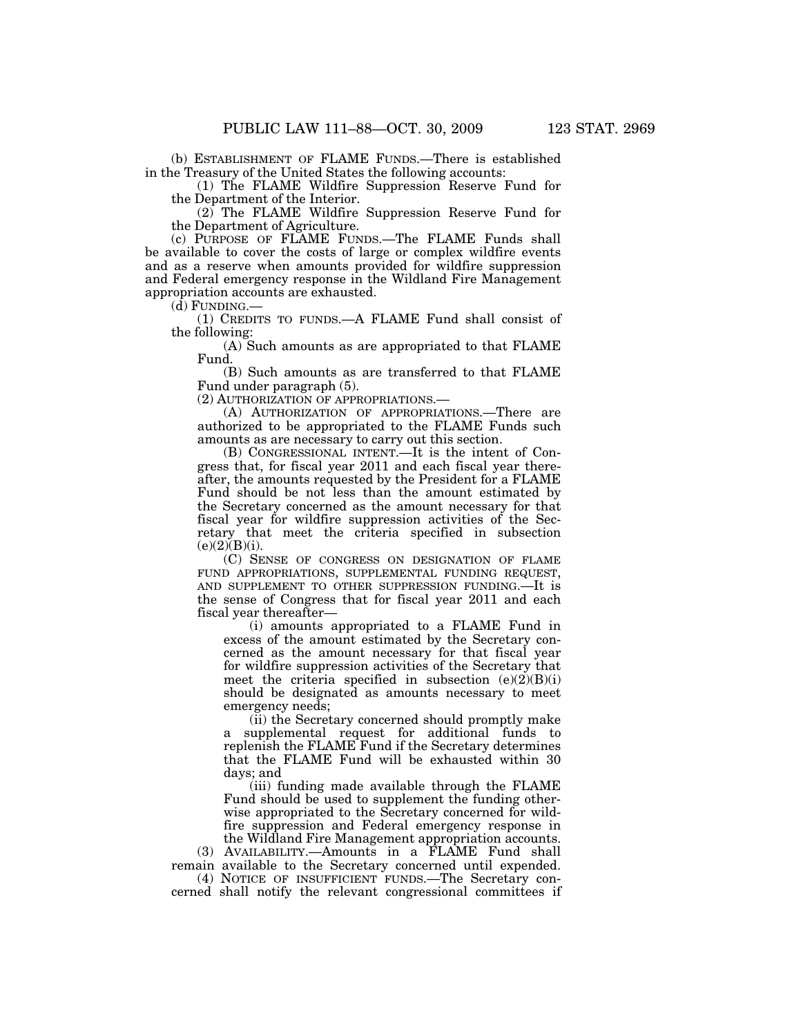(b) ESTABLISHMENT OF FLAME FUNDS.—There is established in the Treasury of the United States the following accounts:

(1) The FLAME Wildfire Suppression Reserve Fund for the Department of the Interior.

(2) The FLAME Wildfire Suppression Reserve Fund for the Department of Agriculture.

(c) PURPOSE OF FLAME FUNDS.—The FLAME Funds shall be available to cover the costs of large or complex wildfire events and as a reserve when amounts provided for wildfire suppression and Federal emergency response in the Wildland Fire Management appropriation accounts are exhausted.

(d) FUNDING.—

(1) CREDITS TO FUNDS.—A FLAME Fund shall consist of the following:

(A) Such amounts as are appropriated to that FLAME Fund.

(B) Such amounts as are transferred to that FLAME Fund under paragraph (5).

(2) AUTHORIZATION OF APPROPRIATIONS.—

(A) AUTHORIZATION OF APPROPRIATIONS.—There are authorized to be appropriated to the FLAME Funds such amounts as are necessary to carry out this section.

(B) CONGRESSIONAL INTENT.—It is the intent of Congress that, for fiscal year 2011 and each fiscal year thereafter, the amounts requested by the President for a FLAME Fund should be not less than the amount estimated by the Secretary concerned as the amount necessary for that fiscal year for wildfire suppression activities of the Secretary that meet the criteria specified in subsection (e)(2)(B)(i).

(C) SENSE OF CONGRESS ON DESIGNATION OF FLAME FUND APPROPRIATIONS, SUPPLEMENTAL FUNDING REQUEST, AND SUPPLEMENT TO OTHER SUPPRESSION FUNDING.—It is the sense of Congress that for fiscal year 2011 and each fiscal year thereafter—

(i) amounts appropriated to a FLAME Fund in excess of the amount estimated by the Secretary concerned as the amount necessary for that fiscal year for wildfire suppression activities of the Secretary that meet the criteria specified in subsection (e)(2)(B)(i) should be designated as amounts necessary to meet emergency needs;

(ii) the Secretary concerned should promptly make a supplemental request for additional funds to replenish the FLAME Fund if the Secretary determines that the FLAME Fund will be exhausted within 30 days; and

(iii) funding made available through the FLAME Fund should be used to supplement the funding otherwise appropriated to the Secretary concerned for wildfire suppression and Federal emergency response in the Wildland Fire Management appropriation accounts.

(3) AVAILABILITY.—Amounts in a FLAME Fund shall remain available to the Secretary concerned until expended.

(4) NOTICE OF INSUFFICIENT FUNDS.—The Secretary concerned shall notify the relevant congressional committees if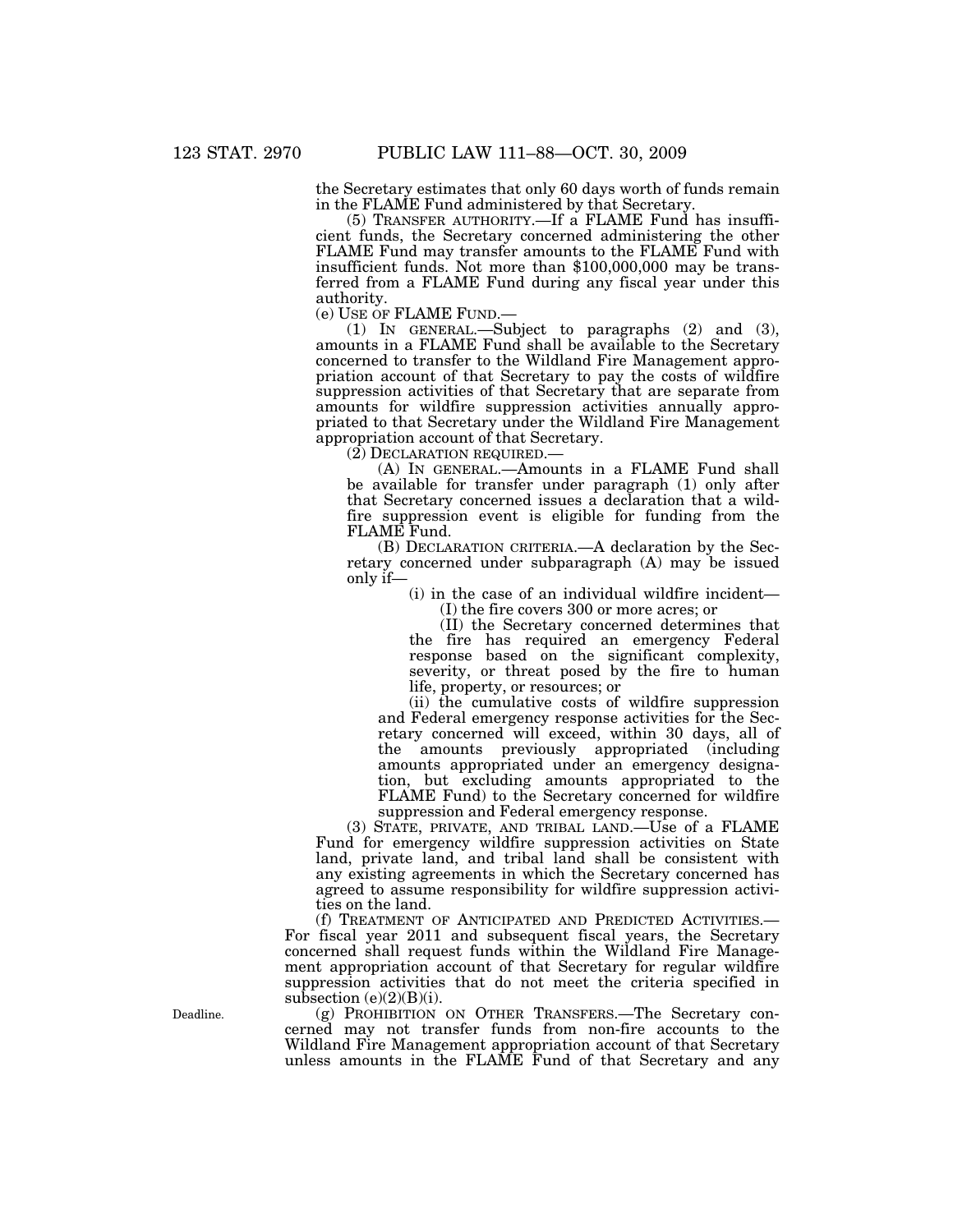the Secretary estimates that only 60 days worth of funds remain in the FLAME Fund administered by that Secretary.

(5) TRANSFER AUTHORITY.—If a FLAME Fund has insufficient funds, the Secretary concerned administering the other FLAME Fund may transfer amounts to the FLAME Fund with insufficient funds. Not more than $100,000,000 may be transferred from a FLAME Fund during any fiscal year under this authority.

(e) USE OF FLAME FUND.—

(1) IN GENERAL.—Subject to paragraphs (2) and (3), amounts in a FLAME Fund shall be available to the Secretary concerned to transfer to the Wildland Fire Management appropriation account of that Secretary to pay the costs of wildfire suppression activities of that Secretary that are separate from amounts for wildfire suppression activities annually appropriated to that Secretary under the Wildland Fire Management appropriation account of that Secretary.

(2) DECLARATION REQUIRED.—

(A) IN GENERAL.—Amounts in a FLAME Fund shall be available for transfer under paragraph (1) only after that Secretary concerned issues a declaration that a wildfire suppression event is eligible for funding from the FLAME Fund.

(B) DECLARATION CRITERIA.—A declaration by the Secretary concerned under subparagraph (A) may be issued only if—

(i) in the case of an individual wildfire incident—

(I) the fire covers 300 or more acres; or

(II) the Secretary concerned determines that the fire has required an emergency Federal response based on the significant complexity, severity, or threat posed by the fire to human life, property, or resources; or

(ii) the cumulative costs of wildfire suppression and Federal emergency response activities for the Secretary concerned will exceed, within 30 days, all of the amounts previously appropriated (including amounts appropriated under an emergency designation, but excluding amounts appropriated to the FLAME Fund) to the Secretary concerned for wildfire suppression and Federal emergency response.

(3) STATE, PRIVATE, AND TRIBAL LAND.—Use of a FLAME Fund for emergency wildfire suppression activities on State land, private land, and tribal land shall be consistent with any existing agreements in which the Secretary concerned has agreed to assume responsibility for wildfire suppression activities on the land.

(f) TREATMENT OF ANTICIPATED AND PREDICTED ACTIVITIES.—For fiscal year 2011 and subsequent fiscal years, the Secretary concerned shall request funds within the Wildland Fire Management appropriation account of that Secretary for regular wildfire suppression activities that do not meet the criteria specified in subsection (e)(2)(B)(i).

Deadline.

(g) PROHIBITION ON OTHER TRANSFERS.—The Secretary concerned may not transfer funds from non-fire accounts to the Wildland Fire Management appropriation account of that Secretary unless amounts in the FLAME Fund of that Secretary and any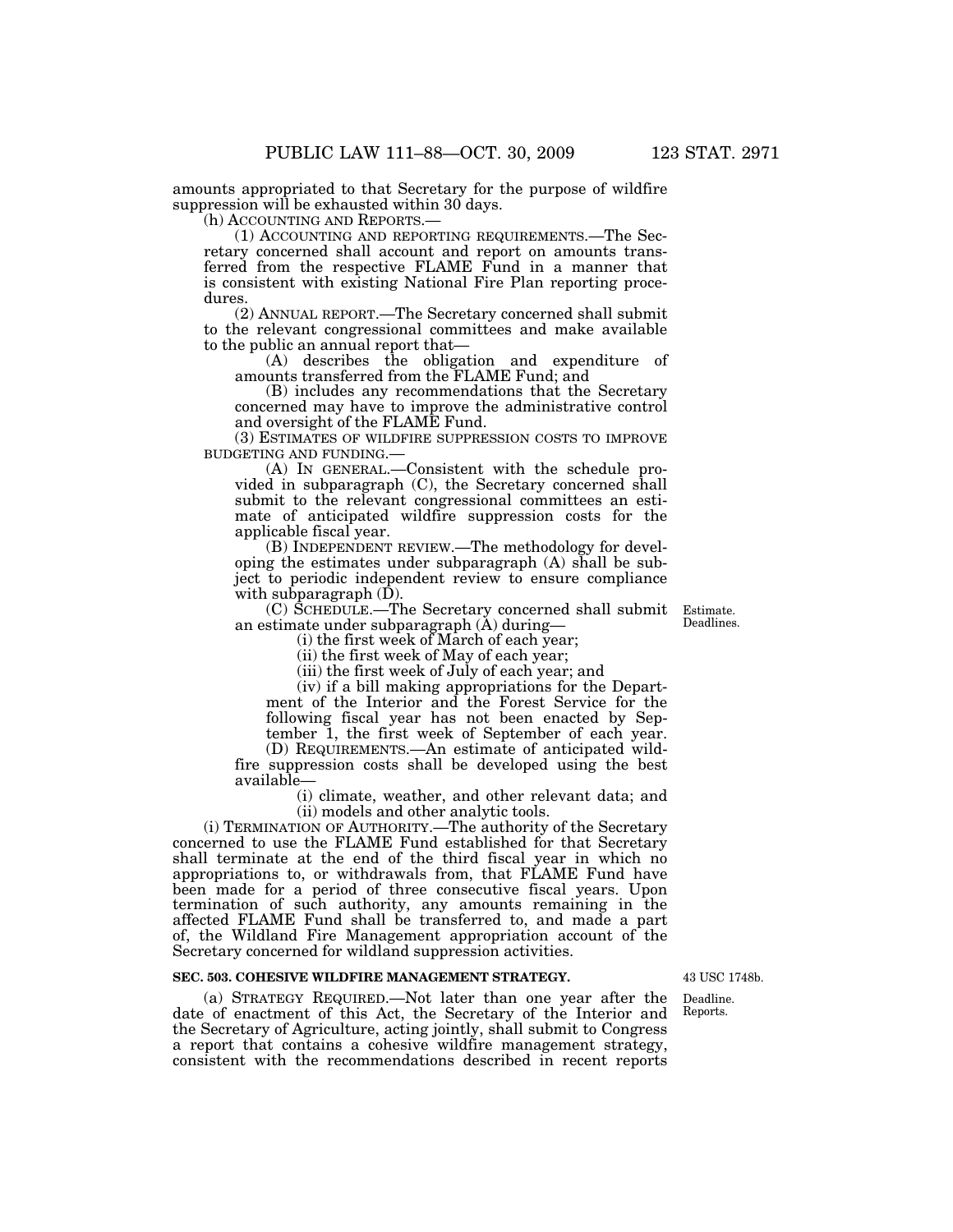amounts appropriated to that Secretary for the purpose of wildfire suppression will be exhausted within 30 days.

(h) ACCOUNTING AND REPORTS.—

(1) ACCOUNTING AND REPORTING REQUIREMENTS.—The Secretary concerned shall account and report on amounts transferred from the respective FLAME Fund in a manner that is consistent with existing National Fire Plan reporting procedures.

(2) ANNUAL REPORT.—The Secretary concerned shall submit to the relevant congressional committees and make available to the public an annual report that—

(A) describes the obligation and expenditure of amounts transferred from the FLAME Fund; and

(B) includes any recommendations that the Secretary concerned may have to improve the administrative control and oversight of the FLAME Fund.

(3) ESTIMATES OF WILDFIRE SUPPRESSION COSTS TO IMPROVE BUDGETING AND FUNDING.—

(A) IN GENERAL.—Consistent with the schedule provided in subparagraph (C), the Secretary concerned shall submit to the relevant congressional committees an estimate of anticipated wildfire suppression costs for the applicable fiscal year.

(B) INDEPENDENT REVIEW.—The methodology for developing the estimates under subparagraph (A) shall be subject to periodic independent review to ensure compliance with subparagraph (D).

Estimate. Deadlines.

(C) SCHEDULE.—The Secretary concerned shall submit an estimate under subparagraph (A) during—

(i) the first week of March of each year;

(ii) the first week of May of each year;

(iii) the first week of July of each year; and

(iv) if a bill making appropriations for the Department of the Interior and the Forest Service for the following fiscal year has not been enacted by September 1, the first week of September of each year.

(D) REQUIREMENTS.—An estimate of anticipated wildfire suppression costs shall be developed using the best available—

(i) climate, weather, and other relevant data; and

(ii) models and other analytic tools.

(i) TERMINATION OF AUTHORITY.—The authority of the Secretary concerned to use the FLAME Fund established for that Secretary shall terminate at the end of the third fiscal year in which no appropriations to, or withdrawals from, that FLAME Fund have been made for a period of three consecutive fiscal years. Upon termination of such authority, any amounts remaining in the affected FLAME Fund shall be transferred to, and made a part of, the Wildland Fire Management appropriation account of the Secretary concerned for wildland suppression activities.

43 USC 1748b.

**SEC. 503. COHESIVE WILDFIRE MANAGEMENT STRATEGY.**

Deadline. Reports.

(a) STRATEGY REQUIRED.—Not later than one year after the date of enactment of this Act, the Secretary of the Interior and the Secretary of Agriculture, acting jointly, shall submit to Congress a report that contains a cohesive wildfire management strategy, consistent with the recommendations described in recent reports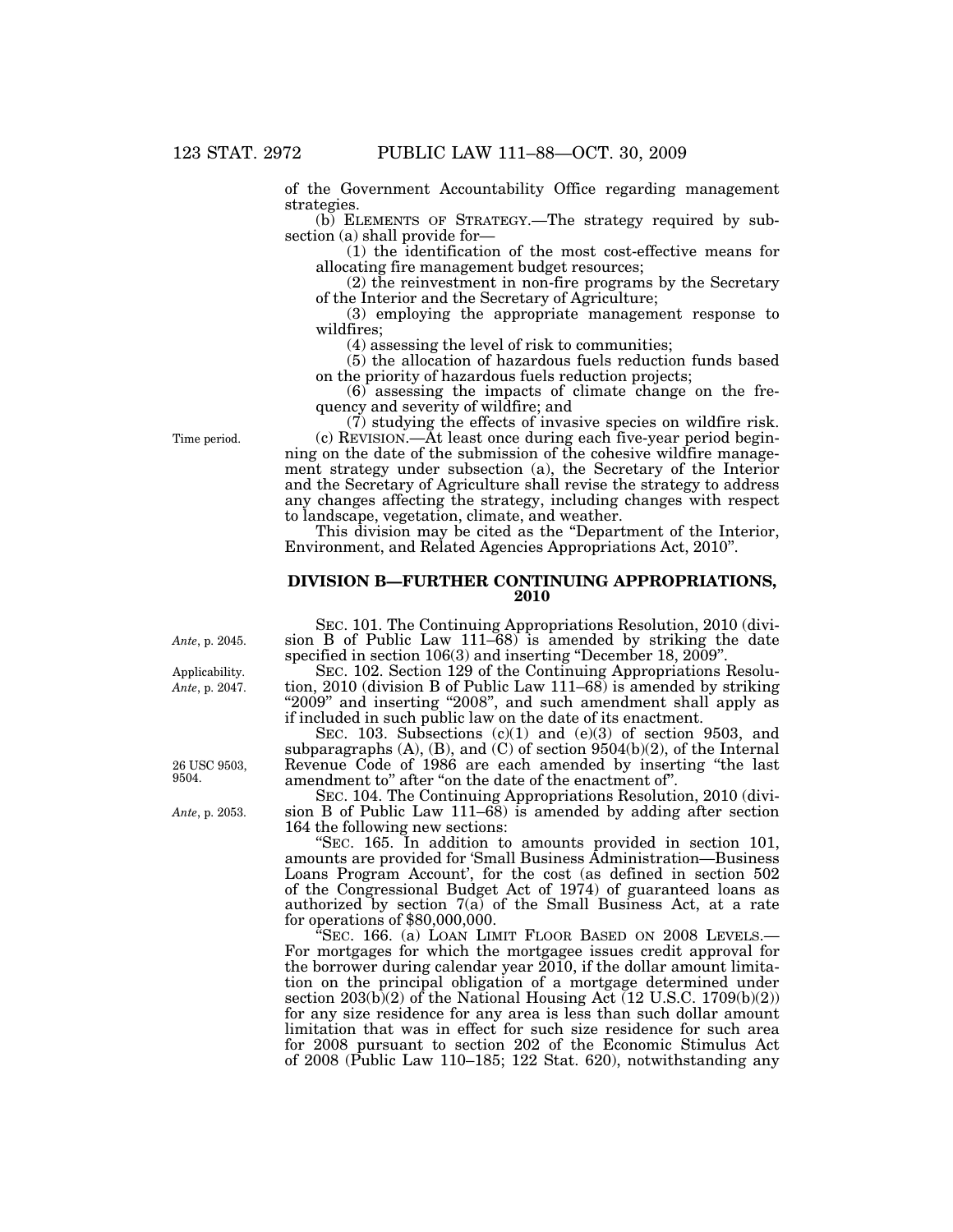of the Government Accountability Office regarding management strategies.

(b) ELEMENTS OF STRATEGY.—The strategy required by subsection (a) shall provide for—

(1) the identification of the most cost-effective means for allocating fire management budget resources;

(2) the reinvestment in non-fire programs by the Secretary of the Interior and the Secretary of Agriculture;

(3) employing the appropriate management response to wildfires;

(4) assessing the level of risk to communities;

(5) the allocation of hazardous fuels reduction funds based on the priority of hazardous fuels reduction projects;

(6) assessing the impacts of climate change on the frequency and severity of wildfire; and

(7) studying the effects of invasive species on wildfire risk.

Time period.

(c) REVISION.—At least once during each five-year period beginning on the date of the submission of the cohesive wildfire management strategy under subsection (a), the Secretary of the Interior and the Secretary of Agriculture shall revise the strategy to address any changes affecting the strategy, including changes with respect to landscape, vegetation, climate, and weather.

This division may be cited as the "Department of the Interior, Environment, and Related Agencies Appropriations Act, 2010".

## DIVISION B—FURTHER CONTINUING APPROPRIATIONS, 2010

*Ante*, p. 2045.

SEC. 101. The Continuing Appropriations Resolution, 2010 (division B of Public Law 111–68) is amended by striking the date specified in section 106(3) and inserting "December 18, 2009".

Applicability. *Ante*, p. 2047.

SEC. 102. Section 129 of the Continuing Appropriations Resolution, 2010 (division B of Public Law 111–68) is amended by striking "2009" and inserting "2008", and such amendment shall apply as if included in such public law on the date of its enactment.

26 USC 9503, 9504.

SEC. 103. Subsections (c)(1) and (e)(3) of section 9503, and subparagraphs (A), (B), and (C) of section 9504(b)(2), of the Internal Revenue Code of 1986 are each amended by inserting "the last amendment to" after "on the date of the enactment of".

*Ante*, p. 2053.

SEC. 104. The Continuing Appropriations Resolution, 2010 (division B of Public Law 111–68) is amended by adding after section 164 the following new sections:

"SEC. 165. In addition to amounts provided in section 101, amounts are provided for 'Small Business Administration—Business Loans Program Account', for the cost (as defined in section 502 of the Congressional Budget Act of 1974) of guaranteed loans as authorized by section 7(a) of the Small Business Act, at a rate for operations of $80,000,000.

"SEC. 166. (a) LOAN LIMIT FLOOR BASED ON 2008 LEVELS.—For mortgages for which the mortgagee issues credit approval for the borrower during calendar year 2010, if the dollar amount limitation on the principal obligation of a mortgage determined under section 203(b)(2) of the National Housing Act (12 U.S.C. 1709(b)(2)) for any size residence for any area is less than such dollar amount limitation that was in effect for such size residence for such area for 2008 pursuant to section 202 of the Economic Stimulus Act of 2008 (Public Law 110–185; 122 Stat. 620), notwithstanding any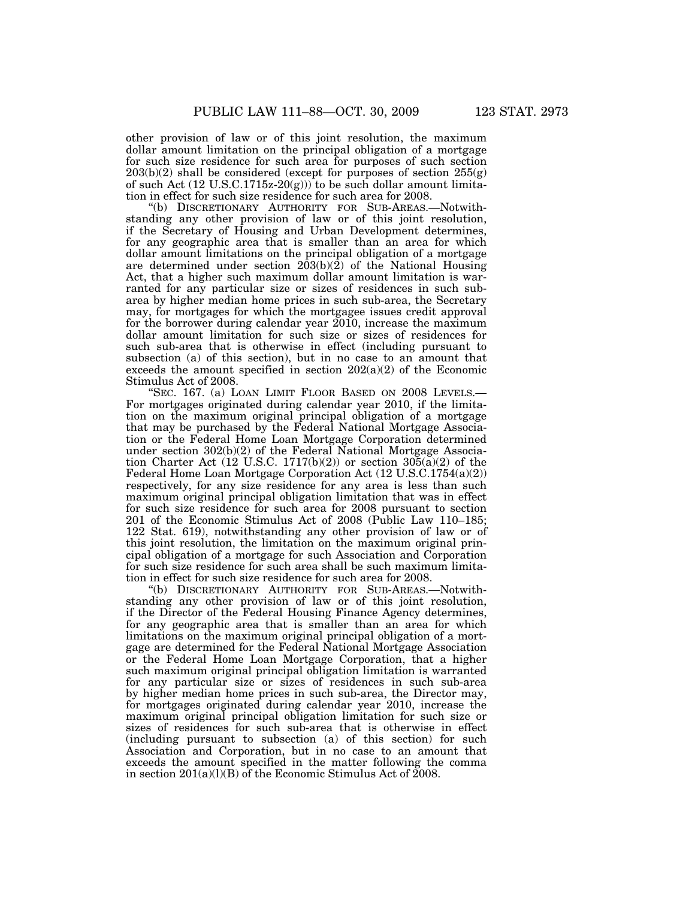other provision of law or of this joint resolution, the maximum dollar amount limitation on the principal obligation of a mortgage for such size residence for such area for purposes of such section 203(b)(2) shall be considered (except for purposes of section 255(g) of such Act (12 U.S.C.1715z-20(g))) to be such dollar amount limitation in effect for such size residence for such area for 2008.

"(b) DISCRETIONARY AUTHORITY FOR SUB-AREAS.—Notwithstanding any other provision of law or of this joint resolution, if the Secretary of Housing and Urban Development determines, for any geographic area that is smaller than an area for which dollar amount limitations on the principal obligation of a mortgage are determined under section 203(b)(2) of the National Housing Act, that a higher such maximum dollar amount limitation is warranted for any particular size or sizes of residences in such sub-area by higher median home prices in such sub-area, the Secretary may, for mortgages for which the mortgagee issues credit approval for the borrower during calendar year 2010, increase the maximum dollar amount limitation for such size or sizes of residences for such sub-area that is otherwise in effect (including pursuant to subsection (a) of this section), but in no case to an amount that exceeds the amount specified in section 202(a)(2) of the Economic Stimulus Act of 2008.

"SEC. 167. (a) LOAN LIMIT FLOOR BASED ON 2008 LEVELS.—For mortgages originated during calendar year 2010, if the limitation on the maximum original principal obligation of a mortgage that may be purchased by the Federal National Mortgage Association or the Federal Home Loan Mortgage Corporation determined under section 302(b)(2) of the Federal National Mortgage Association Charter Act (12 U.S.C. 1717(b)(2)) or section 305(a)(2) of the Federal Home Loan Mortgage Corporation Act (12 U.S.C.1754(a)(2)) respectively, for any size residence for any area is less than such maximum original principal obligation limitation that was in effect for such size residence for such area for 2008 pursuant to section 201 of the Economic Stimulus Act of 2008 (Public Law 110–185; 122 Stat. 619), notwithstanding any other provision of law or of this joint resolution, the limitation on the maximum original principal obligation of a mortgage for such Association and Corporation for such size residence for such area shall be such maximum limitation in effect for such size residence for such area for 2008.

"(b) DISCRETIONARY AUTHORITY FOR SUB-AREAS.—Notwithstanding any other provision of law or of this joint resolution, if the Director of the Federal Housing Finance Agency determines, for any geographic area that is smaller than an area for which limitations on the maximum original principal obligation of a mortgage are determined for the Federal National Mortgage Association or the Federal Home Loan Mortgage Corporation, that a higher such maximum original principal obligation limitation is warranted for any particular size or sizes of residences in such sub-area by higher median home prices in such sub-area, the Director may, for mortgages originated during calendar year 2010, increase the maximum original principal obligation limitation for such size or sizes of residences for such sub-area that is otherwise in effect (including pursuant to subsection (a) of this section) for such Association and Corporation, but in no case to an amount that exceeds the amount specified in the matter following the comma in section 201(a)(l)(B) of the Economic Stimulus Act of 2008.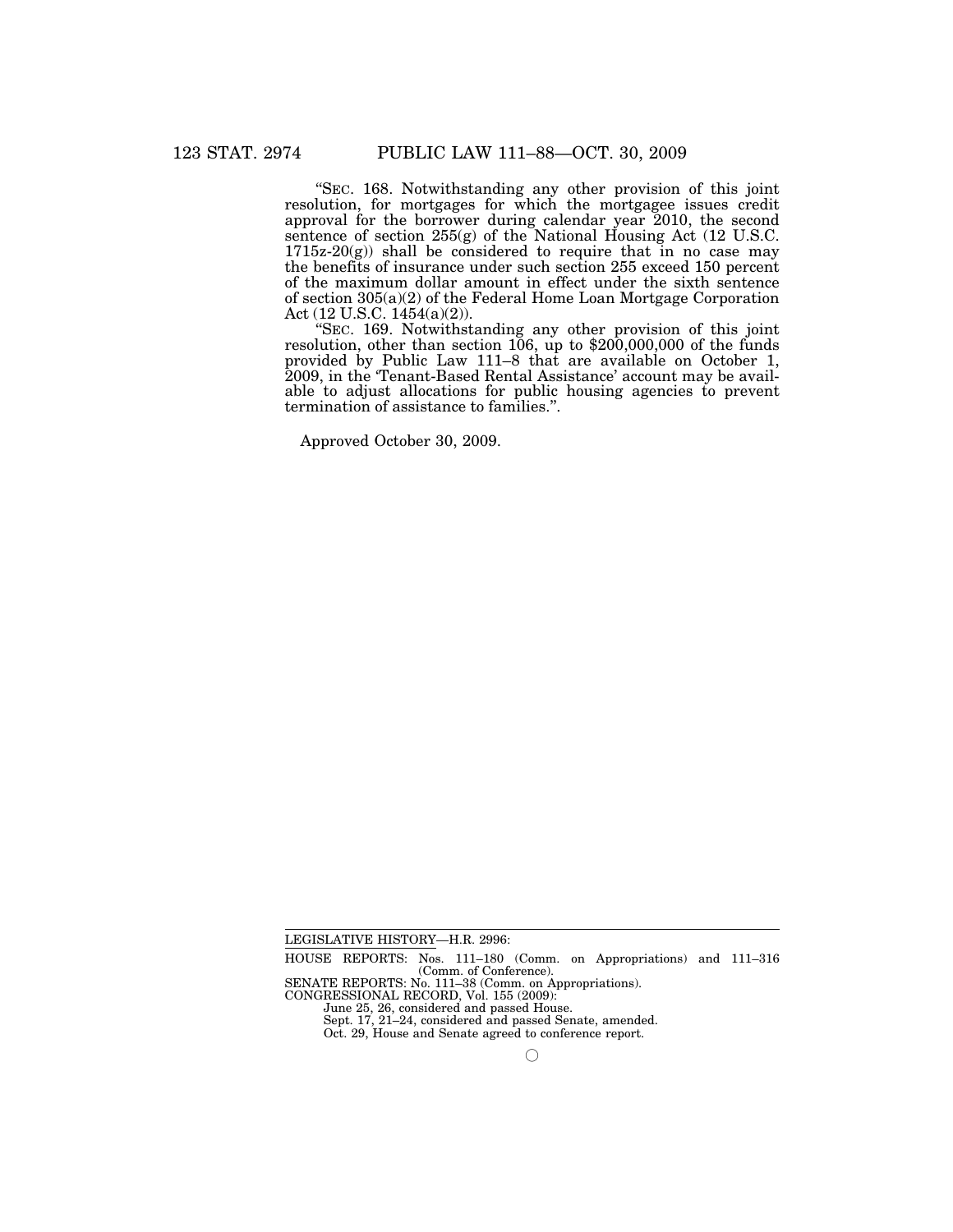"SEC. 168. Notwithstanding any other provision of this joint resolution, for mortgages for which the mortgagee issues credit approval for the borrower during calendar year 2010, the second sentence of section 255(g) of the National Housing Act (12 U.S.C. 1715z-20(g)) shall be considered to require that in no case may the benefits of insurance under such section 255 exceed 150 percent of the maximum dollar amount in effect under the sixth sentence of section 305(a)(2) of the Federal Home Loan Mortgage Corporation Act (12 U.S.C. 1454(a)(2)).

"SEC. 169. Notwithstanding any other provision of this joint resolution, other than section 106, up to $200,000,000 of the funds provided by Public Law 111–8 that are available on October 1, 2009, in the 'Tenant-Based Rental Assistance' account may be available to adjust allocations for public housing agencies to prevent termination of assistance to families.".

Approved October 30, 2009.

LEGISLATIVE HISTORY—H.R. 2996:

HOUSE REPORTS: Nos. 111–180 (Comm. on Appropriations) and 111–316 (Comm. of Conference).

SENATE REPORTS: No. 111–38 (Comm. on Appropriations).

CONGRESSIONAL RECORD, Vol. 155 (2009):

June 25, 26, considered and passed House.

Sept. 17, 21–24, considered and passed Senate, amended.

Oct. 29, House and Senate agreed to conference report.